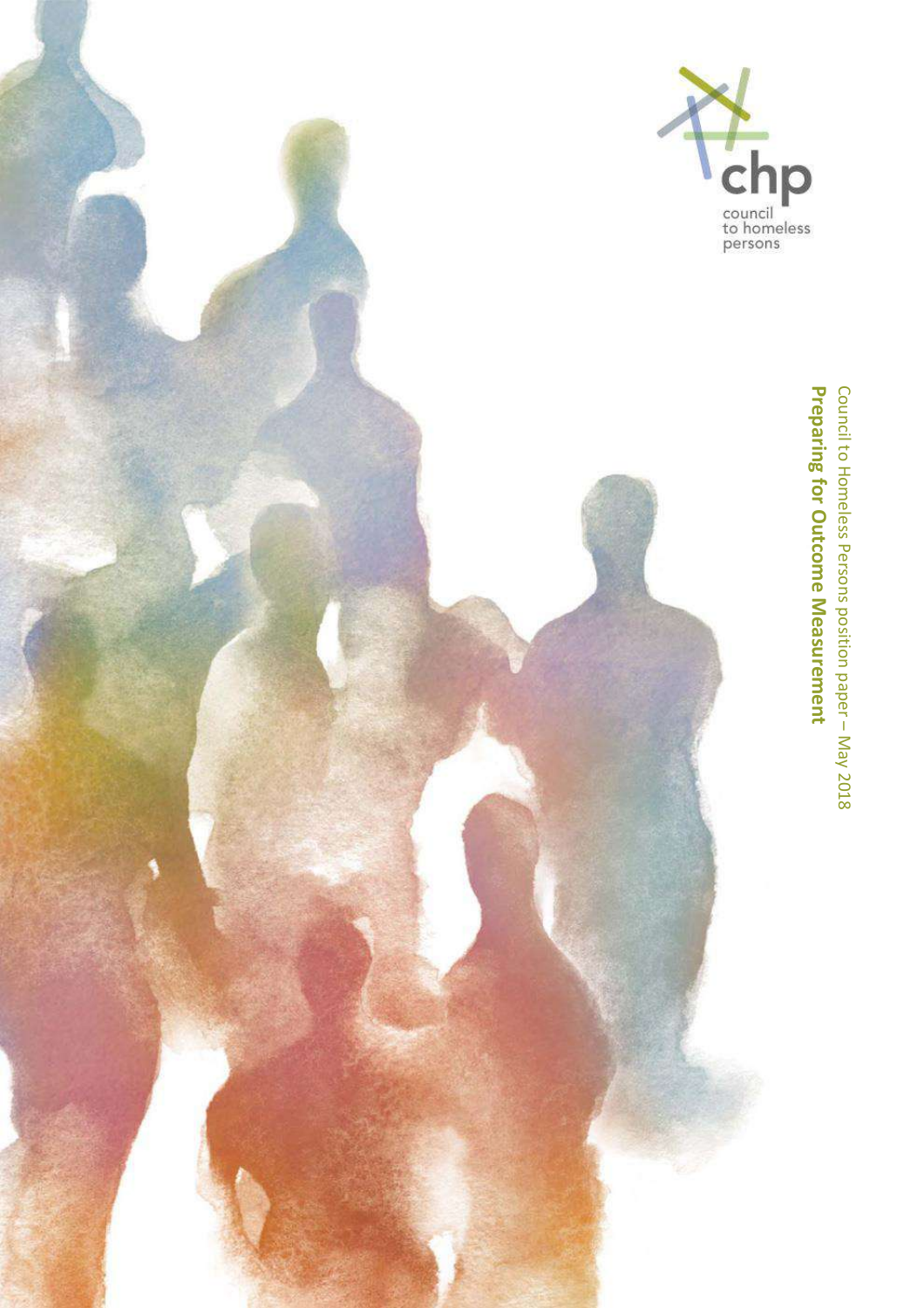chp

council to homeless persons

Council to Homeless Persons position paper – May 2018

# Preparing for Outcome Measurement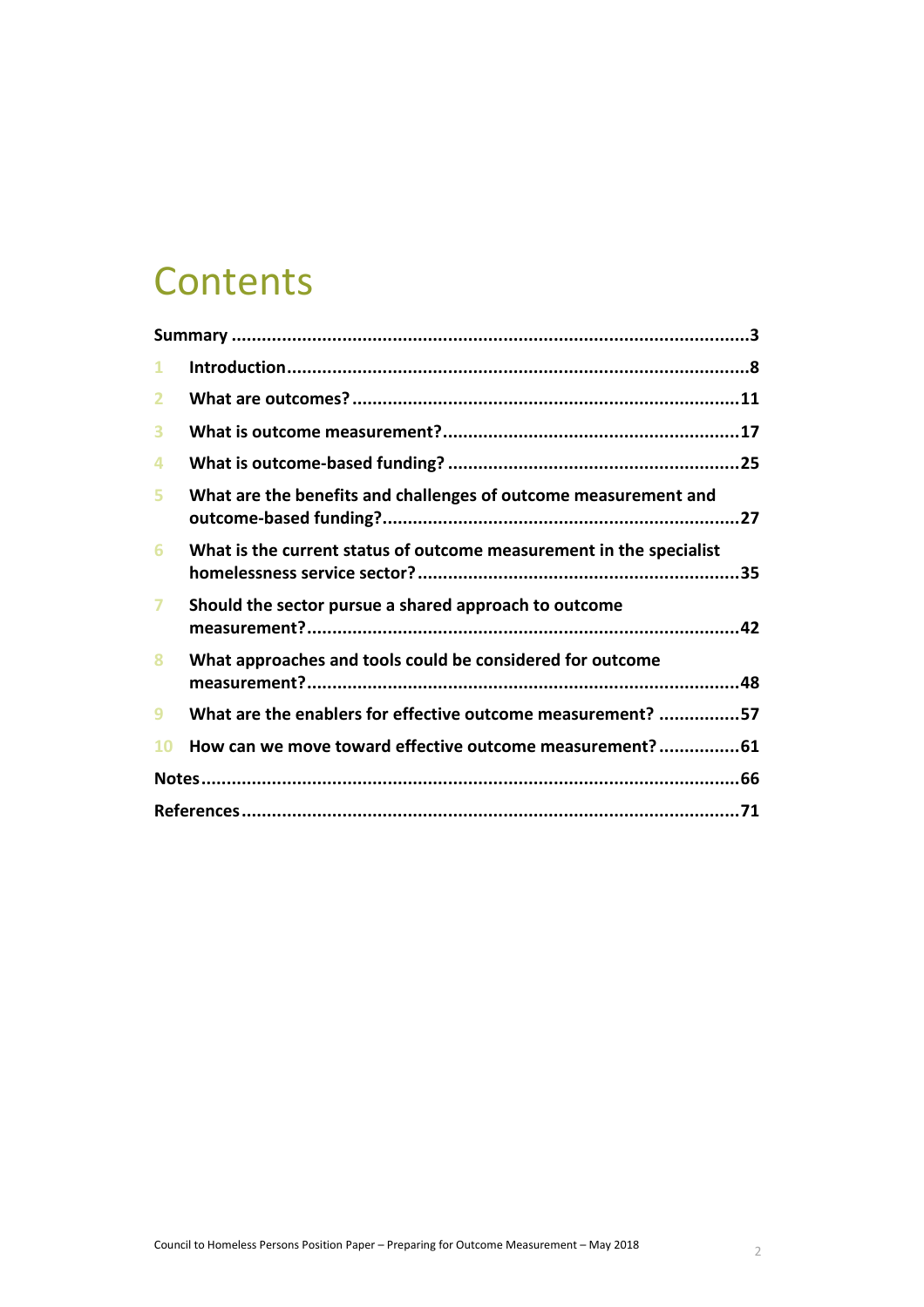# Contents

**Summary** ........................................................................................................ **3**

1 **Introduction** .......................................................................................... **8**

2 **What are outcomes?** ............................................................................ **11**

3 **What is outcome measurement?** ........................................................... **17**

4 **What is outcome-based funding?** .......................................................... **25**

5 **What are the benefits and challenges of outcome measurement and outcome-based funding?** ...................................................................... **27**

6 **What is the current status of outcome measurement in the specialist homelessness service sector?** ............................................................... **35**

7 **Should the sector pursue a shared approach to outcome measurement?** ..................................................................................... **42**

8 **What approaches and tools could be considered for outcome measurement?** ..................................................................................... **48**

9 **What are the enablers for effective outcome measurement?** ................ **57**

10 **How can we move toward effective outcome measurement?** ................ **61**

**Notes** .............................................................................................................. **66**

**References** ...................................................................................................... **71**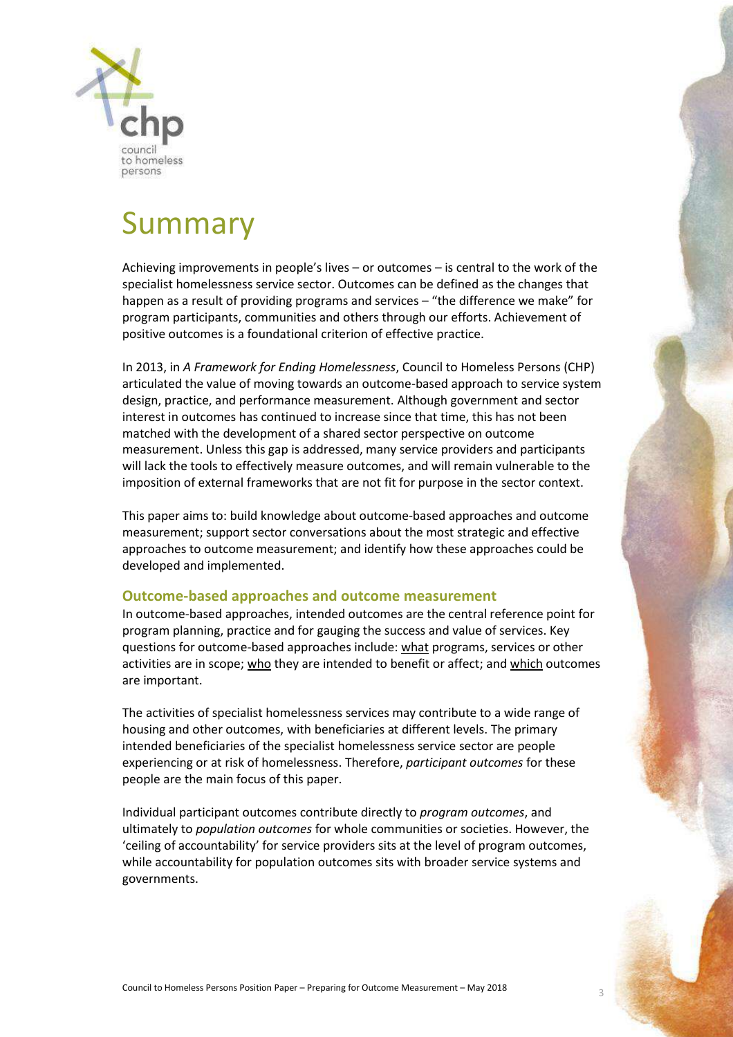# Summary

Achieving improvements in people's lives – or outcomes – is central to the work of the specialist homelessness service sector. Outcomes can be defined as the changes that happen as a result of providing programs and services – "the difference we make" for program participants, communities and others through our efforts. Achievement of positive outcomes is a foundational criterion of effective practice.

In 2013, in *A Framework for Ending Homelessness*, Council to Homeless Persons (CHP) articulated the value of moving towards an outcome-based approach to service system design, practice, and performance measurement. Although government and sector interest in outcomes has continued to increase since that time, this has not been matched with the development of a shared sector perspective on outcome measurement. Unless this gap is addressed, many service providers and participants will lack the tools to effectively measure outcomes, and will remain vulnerable to the imposition of external frameworks that are not fit for purpose in the sector context.

This paper aims to: build knowledge about outcome-based approaches and outcome measurement; support sector conversations about the most strategic and effective approaches to outcome measurement; and identify how these approaches could be developed and implemented.

## Outcome-based approaches and outcome measurement

In outcome-based approaches, intended outcomes are the central reference point for program planning, practice and for gauging the success and value of services. Key questions for outcome-based approaches include: what programs, services or other activities are in scope; who they are intended to benefit or affect; and which outcomes are important.

The activities of specialist homelessness services may contribute to a wide range of housing and other outcomes, with beneficiaries at different levels. The primary intended beneficiaries of the specialist homelessness service sector are people experiencing or at risk of homelessness. Therefore, *participant outcomes* for these people are the main focus of this paper.

Individual participant outcomes contribute directly to *program outcomes*, and ultimately to *population outcomes* for whole communities or societies. However, the 'ceiling of accountability' for service providers sits at the level of program outcomes, while accountability for population outcomes sits with broader service systems and governments.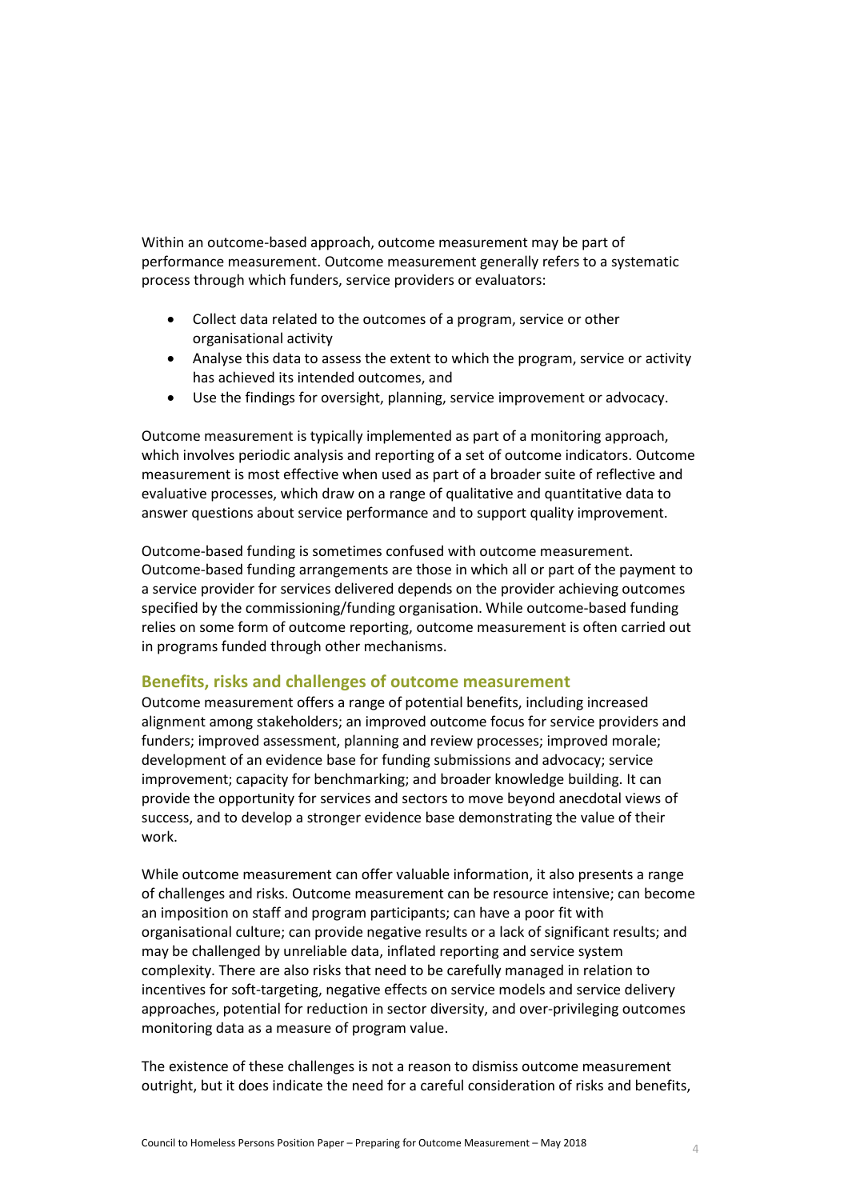Within an outcome-based approach, outcome measurement may be part of performance measurement. Outcome measurement generally refers to a systematic process through which funders, service providers or evaluators:

- Collect data related to the outcomes of a program, service or other organisational activity
- Analyse this data to assess the extent to which the program, service or activity has achieved its intended outcomes, and
- Use the findings for oversight, planning, service improvement or advocacy.

Outcome measurement is typically implemented as part of a monitoring approach, which involves periodic analysis and reporting of a set of outcome indicators. Outcome measurement is most effective when used as part of a broader suite of reflective and evaluative processes, which draw on a range of qualitative and quantitative data to answer questions about service performance and to support quality improvement.

Outcome-based funding is sometimes confused with outcome measurement. Outcome-based funding arrangements are those in which all or part of the payment to a service provider for services delivered depends on the provider achieving outcomes specified by the commissioning/funding organisation. While outcome-based funding relies on some form of outcome reporting, outcome measurement is often carried out in programs funded through other mechanisms.

## Benefits, risks and challenges of outcome measurement

Outcome measurement offers a range of potential benefits, including increased alignment among stakeholders; an improved outcome focus for service providers and funders; improved assessment, planning and review processes; improved morale; development of an evidence base for funding submissions and advocacy; service improvement; capacity for benchmarking; and broader knowledge building. It can provide the opportunity for services and sectors to move beyond anecdotal views of success, and to develop a stronger evidence base demonstrating the value of their work.

While outcome measurement can offer valuable information, it also presents a range of challenges and risks. Outcome measurement can be resource intensive; can become an imposition on staff and program participants; can have a poor fit with organisational culture; can provide negative results or a lack of significant results; and may be challenged by unreliable data, inflated reporting and service system complexity. There are also risks that need to be carefully managed in relation to incentives for soft-targeting, negative effects on service models and service delivery approaches, potential for reduction in sector diversity, and over-privileging outcomes monitoring data as a measure of program value.

The existence of these challenges is not a reason to dismiss outcome measurement outright, but it does indicate the need for a careful consideration of risks and benefits,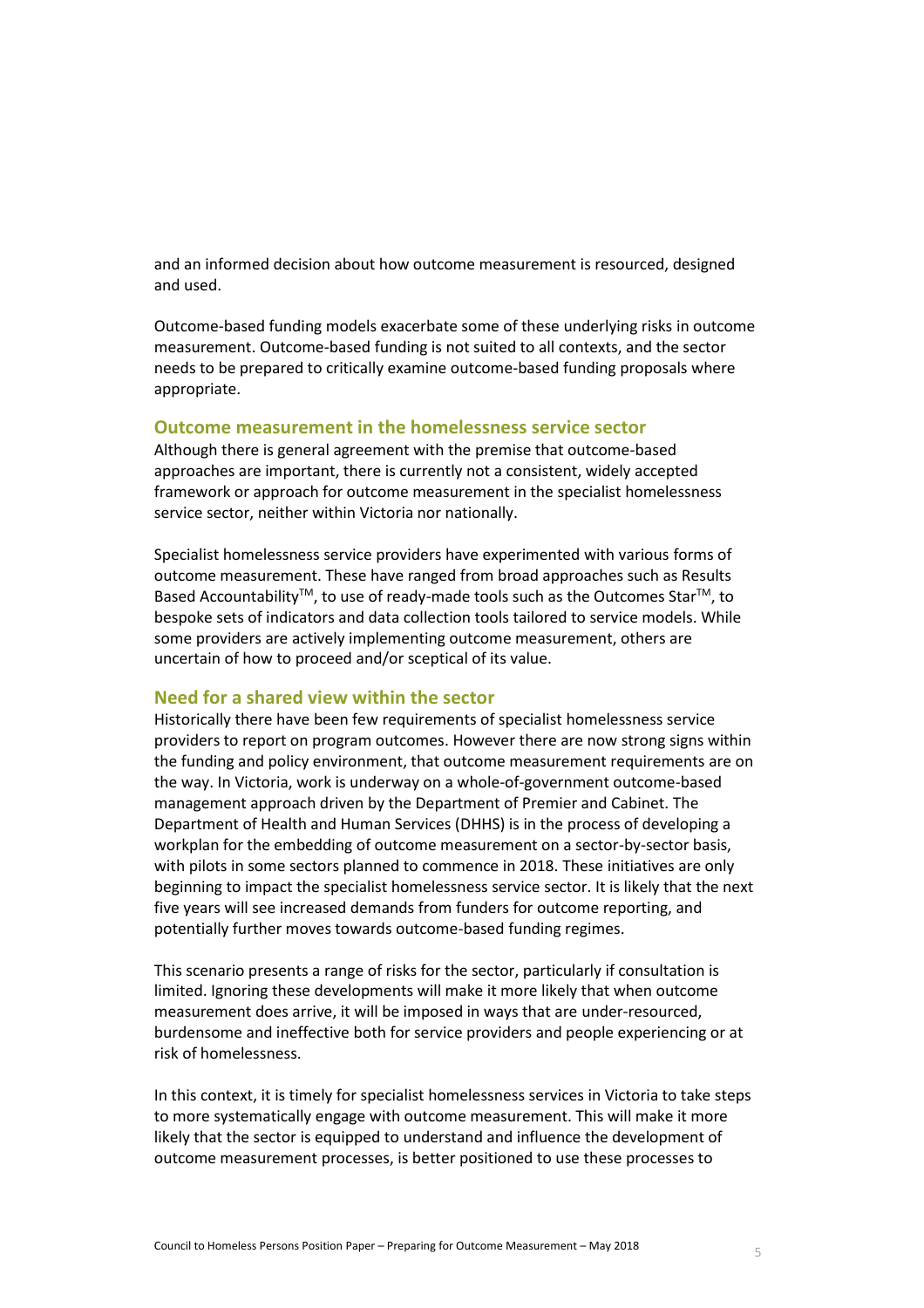and an informed decision about how outcome measurement is resourced, designed and used.

Outcome-based funding models exacerbate some of these underlying risks in outcome measurement. Outcome-based funding is not suited to all contexts, and the sector needs to be prepared to critically examine outcome-based funding proposals where appropriate.

### Outcome measurement in the homelessness service sector

Although there is general agreement with the premise that outcome-based approaches are important, there is currently not a consistent, widely accepted framework or approach for outcome measurement in the specialist homelessness service sector, neither within Victoria nor nationally.

Specialist homelessness service providers have experimented with various forms of outcome measurement. These have ranged from broad approaches such as Results Based Accountability™, to use of ready-made tools such as the Outcomes Star™, to bespoke sets of indicators and data collection tools tailored to service models. While some providers are actively implementing outcome measurement, others are uncertain of how to proceed and/or sceptical of its value.

### Need for a shared view within the sector

Historically there have been few requirements of specialist homelessness service providers to report on program outcomes. However there are now strong signs within the funding and policy environment, that outcome measurement requirements are on the way. In Victoria, work is underway on a whole-of-government outcome-based management approach driven by the Department of Premier and Cabinet. The Department of Health and Human Services (DHHS) is in the process of developing a workplan for the embedding of outcome measurement on a sector-by-sector basis, with pilots in some sectors planned to commence in 2018. These initiatives are only beginning to impact the specialist homelessness service sector. It is likely that the next five years will see increased demands from funders for outcome reporting, and potentially further moves towards outcome-based funding regimes.

This scenario presents a range of risks for the sector, particularly if consultation is limited. Ignoring these developments will make it more likely that when outcome measurement does arrive, it will be imposed in ways that are under-resourced, burdensome and ineffective both for service providers and people experiencing or at risk of homelessness.

In this context, it is timely for specialist homelessness services in Victoria to take steps to more systematically engage with outcome measurement. This will make it more likely that the sector is equipped to understand and influence the development of outcome measurement processes, is better positioned to use these processes to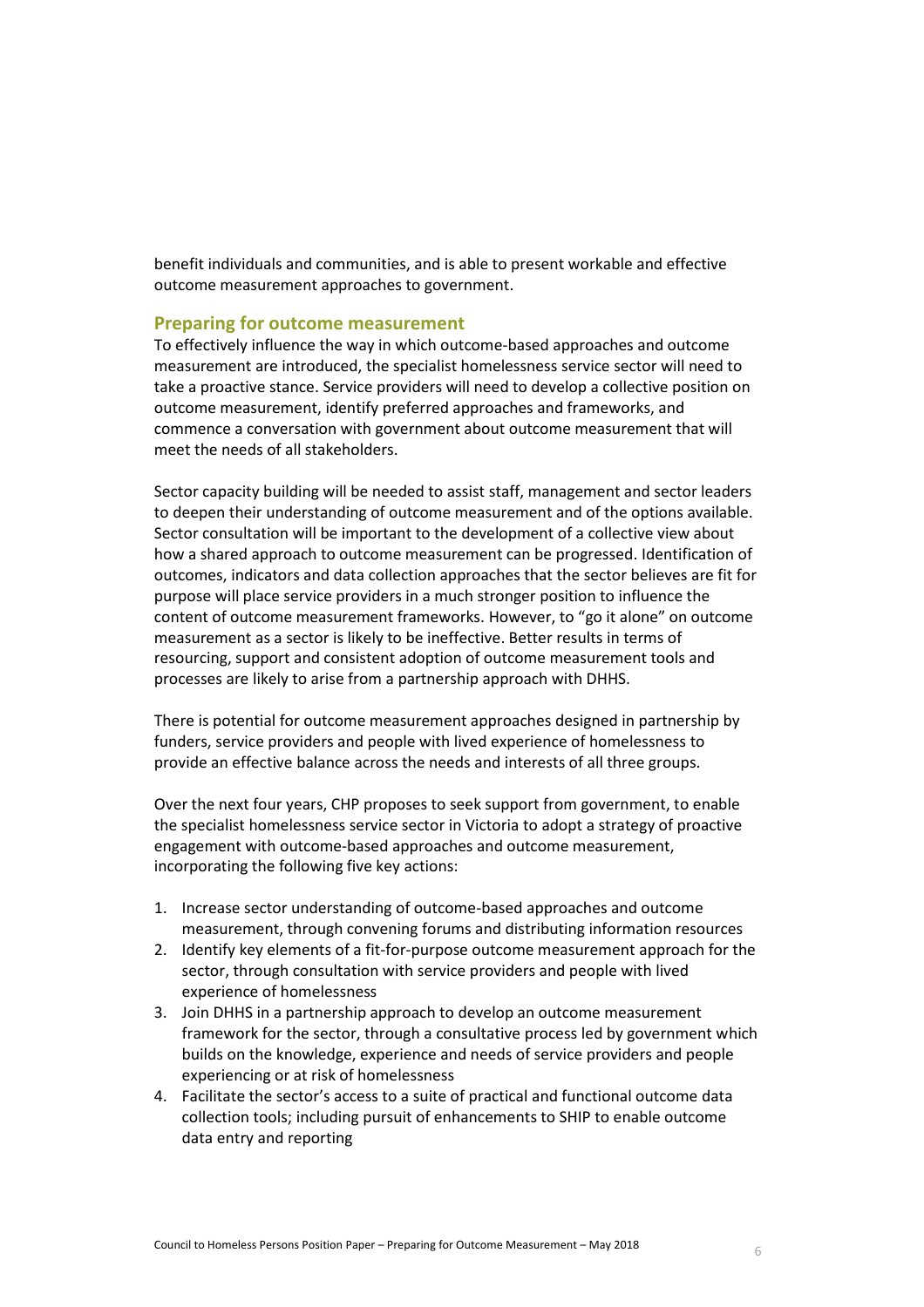benefit individuals and communities, and is able to present workable and effective outcome measurement approaches to government.

## Preparing for outcome measurement

To effectively influence the way in which outcome-based approaches and outcome measurement are introduced, the specialist homelessness service sector will need to take a proactive stance. Service providers will need to develop a collective position on outcome measurement, identify preferred approaches and frameworks, and commence a conversation with government about outcome measurement that will meet the needs of all stakeholders.

Sector capacity building will be needed to assist staff, management and sector leaders to deepen their understanding of outcome measurement and of the options available. Sector consultation will be important to the development of a collective view about how a shared approach to outcome measurement can be progressed. Identification of outcomes, indicators and data collection approaches that the sector believes are fit for purpose will place service providers in a much stronger position to influence the content of outcome measurement frameworks. However, to "go it alone" on outcome measurement as a sector is likely to be ineffective. Better results in terms of resourcing, support and consistent adoption of outcome measurement tools and processes are likely to arise from a partnership approach with DHHS.

There is potential for outcome measurement approaches designed in partnership by funders, service providers and people with lived experience of homelessness to provide an effective balance across the needs and interests of all three groups.

Over the next four years, CHP proposes to seek support from government, to enable the specialist homelessness service sector in Victoria to adopt a strategy of proactive engagement with outcome-based approaches and outcome measurement, incorporating the following five key actions:

1. Increase sector understanding of outcome-based approaches and outcome measurement, through convening forums and distributing information resources
2. Identify key elements of a fit-for-purpose outcome measurement approach for the sector, through consultation with service providers and people with lived experience of homelessness
3. Join DHHS in a partnership approach to develop an outcome measurement framework for the sector, through a consultative process led by government which builds on the knowledge, experience and needs of service providers and people experiencing or at risk of homelessness
4. Facilitate the sector's access to a suite of practical and functional outcome data collection tools; including pursuit of enhancements to SHIP to enable outcome data entry and reporting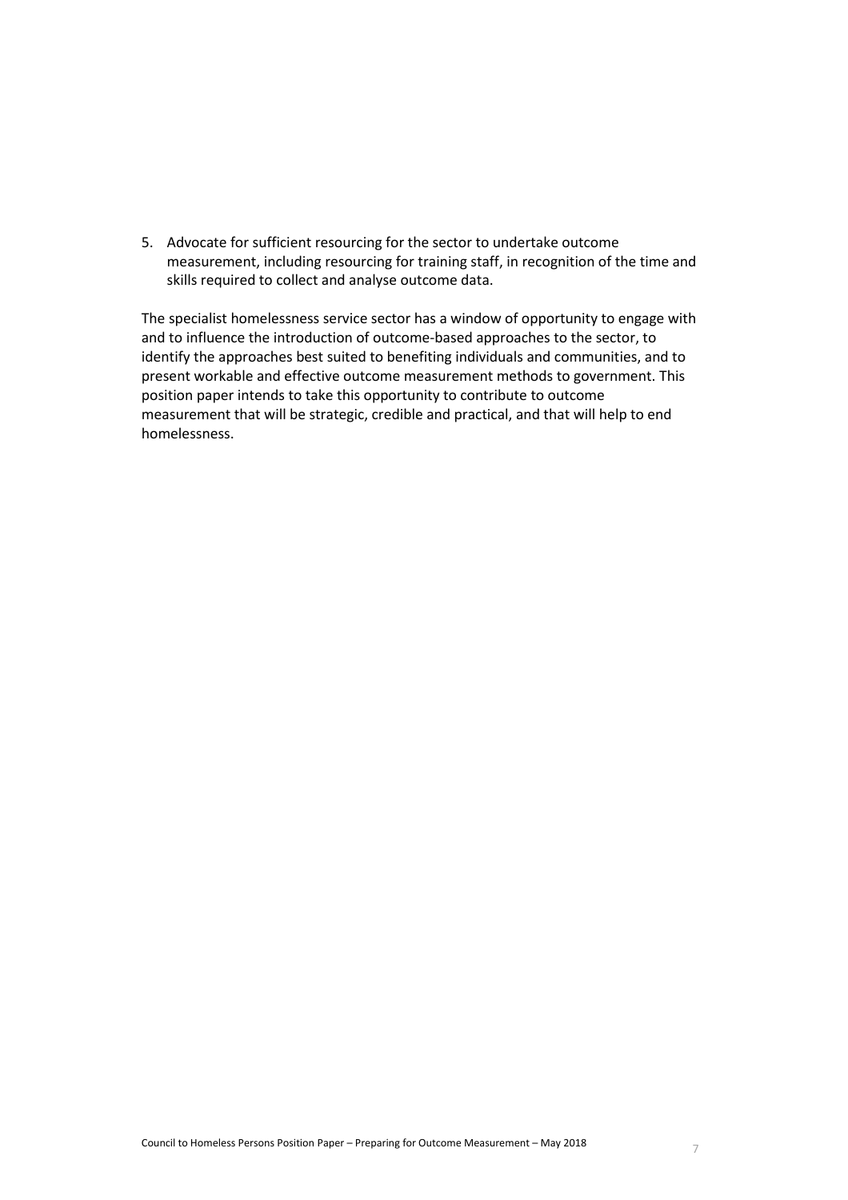5. Advocate for sufficient resourcing for the sector to undertake outcome measurement, including resourcing for training staff, in recognition of the time and skills required to collect and analyse outcome data.

The specialist homelessness service sector has a window of opportunity to engage with and to influence the introduction of outcome-based approaches to the sector, to identify the approaches best suited to benefiting individuals and communities, and to present workable and effective outcome measurement methods to government. This position paper intends to take this opportunity to contribute to outcome measurement that will be strategic, credible and practical, and that will help to end homelessness.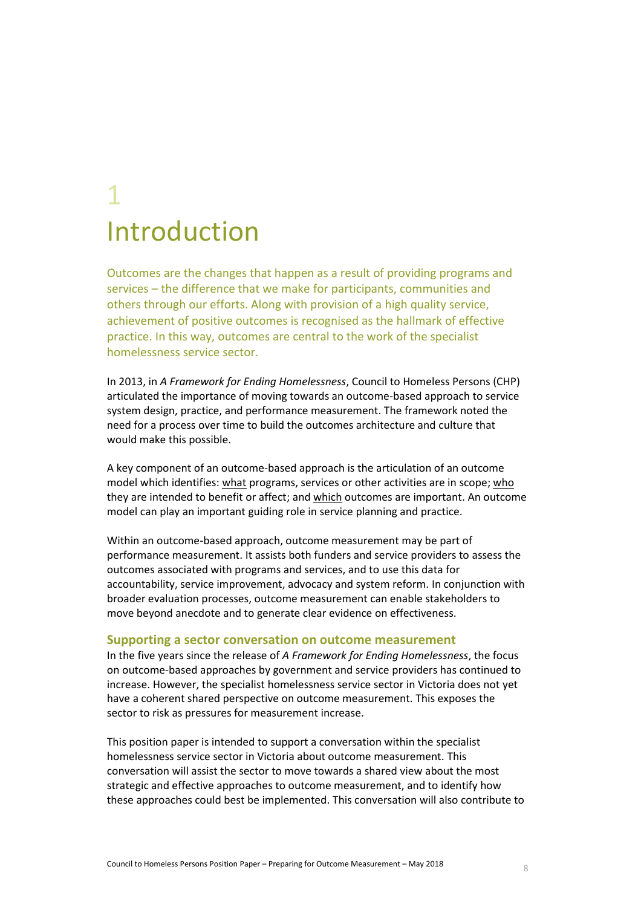# 1 Introduction

Outcomes are the changes that happen as a result of providing programs and services – the difference that we make for participants, communities and others through our efforts. Along with provision of a high quality service, achievement of positive outcomes is recognised as the hallmark of effective practice. In this way, outcomes are central to the work of the specialist homelessness service sector.

In 2013, in *A Framework for Ending Homelessness*, Council to Homeless Persons (CHP) articulated the importance of moving towards an outcome-based approach to service system design, practice, and performance measurement. The framework noted the need for a process over time to build the outcomes architecture and culture that would make this possible.

A key component of an outcome-based approach is the articulation of an outcome model which identifies: <u>what</u> programs, services or other activities are in scope; <u>who</u> they are intended to benefit or affect; and <u>which</u> outcomes are important. An outcome model can play an important guiding role in service planning and practice.

Within an outcome-based approach, outcome measurement may be part of performance measurement. It assists both funders and service providers to assess the outcomes associated with programs and services, and to use this data for accountability, service improvement, advocacy and system reform. In conjunction with broader evaluation processes, outcome measurement can enable stakeholders to move beyond anecdote and to generate clear evidence on effectiveness.

### Supporting a sector conversation on outcome measurement

In the five years since the release of *A Framework for Ending Homelessness*, the focus on outcome-based approaches by government and service providers has continued to increase. However, the specialist homelessness service sector in Victoria does not yet have a coherent shared perspective on outcome measurement. This exposes the sector to risk as pressures for measurement increase.

This position paper is intended to support a conversation within the specialist homelessness service sector in Victoria about outcome measurement. This conversation will assist the sector to move towards a shared view about the most strategic and effective approaches to outcome measurement, and to identify how these approaches could best be implemented. This conversation will also contribute to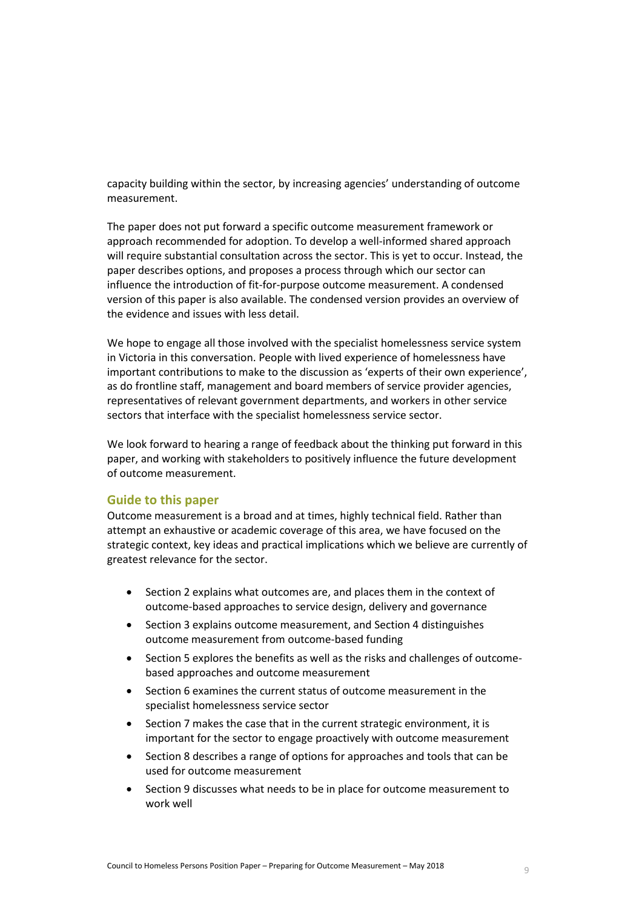capacity building within the sector, by increasing agencies' understanding of outcome measurement.

The paper does not put forward a specific outcome measurement framework or approach recommended for adoption. To develop a well-informed shared approach will require substantial consultation across the sector. This is yet to occur. Instead, the paper describes options, and proposes a process through which our sector can influence the introduction of fit-for-purpose outcome measurement. A condensed version of this paper is also available. The condensed version provides an overview of the evidence and issues with less detail.

We hope to engage all those involved with the specialist homelessness service system in Victoria in this conversation. People with lived experience of homelessness have important contributions to make to the discussion as 'experts of their own experience', as do frontline staff, management and board members of service provider agencies, representatives of relevant government departments, and workers in other service sectors that interface with the specialist homelessness service sector.

We look forward to hearing a range of feedback about the thinking put forward in this paper, and working with stakeholders to positively influence the future development of outcome measurement.

### Guide to this paper

Outcome measurement is a broad and at times, highly technical field. Rather than attempt an exhaustive or academic coverage of this area, we have focused on the strategic context, key ideas and practical implications which we believe are currently of greatest relevance for the sector.

- Section 2 explains what outcomes are, and places them in the context of outcome-based approaches to service design, delivery and governance
- Section 3 explains outcome measurement, and Section 4 distinguishes outcome measurement from outcome-based funding
- Section 5 explores the benefits as well as the risks and challenges of outcome-based approaches and outcome measurement
- Section 6 examines the current status of outcome measurement in the specialist homelessness service sector
- Section 7 makes the case that in the current strategic environment, it is important for the sector to engage proactively with outcome measurement
- Section 8 describes a range of options for approaches and tools that can be used for outcome measurement
- Section 9 discusses what needs to be in place for outcome measurement to work well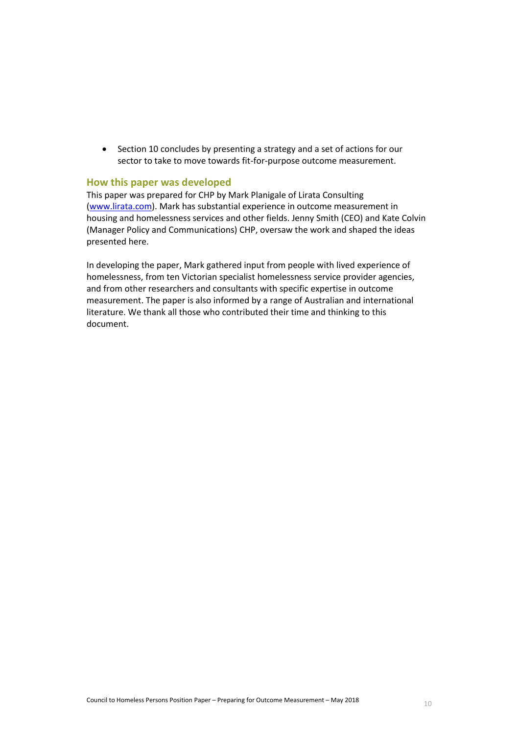- Section 10 concludes by presenting a strategy and a set of actions for our sector to take to move towards fit-for-purpose outcome measurement.

## How this paper was developed

This paper was prepared for CHP by Mark Planigale of Lirata Consulting (www.lirata.com). Mark has substantial experience in outcome measurement in housing and homelessness services and other fields. Jenny Smith (CEO) and Kate Colvin (Manager Policy and Communications) CHP, oversaw the work and shaped the ideas presented here.

In developing the paper, Mark gathered input from people with lived experience of homelessness, from ten Victorian specialist homelessness service provider agencies, and from other researchers and consultants with specific expertise in outcome measurement. The paper is also informed by a range of Australian and international literature. We thank all those who contributed their time and thinking to this document.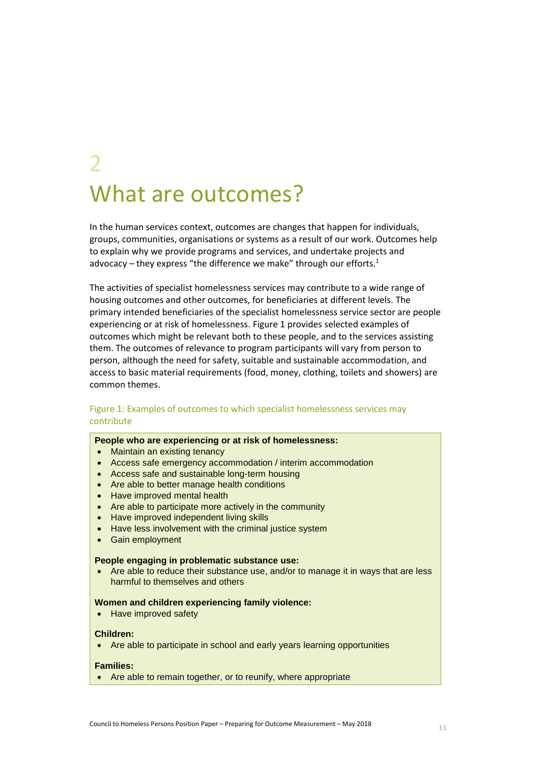# 2 What are outcomes?

In the human services context, outcomes are changes that happen for individuals, groups, communities, organisations or systems as a result of our work. Outcomes help to explain why we provide programs and services, and undertake projects and advocacy – they express "the difference we make" through our efforts.[1]

The activities of specialist homelessness services may contribute to a wide range of housing outcomes and other outcomes, for beneficiaries at different levels. The primary intended beneficiaries of the specialist homelessness service sector are people experiencing or at risk of homelessness. Figure 1 provides selected examples of outcomes which might be relevant both to these people, and to the services assisting them. The outcomes of relevance to program participants will vary from person to person, although the need for safety, suitable and sustainable accommodation, and access to basic material requirements (food, money, clothing, toilets and showers) are common themes.

Figure 1: Examples of outcomes to which specialist homelessness services may contribute

**People who are experiencing or at risk of homelessness:**

- Maintain an existing tenancy
- Access safe emergency accommodation / interim accommodation
- Access safe and sustainable long-term housing
- Are able to better manage health conditions
- Have improved mental health
- Are able to participate more actively in the community
- Have improved independent living skills
- Have less involvement with the criminal justice system
- Gain employment

**People engaging in problematic substance use:**

- Are able to reduce their substance use, and/or to manage it in ways that are less harmful to themselves and others

**Women and children experiencing family violence:**

- Have improved safety

**Children:**

- Are able to participate in school and early years learning opportunities

**Families:**

- Are able to remain together, or to reunify, where appropriate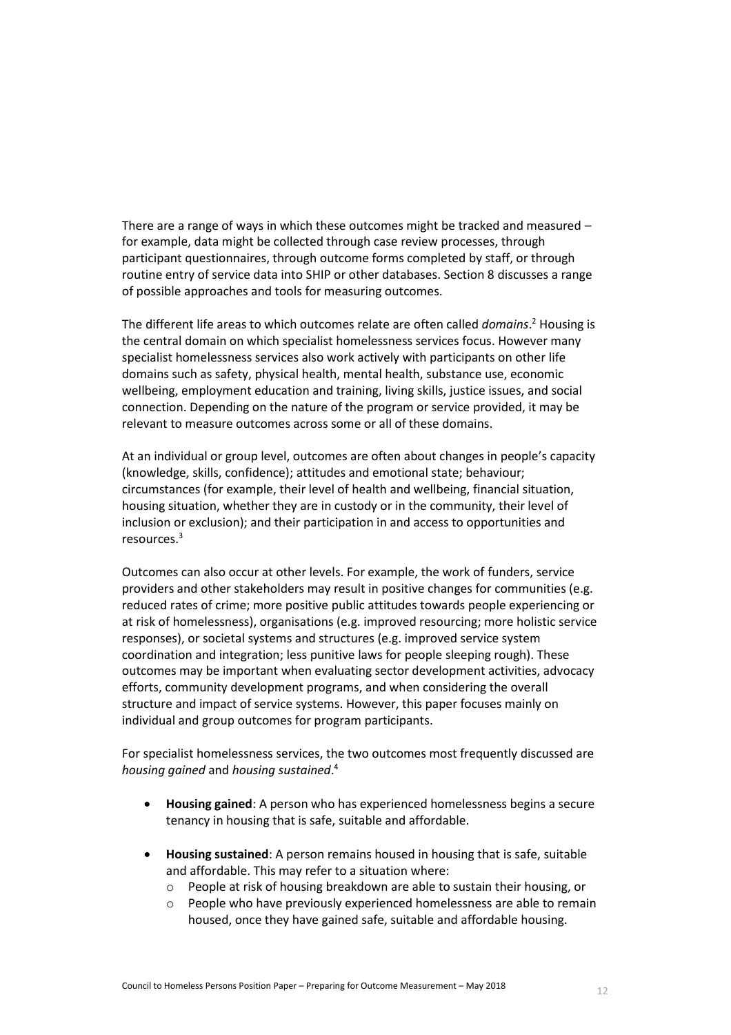There are a range of ways in which these outcomes might be tracked and measured – for example, data might be collected through case review processes, through participant questionnaires, through outcome forms completed by staff, or through routine entry of service data into SHIP or other databases. Section 8 discusses a range of possible approaches and tools for measuring outcomes.

The different life areas to which outcomes relate are often called *domains*.[2] Housing is the central domain on which specialist homelessness services focus. However many specialist homelessness services also work actively with participants on other life domains such as safety, physical health, mental health, substance use, economic wellbeing, employment education and training, living skills, justice issues, and social connection. Depending on the nature of the program or service provided, it may be relevant to measure outcomes across some or all of these domains.

At an individual or group level, outcomes are often about changes in people's capacity (knowledge, skills, confidence); attitudes and emotional state; behaviour; circumstances (for example, their level of health and wellbeing, financial situation, housing situation, whether they are in custody or in the community, their level of inclusion or exclusion); and their participation in and access to opportunities and resources.[3]

Outcomes can also occur at other levels. For example, the work of funders, service providers and other stakeholders may result in positive changes for communities (e.g. reduced rates of crime; more positive public attitudes towards people experiencing or at risk of homelessness), organisations (e.g. improved resourcing; more holistic service responses), or societal systems and structures (e.g. improved service system coordination and integration; less punitive laws for people sleeping rough). These outcomes may be important when evaluating sector development activities, advocacy efforts, community development programs, and when considering the overall structure and impact of service systems. However, this paper focuses mainly on individual and group outcomes for program participants.

For specialist homelessness services, the two outcomes most frequently discussed are *housing gained* and *housing sustained*.[4]

- **Housing gained**: A person who has experienced homelessness begins a secure tenancy in housing that is safe, suitable and affordable.

- **Housing sustained**: A person remains housed in housing that is safe, suitable and affordable. This may refer to a situation where:
  - People at risk of housing breakdown are able to sustain their housing, or
  - People who have previously experienced homelessness are able to remain housed, once they have gained safe, suitable and affordable housing.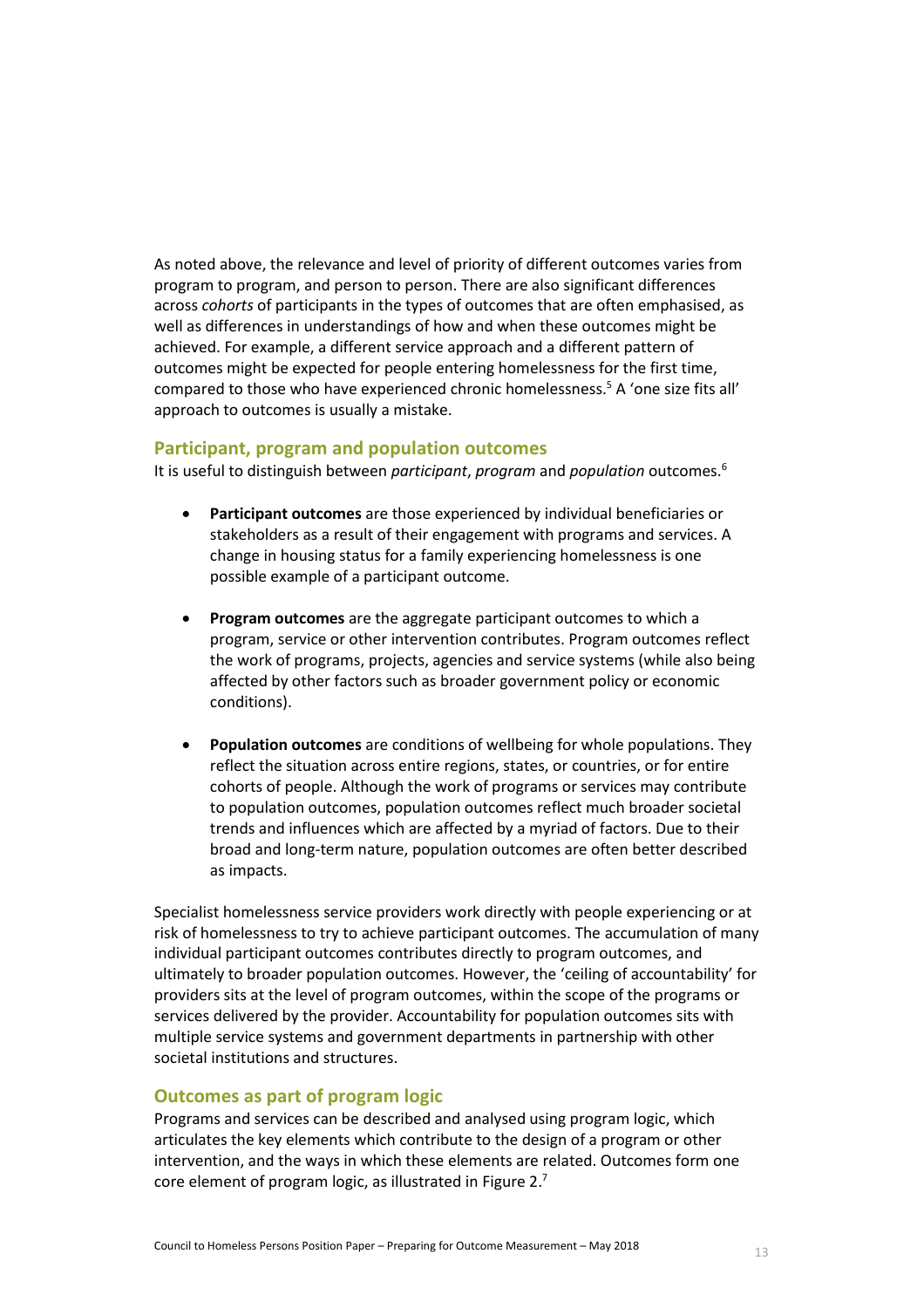As noted above, the relevance and level of priority of different outcomes varies from program to program, and person to person. There are also significant differences across *cohorts* of participants in the types of outcomes that are often emphasised, as well as differences in understandings of how and when these outcomes might be achieved. For example, a different service approach and a different pattern of outcomes might be expected for people entering homelessness for the first time, compared to those who have experienced chronic homelessness.[5] A 'one size fits all' approach to outcomes is usually a mistake.

## Participant, program and population outcomes

It is useful to distinguish between *participant*, *program* and *population* outcomes.[6]

- **Participant outcomes** are those experienced by individual beneficiaries or stakeholders as a result of their engagement with programs and services. A change in housing status for a family experiencing homelessness is one possible example of a participant outcome.

- **Program outcomes** are the aggregate participant outcomes to which a program, service or other intervention contributes. Program outcomes reflect the work of programs, projects, agencies and service systems (while also being affected by other factors such as broader government policy or economic conditions).

- **Population outcomes** are conditions of wellbeing for whole populations. They reflect the situation across entire regions, states, or countries, or for entire cohorts of people. Although the work of programs or services may contribute to population outcomes, population outcomes reflect much broader societal trends and influences which are affected by a myriad of factors. Due to their broad and long-term nature, population outcomes are often better described as impacts.

Specialist homelessness service providers work directly with people experiencing or at risk of homelessness to try to achieve participant outcomes. The accumulation of many individual participant outcomes contributes directly to program outcomes, and ultimately to broader population outcomes. However, the 'ceiling of accountability' for providers sits at the level of program outcomes, within the scope of the programs or services delivered by the provider. Accountability for population outcomes sits with multiple service systems and government departments in partnership with other societal institutions and structures.

## Outcomes as part of program logic

Programs and services can be described and analysed using program logic, which articulates the key elements which contribute to the design of a program or other intervention, and the ways in which these elements are related. Outcomes form one core element of program logic, as illustrated in Figure 2.[7]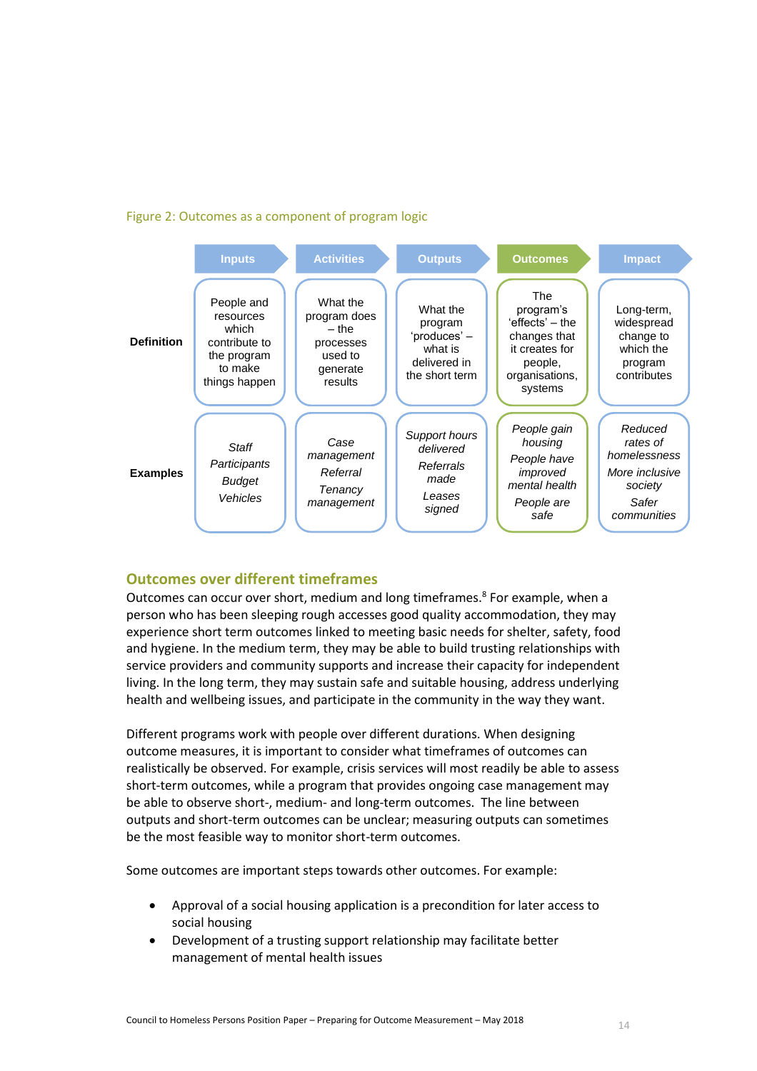Figure 2: Outcomes as a component of program logic

| | Inputs | Activities | Outputs | Outcomes | Impact |
|---|---|---|---|---|---|
| **Definition** | People and resources which contribute to the program to make things happen | What the program does – the processes used to generate results | What the program 'produces' – what is delivered in the short term | The program's 'effects' – the changes that it creates for people, organisations, systems | Long-term, widespread change to which the program contributes |
| **Examples** | *Staff* *Participants* *Budget* *Vehicles* | *Case management* *Referral* *Tenancy management* | *Support hours delivered* *Referrals made* *Leases signed* | *People gain housing* *People have improved mental health* *People are safe* | *Reduced rates of homelessness* *More inclusive society* *Safer communities* |

## Outcomes over different timeframes

Outcomes can occur over short, medium and long timeframes.[8] For example, when a person who has been sleeping rough accesses good quality accommodation, they may experience short term outcomes linked to meeting basic needs for shelter, safety, food and hygiene. In the medium term, they may be able to build trusting relationships with service providers and community supports and increase their capacity for independent living. In the long term, they may sustain safe and suitable housing, address underlying health and wellbeing issues, and participate in the community in the way they want.

Different programs work with people over different durations. When designing outcome measures, it is important to consider what timeframes of outcomes can realistically be observed. For example, crisis services will most readily be able to assess short-term outcomes, while a program that provides ongoing case management may be able to observe short-, medium- and long-term outcomes. The line between outputs and short-term outcomes can be unclear; measuring outputs can sometimes be the most feasible way to monitor short-term outcomes.

Some outcomes are important steps towards other outcomes. For example:

- Approval of a social housing application is a precondition for later access to social housing
- Development of a trusting support relationship may facilitate better management of mental health issues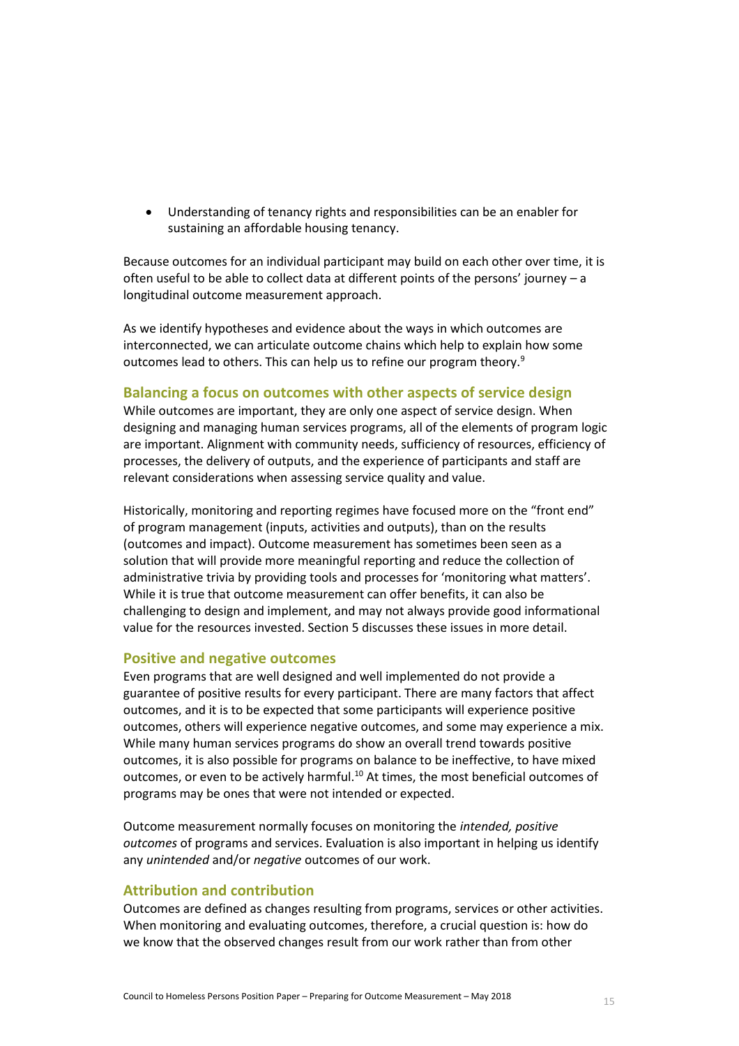- Understanding of tenancy rights and responsibilities can be an enabler for sustaining an affordable housing tenancy.

Because outcomes for an individual participant may build on each other over time, it is often useful to be able to collect data at different points of the persons' journey – a longitudinal outcome measurement approach.

As we identify hypotheses and evidence about the ways in which outcomes are interconnected, we can articulate outcome chains which help to explain how some outcomes lead to others. This can help us to refine our program theory.[9]

### Balancing a focus on outcomes with other aspects of service design

While outcomes are important, they are only one aspect of service design. When designing and managing human services programs, all of the elements of program logic are important. Alignment with community needs, sufficiency of resources, efficiency of processes, the delivery of outputs, and the experience of participants and staff are relevant considerations when assessing service quality and value.

Historically, monitoring and reporting regimes have focused more on the "front end" of program management (inputs, activities and outputs), than on the results (outcomes and impact). Outcome measurement has sometimes been seen as a solution that will provide more meaningful reporting and reduce the collection of administrative trivia by providing tools and processes for 'monitoring what matters'. While it is true that outcome measurement can offer benefits, it can also be challenging to design and implement, and may not always provide good informational value for the resources invested. Section 5 discusses these issues in more detail.

### Positive and negative outcomes

Even programs that are well designed and well implemented do not provide a guarantee of positive results for every participant. There are many factors that affect outcomes, and it is to be expected that some participants will experience positive outcomes, others will experience negative outcomes, and some may experience a mix. While many human services programs do show an overall trend towards positive outcomes, it is also possible for programs on balance to be ineffective, to have mixed outcomes, or even to be actively harmful.[10] At times, the most beneficial outcomes of programs may be ones that were not intended or expected.

Outcome measurement normally focuses on monitoring the *intended, positive outcomes* of programs and services. Evaluation is also important in helping us identify any *unintended* and/or *negative* outcomes of our work.

### Attribution and contribution

Outcomes are defined as changes resulting from programs, services or other activities. When monitoring and evaluating outcomes, therefore, a crucial question is: how do we know that the observed changes result from our work rather than from other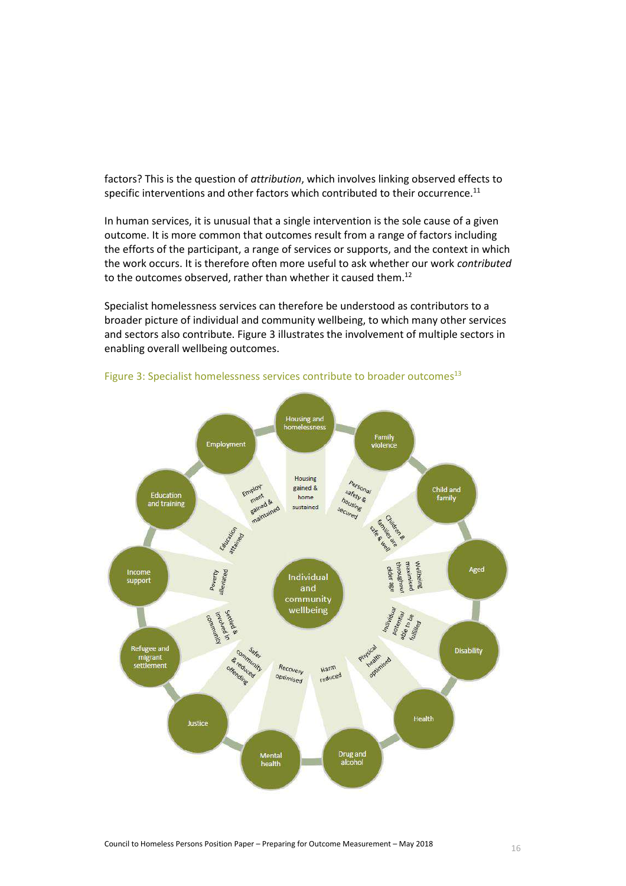factors? This is the question of *attribution*, which involves linking observed effects to specific interventions and other factors which contributed to their occurrence.[11]

In human services, it is unusual that a single intervention is the sole cause of a given outcome. It is more common that outcomes result from a range of factors including the efforts of the participant, a range of services or supports, and the context in which the work occurs. It is therefore often more useful to ask whether our work *contributed* to the outcomes observed, rather than whether it caused them.[12]

Specialist homelessness services can therefore be understood as contributors to a broader picture of individual and community wellbeing, to which many other services and sectors also contribute. Figure 3 illustrates the involvement of multiple sectors in enabling overall wellbeing outcomes.

Figure 3: Specialist homelessness services contribute to broader outcomes[13]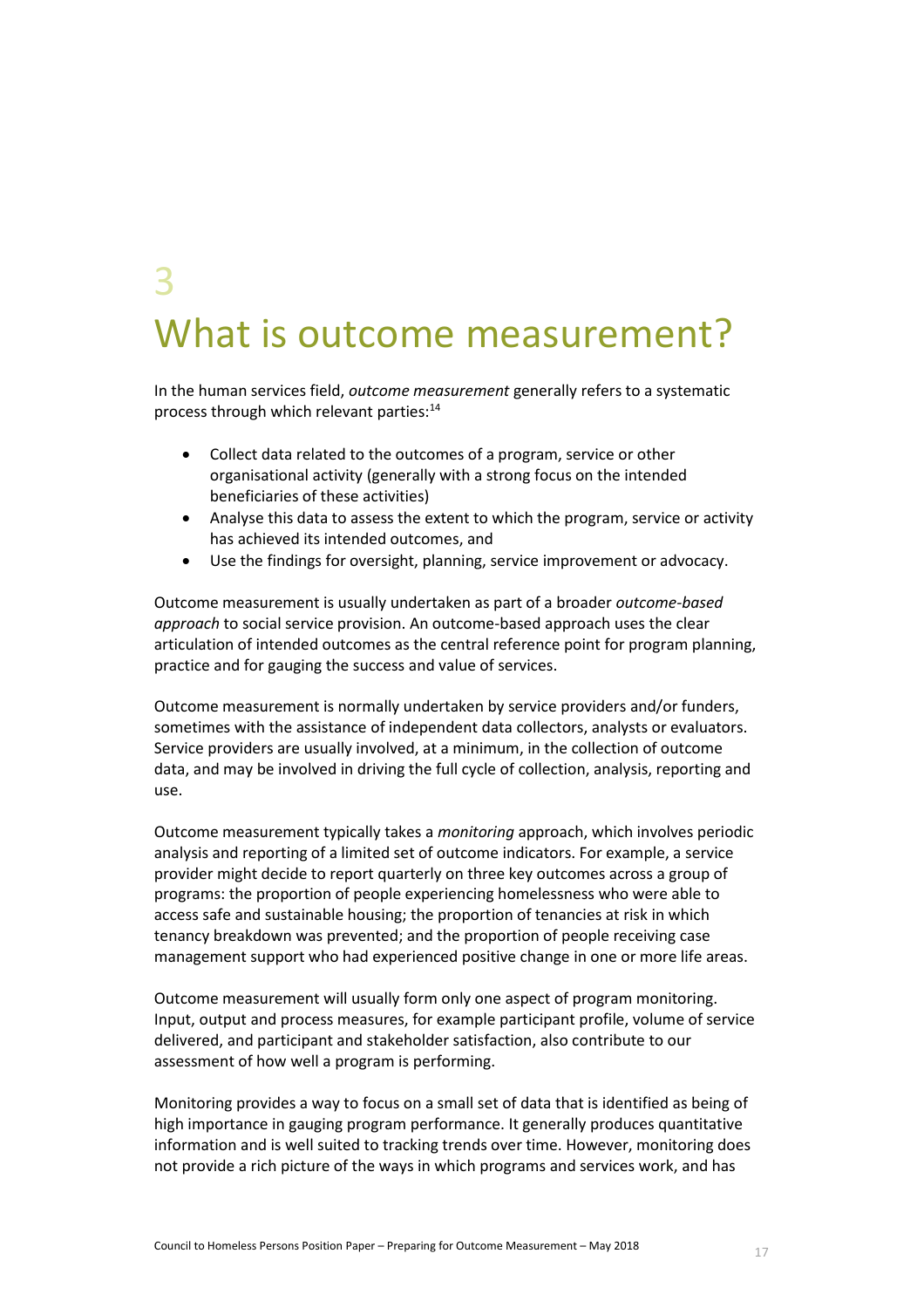// 3

# What is outcome measurement?

In the human services field, *outcome measurement* generally refers to a systematic process through which relevant parties:[14]

- Collect data related to the outcomes of a program, service or other organisational activity (generally with a strong focus on the intended beneficiaries of these activities)
- Analyse this data to assess the extent to which the program, service or activity has achieved its intended outcomes, and
- Use the findings for oversight, planning, service improvement or advocacy.

Outcome measurement is usually undertaken as part of a broader *outcome-based approach* to social service provision. An outcome-based approach uses the clear articulation of intended outcomes as the central reference point for program planning, practice and for gauging the success and value of services.

Outcome measurement is normally undertaken by service providers and/or funders, sometimes with the assistance of independent data collectors, analysts or evaluators. Service providers are usually involved, at a minimum, in the collection of outcome data, and may be involved in driving the full cycle of collection, analysis, reporting and use.

Outcome measurement typically takes a *monitoring* approach, which involves periodic analysis and reporting of a limited set of outcome indicators. For example, a service provider might decide to report quarterly on three key outcomes across a group of programs: the proportion of people experiencing homelessness who were able to access safe and sustainable housing; the proportion of tenancies at risk in which tenancy breakdown was prevented; and the proportion of people receiving case management support who had experienced positive change in one or more life areas.

Outcome measurement will usually form only one aspect of program monitoring. Input, output and process measures, for example participant profile, volume of service delivered, and participant and stakeholder satisfaction, also contribute to our assessment of how well a program is performing.

Monitoring provides a way to focus on a small set of data that is identified as being of high importance in gauging program performance. It generally produces quantitative information and is well suited to tracking trends over time. However, monitoring does not provide a rich picture of the ways in which programs and services work, and has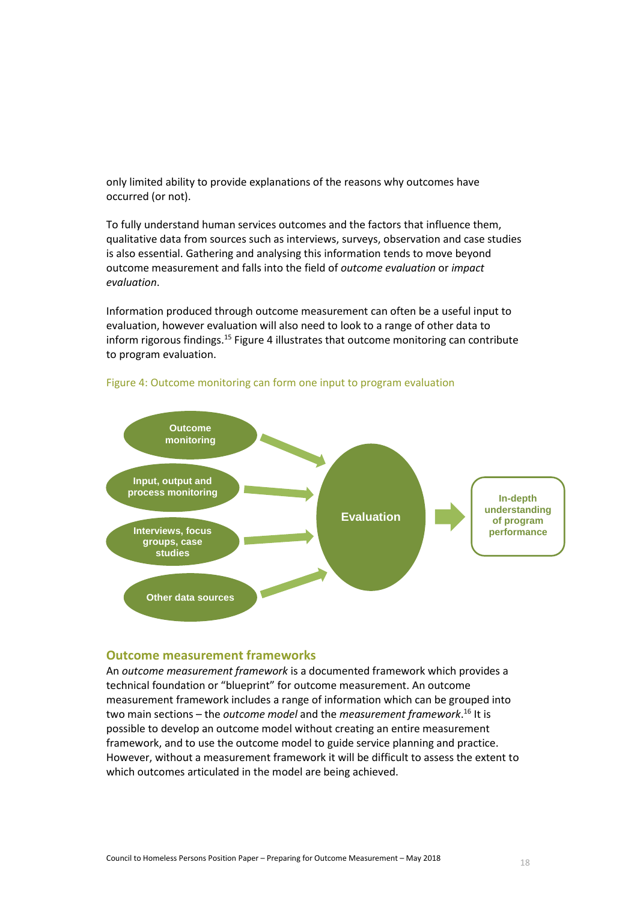only limited ability to provide explanations of the reasons why outcomes have occurred (or not).

To fully understand human services outcomes and the factors that influence them, qualitative data from sources such as interviews, surveys, observation and case studies is also essential. Gathering and analysing this information tends to move beyond outcome measurement and falls into the field of *outcome evaluation* or *impact evaluation*.

Information produced through outcome measurement can often be a useful input to evaluation, however evaluation will also need to look to a range of other data to inform rigorous findings.[15] Figure 4 illustrates that outcome monitoring can contribute to program evaluation.

Figure 4: Outcome monitoring can form one input to program evaluation

Outcome monitoring

Input, output and process monitoring

Interviews, focus groups, case studies

Other data sources

Evaluation

In-depth understanding of program performance

## Outcome measurement frameworks

An *outcome measurement framework* is a documented framework which provides a technical foundation or "blueprint" for outcome measurement. An outcome measurement framework includes a range of information which can be grouped into two main sections – the *outcome model* and the *measurement framework*.[16] It is possible to develop an outcome model without creating an entire measurement framework, and to use the outcome model to guide service planning and practice. However, without a measurement framework it will be difficult to assess the extent to which outcomes articulated in the model are being achieved.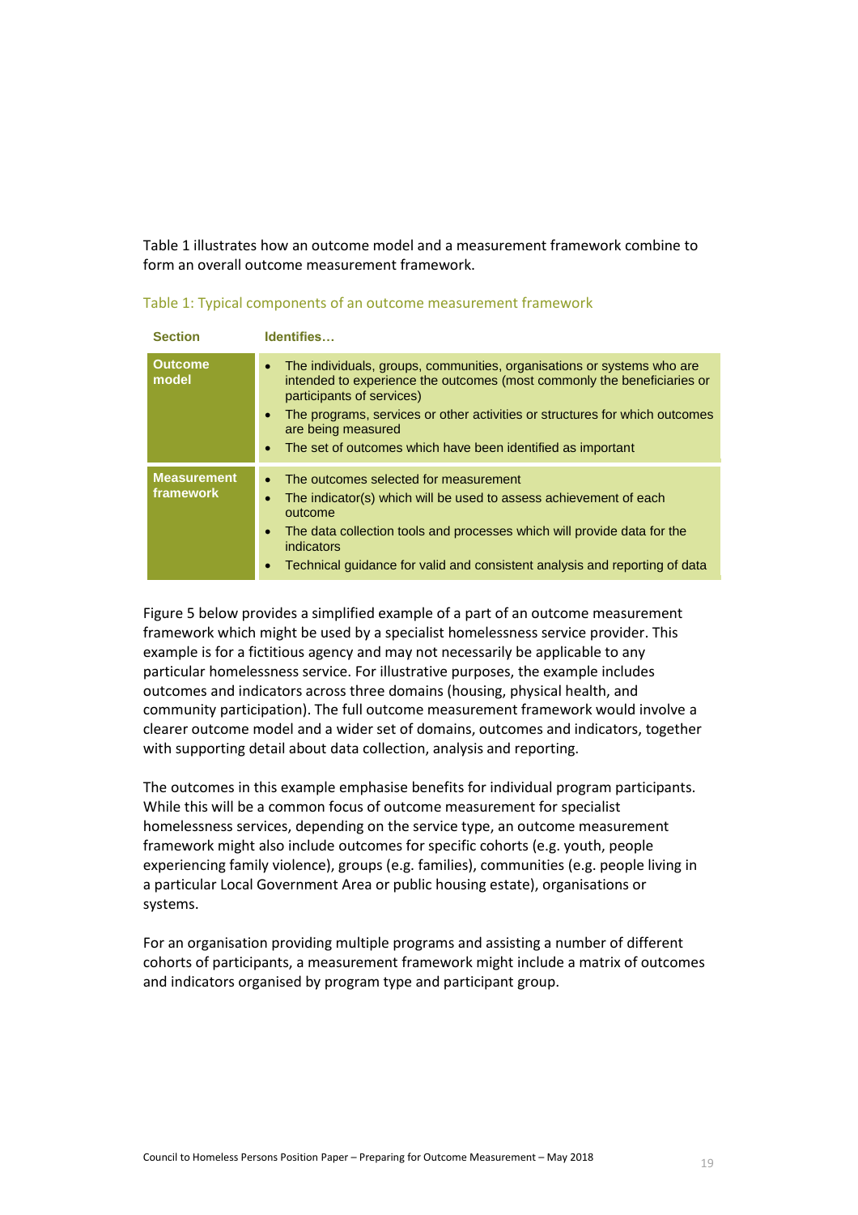Table 1 illustrates how an outcome model and a measurement framework combine to form an overall outcome measurement framework.

Table 1: Typical components of an outcome measurement framework

| Section | Identifies… |
|---|---|
| **Outcome model** | • The individuals, groups, communities, organisations or systems who are intended to experience the outcomes (most commonly the beneficiaries or participants of services)<br>• The programs, services or other activities or structures for which outcomes are being measured<br>• The set of outcomes which have been identified as important |
| **Measurement framework** | • The outcomes selected for measurement<br>• The indicator(s) which will be used to assess achievement of each outcome<br>• The data collection tools and processes which will provide data for the indicators<br>• Technical guidance for valid and consistent analysis and reporting of data |

Figure 5 below provides a simplified example of a part of an outcome measurement framework which might be used by a specialist homelessness service provider. This example is for a fictitious agency and may not necessarily be applicable to any particular homelessness service. For illustrative purposes, the example includes outcomes and indicators across three domains (housing, physical health, and community participation). The full outcome measurement framework would involve a clearer outcome model and a wider set of domains, outcomes and indicators, together with supporting detail about data collection, analysis and reporting.

The outcomes in this example emphasise benefits for individual program participants. While this will be a common focus of outcome measurement for specialist homelessness services, depending on the service type, an outcome measurement framework might also include outcomes for specific cohorts (e.g. youth, people experiencing family violence), groups (e.g. families), communities (e.g. people living in a particular Local Government Area or public housing estate), organisations or systems.

For an organisation providing multiple programs and assisting a number of different cohorts of participants, a measurement framework might include a matrix of outcomes and indicators organised by program type and participant group.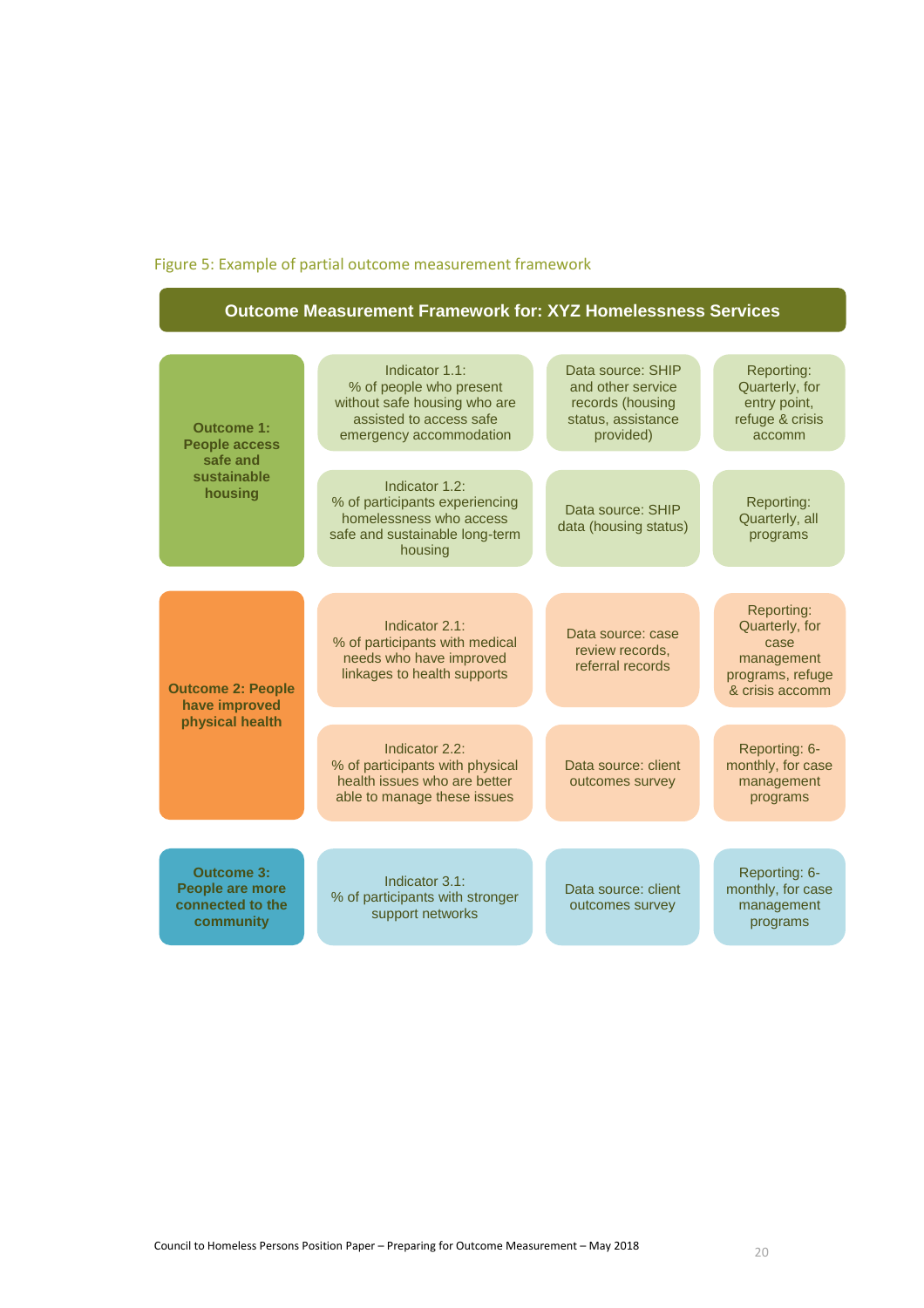Figure 5: Example of partial outcome measurement framework

**Outcome Measurement Framework for: XYZ Homelessness Services**

| Outcome | Indicator | Data source | Reporting |
|---|---|---|---|
| **Outcome 1: People access safe and sustainable housing** | Indicator 1.1: % of people who present without safe housing who are assisted to access safe emergency accommodation | Data source: SHIP and other service records (housing status, assistance provided) | Reporting: Quarterly, for entry point, refuge & crisis accomm |
| | Indicator 1.2: % of participants experiencing homelessness who access safe and sustainable long-term housing | Data source: SHIP data (housing status) | Reporting: Quarterly, all programs |
| **Outcome 2: People have improved physical health** | Indicator 2.1: % of participants with medical needs who have improved linkages to health supports | Data source: case review records, referral records | Reporting: Quarterly, for case management programs, refuge & crisis accomm |
| | Indicator 2.2: % of participants with physical health issues who are better able to manage these issues | Data source: client outcomes survey | Reporting: 6-monthly, for case management programs |
| **Outcome 3: People are more connected to the community** | Indicator 3.1: % of participants with stronger support networks | Data source: client outcomes survey | Reporting: 6-monthly, for case management programs |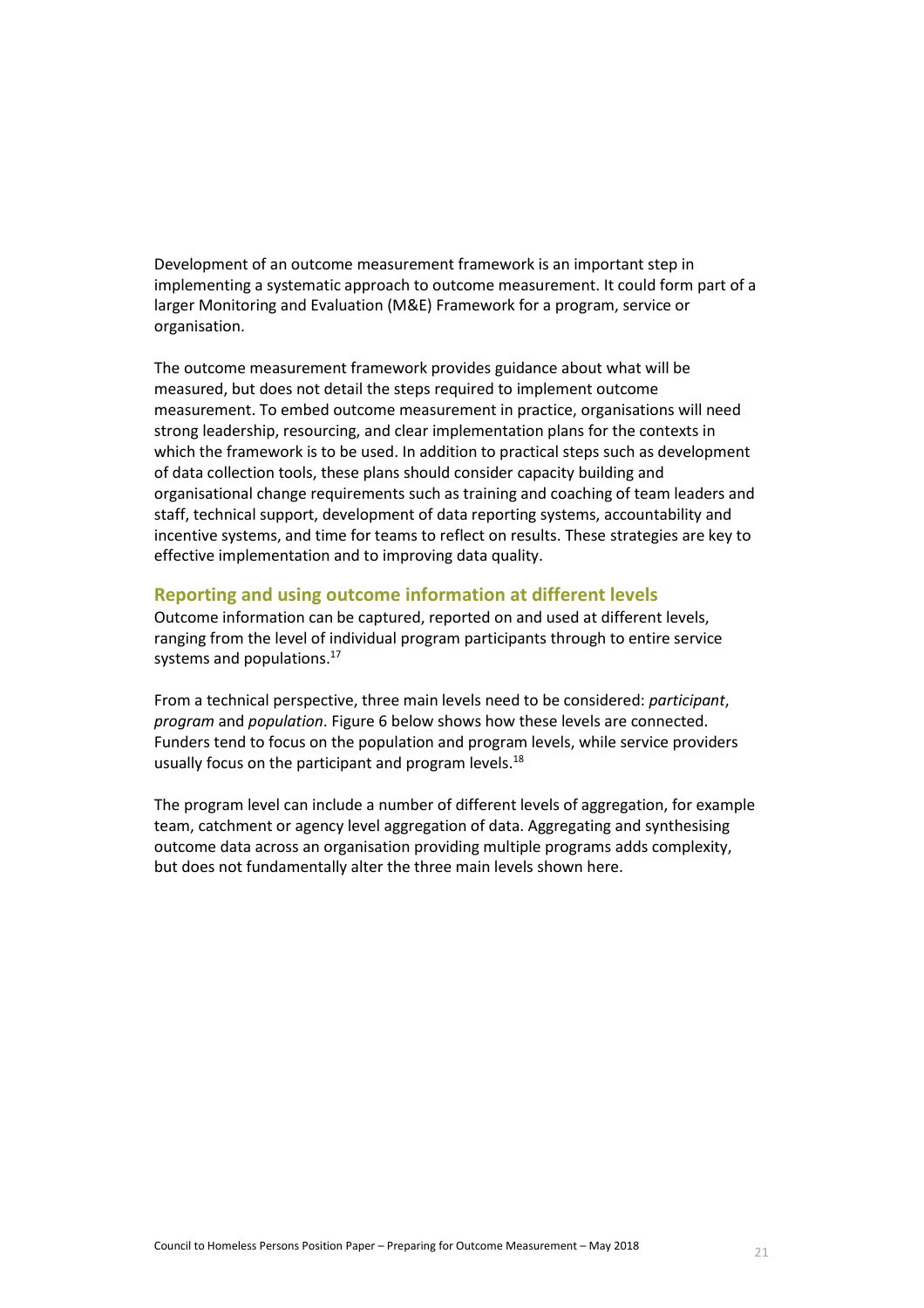Development of an outcome measurement framework is an important step in implementing a systematic approach to outcome measurement. It could form part of a larger Monitoring and Evaluation (M&E) Framework for a program, service or organisation.

The outcome measurement framework provides guidance about what will be measured, but does not detail the steps required to implement outcome measurement. To embed outcome measurement in practice, organisations will need strong leadership, resourcing, and clear implementation plans for the contexts in which the framework is to be used. In addition to practical steps such as development of data collection tools, these plans should consider capacity building and organisational change requirements such as training and coaching of team leaders and staff, technical support, development of data reporting systems, accountability and incentive systems, and time for teams to reflect on results. These strategies are key to effective implementation and to improving data quality.

## Reporting and using outcome information at different levels

Outcome information can be captured, reported on and used at different levels, ranging from the level of individual program participants through to entire service systems and populations.[17]

From a technical perspective, three main levels need to be considered: *participant*, *program* and *population*. Figure 6 below shows how these levels are connected. Funders tend to focus on the population and program levels, while service providers usually focus on the participant and program levels.[18]

The program level can include a number of different levels of aggregation, for example team, catchment or agency level aggregation of data. Aggregating and synthesising outcome data across an organisation providing multiple programs adds complexity, but does not fundamentally alter the three main levels shown here.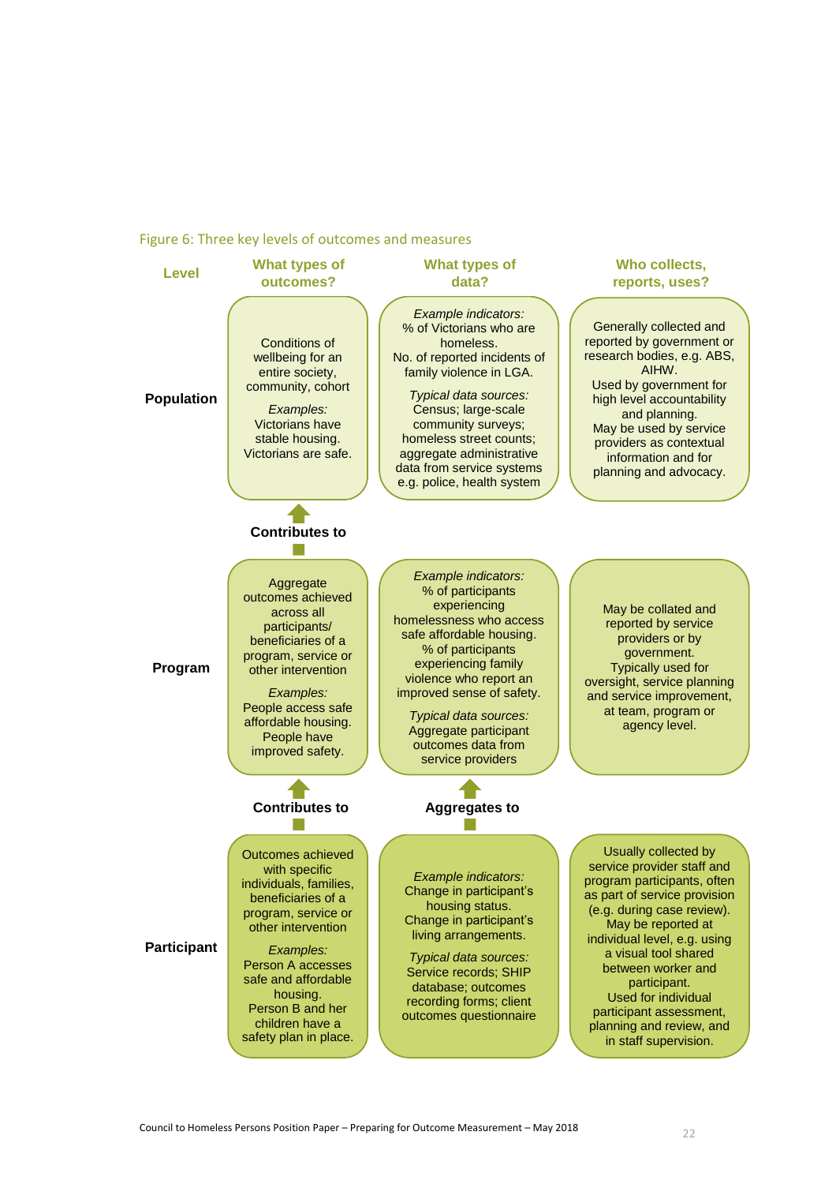Figure 6: Three key levels of outcomes and measures

| Level | What types of outcomes? | What types of data? | Who collects, reports, uses? |
|---|---|---|---|
| **Population** | Conditions of wellbeing for an entire society, community, cohort<br><br>*Examples:*<br>Victorians have stable housing.<br>Victorians are safe. | *Example indicators:*<br>% of Victorians who are homeless.<br>No. of reported incidents of family violence in LGA.<br><br>*Typical data sources:*<br>Census; large-scale community surveys; homeless street counts; aggregate administrative data from service systems e.g. police, health system | Generally collected and reported by government or research bodies, e.g. ABS, AIHW.<br>Used by government for high level accountability and planning.<br>May be used by service providers as contextual information and for planning and advocacy. |
| | **Contributes to** ↑ | | |
| **Program** | Aggregate outcomes achieved across all participants/ beneficiaries of a program, service or other intervention<br><br>*Examples:*<br>People access safe affordable housing.<br>People have improved safety. | *Example indicators:*<br>% of participants experiencing homelessness who access safe affordable housing.<br>% of participants experiencing family violence who report an improved sense of safety.<br><br>*Typical data sources:*<br>Aggregate participant outcomes data from service providers | May be collated and reported by service providers or by government.<br>Typically used for oversight, service planning and service improvement, at team, program or agency level. |
| | **Contributes to** ↑ | **Aggregates to** ↑ | |
| **Participant** | Outcomes achieved with specific individuals, families, beneficiaries of a program, service or other intervention<br><br>*Examples:*<br>Person A accesses safe and affordable housing.<br>Person B and her children have a safety plan in place. | *Example indicators:*<br>Change in participant's housing status.<br>Change in participant's living arrangements.<br><br>*Typical data sources:*<br>Service records; SHIP database; outcomes recording forms; client outcomes questionnaire | Usually collected by service provider staff and program participants, often as part of service provision (e.g. during case review).<br>May be reported at individual level, e.g. using a visual tool shared between worker and participant.<br>Used for individual participant assessment, planning and review, and in staff supervision. |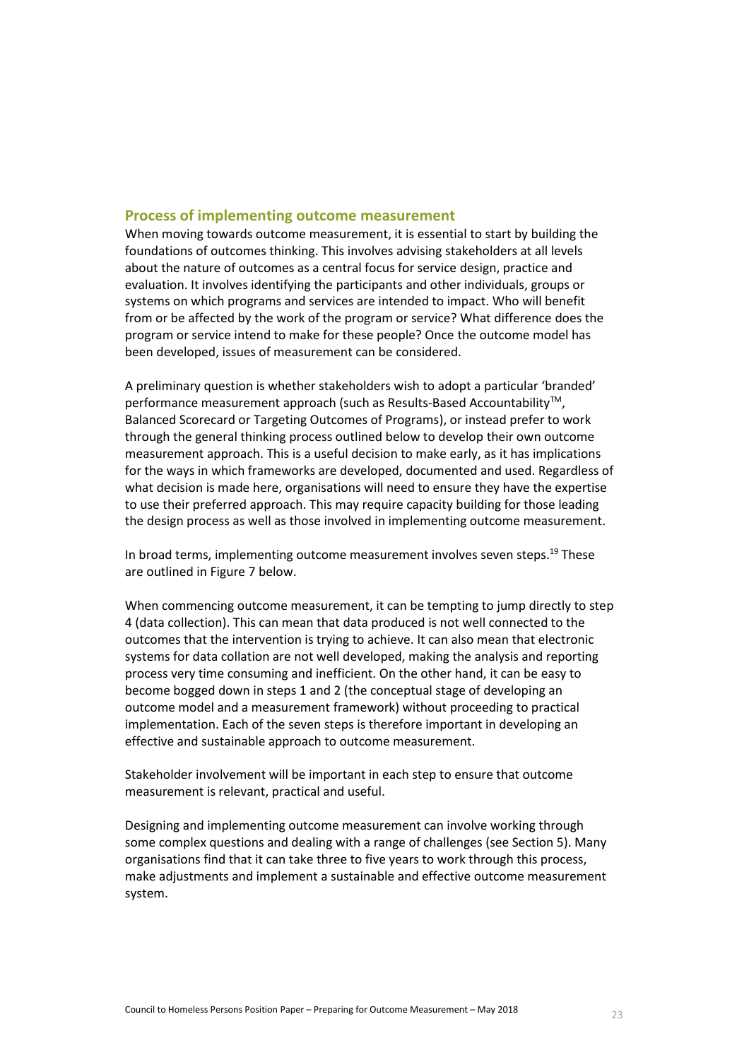## Process of implementing outcome measurement

When moving towards outcome measurement, it is essential to start by building the foundations of outcomes thinking. This involves advising stakeholders at all levels about the nature of outcomes as a central focus for service design, practice and evaluation. It involves identifying the participants and other individuals, groups or systems on which programs and services are intended to impact. Who will benefit from or be affected by the work of the program or service? What difference does the program or service intend to make for these people? Once the outcome model has been developed, issues of measurement can be considered.

A preliminary question is whether stakeholders wish to adopt a particular 'branded' performance measurement approach (such as Results-Based Accountability™, Balanced Scorecard or Targeting Outcomes of Programs), or instead prefer to work through the general thinking process outlined below to develop their own outcome measurement approach. This is a useful decision to make early, as it has implications for the ways in which frameworks are developed, documented and used. Regardless of what decision is made here, organisations will need to ensure they have the expertise to use their preferred approach. This may require capacity building for those leading the design process as well as those involved in implementing outcome measurement.

In broad terms, implementing outcome measurement involves seven steps.[19] These are outlined in Figure 7 below.

When commencing outcome measurement, it can be tempting to jump directly to step 4 (data collection). This can mean that data produced is not well connected to the outcomes that the intervention is trying to achieve. It can also mean that electronic systems for data collation are not well developed, making the analysis and reporting process very time consuming and inefficient. On the other hand, it can be easy to become bogged down in steps 1 and 2 (the conceptual stage of developing an outcome model and a measurement framework) without proceeding to practical implementation. Each of the seven steps is therefore important in developing an effective and sustainable approach to outcome measurement.

Stakeholder involvement will be important in each step to ensure that outcome measurement is relevant, practical and useful.

Designing and implementing outcome measurement can involve working through some complex questions and dealing with a range of challenges (see Section 5). Many organisations find that it can take three to five years to work through this process, make adjustments and implement a sustainable and effective outcome measurement system.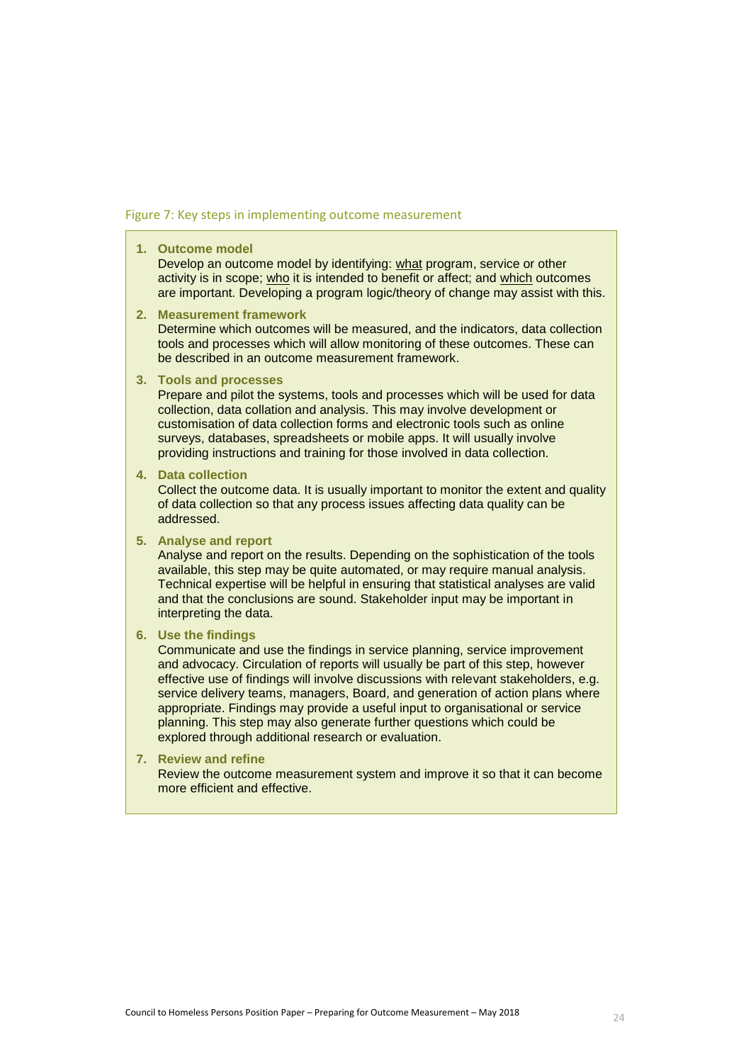Figure 7: Key steps in implementing outcome measurement

1. **Outcome model**
   Develop an outcome model by identifying: <u>what</u> program, service or other activity is in scope; <u>who</u> it is intended to benefit or affect; and <u>which</u> outcomes are important. Developing a program logic/theory of change may assist with this.

2. **Measurement framework**
   Determine which outcomes will be measured, and the indicators, data collection tools and processes which will allow monitoring of these outcomes. These can be described in an outcome measurement framework.

3. **Tools and processes**
   Prepare and pilot the systems, tools and processes which will be used for data collection, data collation and analysis. This may involve development or customisation of data collection forms and electronic tools such as online surveys, databases, spreadsheets or mobile apps. It will usually involve providing instructions and training for those involved in data collection.

4. **Data collection**
   Collect the outcome data. It is usually important to monitor the extent and quality of data collection so that any process issues affecting data quality can be addressed.

5. **Analyse and report**
   Analyse and report on the results. Depending on the sophistication of the tools available, this step may be quite automated, or may require manual analysis. Technical expertise will be helpful in ensuring that statistical analyses are valid and that the conclusions are sound. Stakeholder input may be important in interpreting the data.

6. **Use the findings**
   Communicate and use the findings in service planning, service improvement and advocacy. Circulation of reports will usually be part of this step, however effective use of findings will involve discussions with relevant stakeholders, e.g. service delivery teams, managers, Board, and generation of action plans where appropriate. Findings may provide a useful input to organisational or service planning. This step may also generate further questions which could be explored through additional research or evaluation.

7. **Review and refine**
   Review the outcome measurement system and improve it so that it can become more efficient and effective.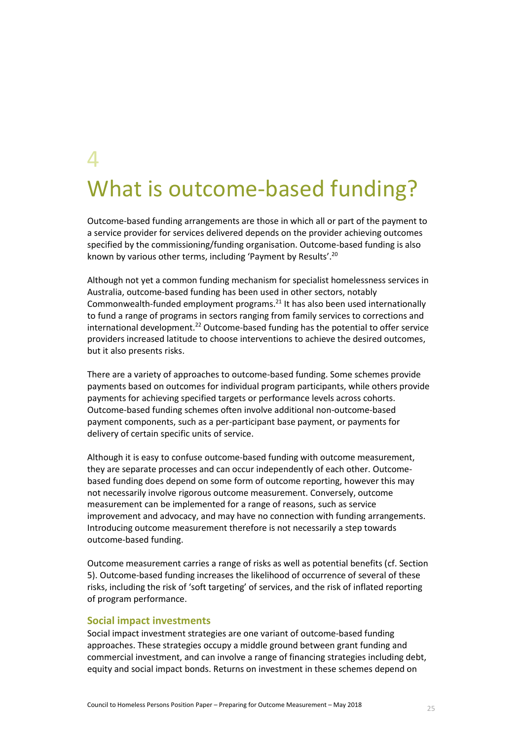# 4

# What is outcome-based funding?

Outcome-based funding arrangements are those in which all or part of the payment to a service provider for services delivered depends on the provider achieving outcomes specified by the commissioning/funding organisation. Outcome-based funding is also known by various other terms, including 'Payment by Results'.[20]

Although not yet a common funding mechanism for specialist homelessness services in Australia, outcome-based funding has been used in other sectors, notably Commonwealth-funded employment programs.[21] It has also been used internationally to fund a range of programs in sectors ranging from family services to corrections and international development.[22] Outcome-based funding has the potential to offer service providers increased latitude to choose interventions to achieve the desired outcomes, but it also presents risks.

There are a variety of approaches to outcome-based funding. Some schemes provide payments based on outcomes for individual program participants, while others provide payments for achieving specified targets or performance levels across cohorts. Outcome-based funding schemes often involve additional non-outcome-based payment components, such as a per-participant base payment, or payments for delivery of certain specific units of service.

Although it is easy to confuse outcome-based funding with outcome measurement, they are separate processes and can occur independently of each other. Outcome-based funding does depend on some form of outcome reporting, however this may not necessarily involve rigorous outcome measurement. Conversely, outcome measurement can be implemented for a range of reasons, such as service improvement and advocacy, and may have no connection with funding arrangements. Introducing outcome measurement therefore is not necessarily a step towards outcome-based funding.

Outcome measurement carries a range of risks as well as potential benefits (cf. Section 5). Outcome-based funding increases the likelihood of occurrence of several of these risks, including the risk of 'soft targeting' of services, and the risk of inflated reporting of program performance.

### Social impact investments

Social impact investment strategies are one variant of outcome-based funding approaches. These strategies occupy a middle ground between grant funding and commercial investment, and can involve a range of financing strategies including debt, equity and social impact bonds. Returns on investment in these schemes depend on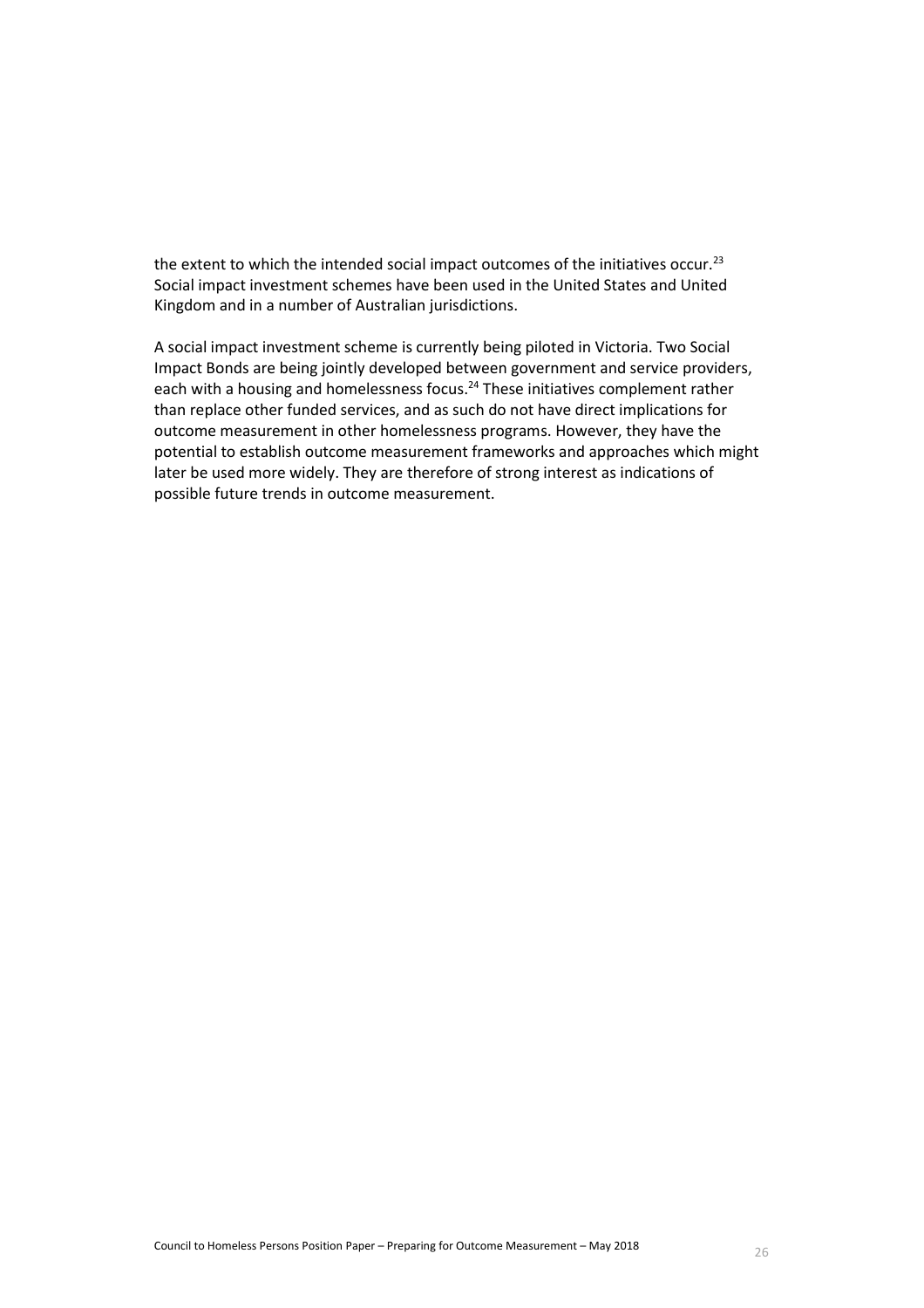the extent to which the intended social impact outcomes of the initiatives occur.[23] Social impact investment schemes have been used in the United States and United Kingdom and in a number of Australian jurisdictions.

A social impact investment scheme is currently being piloted in Victoria. Two Social Impact Bonds are being jointly developed between government and service providers, each with a housing and homelessness focus.[24] These initiatives complement rather than replace other funded services, and as such do not have direct implications for outcome measurement in other homelessness programs. However, they have the potential to establish outcome measurement frameworks and approaches which might later be used more widely. They are therefore of strong interest as indications of possible future trends in outcome measurement.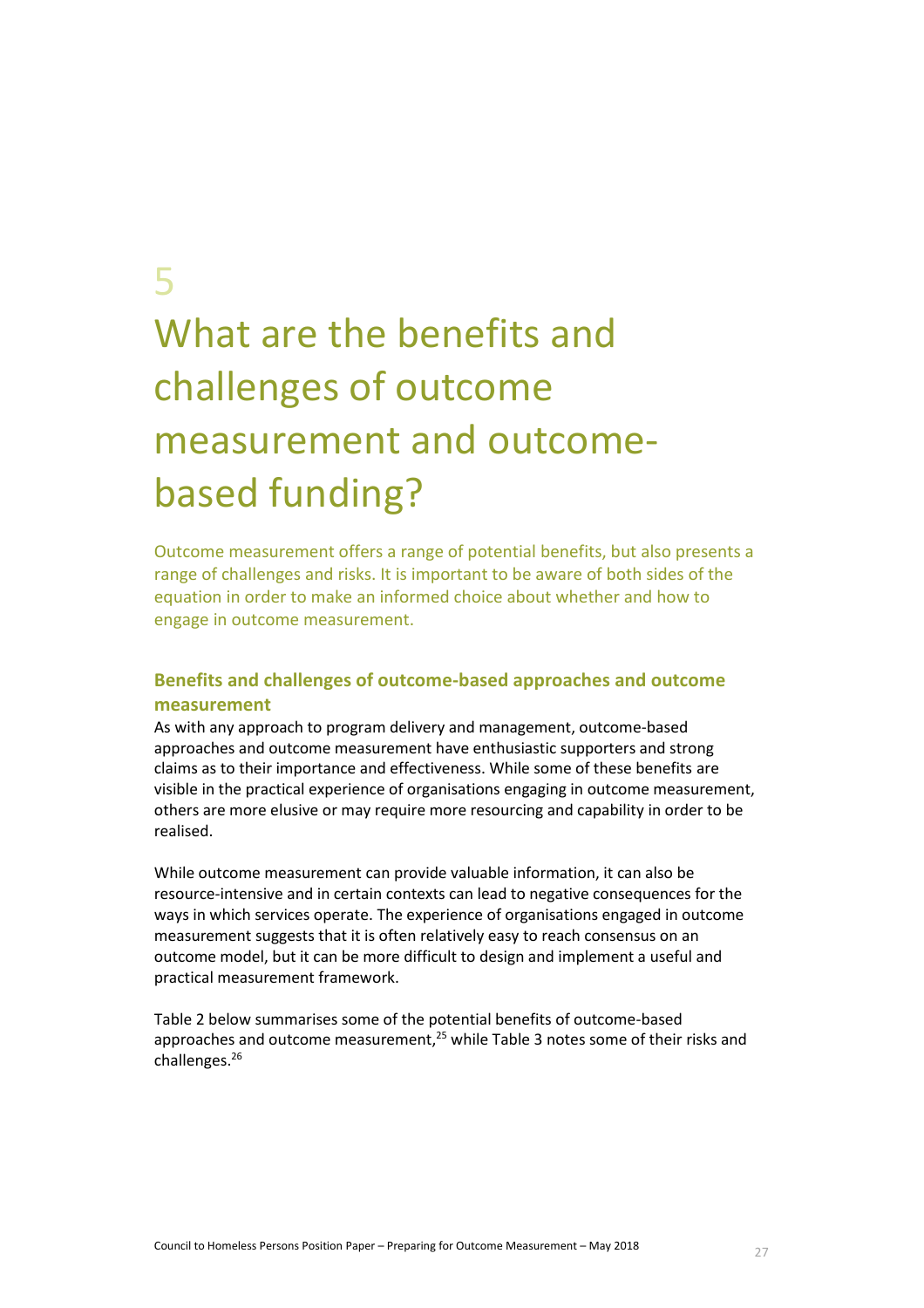# 5

# What are the benefits and challenges of outcome measurement and outcome-based funding?

Outcome measurement offers a range of potential benefits, but also presents a range of challenges and risks. It is important to be aware of both sides of the equation in order to make an informed choice about whether and how to engage in outcome measurement.

### Benefits and challenges of outcome-based approaches and outcome measurement

As with any approach to program delivery and management, outcome-based approaches and outcome measurement have enthusiastic supporters and strong claims as to their importance and effectiveness. While some of these benefits are visible in the practical experience of organisations engaging in outcome measurement, others are more elusive or may require more resourcing and capability in order to be realised.

While outcome measurement can provide valuable information, it can also be resource-intensive and in certain contexts can lead to negative consequences for the ways in which services operate. The experience of organisations engaged in outcome measurement suggests that it is often relatively easy to reach consensus on an outcome model, but it can be more difficult to design and implement a useful and practical measurement framework.

Table 2 below summarises some of the potential benefits of outcome-based approaches and outcome measurement,[25] while Table 3 notes some of their risks and challenges.[26]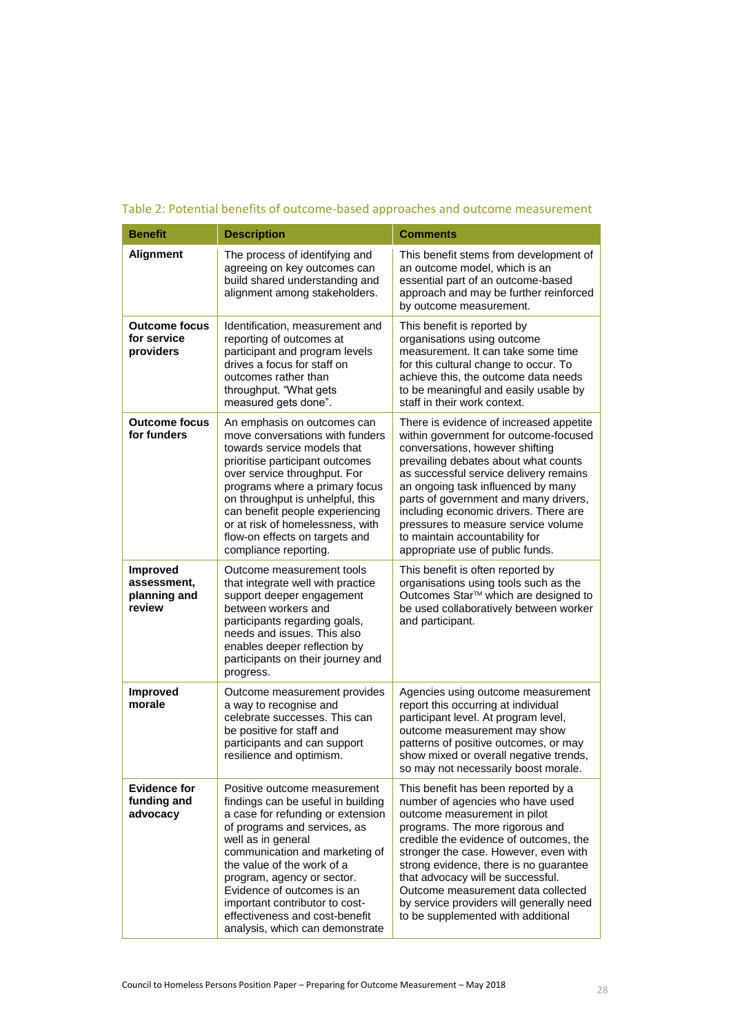Table 2: Potential benefits of outcome-based approaches and outcome measurement

| Benefit | Description | Comments |
|---|---|---|
| **Alignment** | The process of identifying and agreeing on key outcomes can build shared understanding and alignment among stakeholders. | This benefit stems from development of an outcome model, which is an essential part of an outcome-based approach and may be further reinforced by outcome measurement. |
| **Outcome focus for service providers** | Identification, measurement and reporting of outcomes at participant and program levels drives a focus for staff on outcomes rather than throughput. "What gets measured gets done". | This benefit is reported by organisations using outcome measurement. It can take some time for this cultural change to occur. To achieve this, the outcome data needs to be meaningful and easily usable by staff in their work context. |
| **Outcome focus for funders** | An emphasis on outcomes can move conversations with funders towards service models that prioritise participant outcomes over service throughput. For programs where a primary focus on throughput is unhelpful, this can benefit people experiencing or at risk of homelessness, with flow-on effects on targets and compliance reporting. | There is evidence of increased appetite within government for outcome-focused conversations, however shifting prevailing debates about what counts as successful service delivery remains an ongoing task influenced by many parts of government and many drivers, including economic drivers. There are pressures to measure service volume to maintain accountability for appropriate use of public funds. |
| **Improved assessment, planning and review** | Outcome measurement tools that integrate well with practice support deeper engagement between workers and participants regarding goals, needs and issues. This also enables deeper reflection by participants on their journey and progress. | This benefit is often reported by organisations using tools such as the Outcomes Star™ which are designed to be used collaboratively between worker and participant. |
| **Improved morale** | Outcome measurement provides a way to recognise and celebrate successes. This can be positive for staff and participants and can support resilience and optimism. | Agencies using outcome measurement report this occurring at individual participant level. At program level, outcome measurement may show patterns of positive outcomes, or may show mixed or overall negative trends, so may not necessarily boost morale. |
| **Evidence for funding and advocacy** | Positive outcome measurement findings can be useful in building a case for refunding or extension of programs and services, as well as in general communication and marketing of the value of the work of a program, agency or sector. Evidence of outcomes is an important contributor to cost-effectiveness and cost-benefit analysis, which can demonstrate | This benefit has been reported by a number of agencies who have used outcome measurement in pilot programs. The more rigorous and credible the evidence of outcomes, the stronger the case. However, even with strong evidence, there is no guarantee that advocacy will be successful. Outcome measurement data collected by service providers will generally need to be supplemented with additional |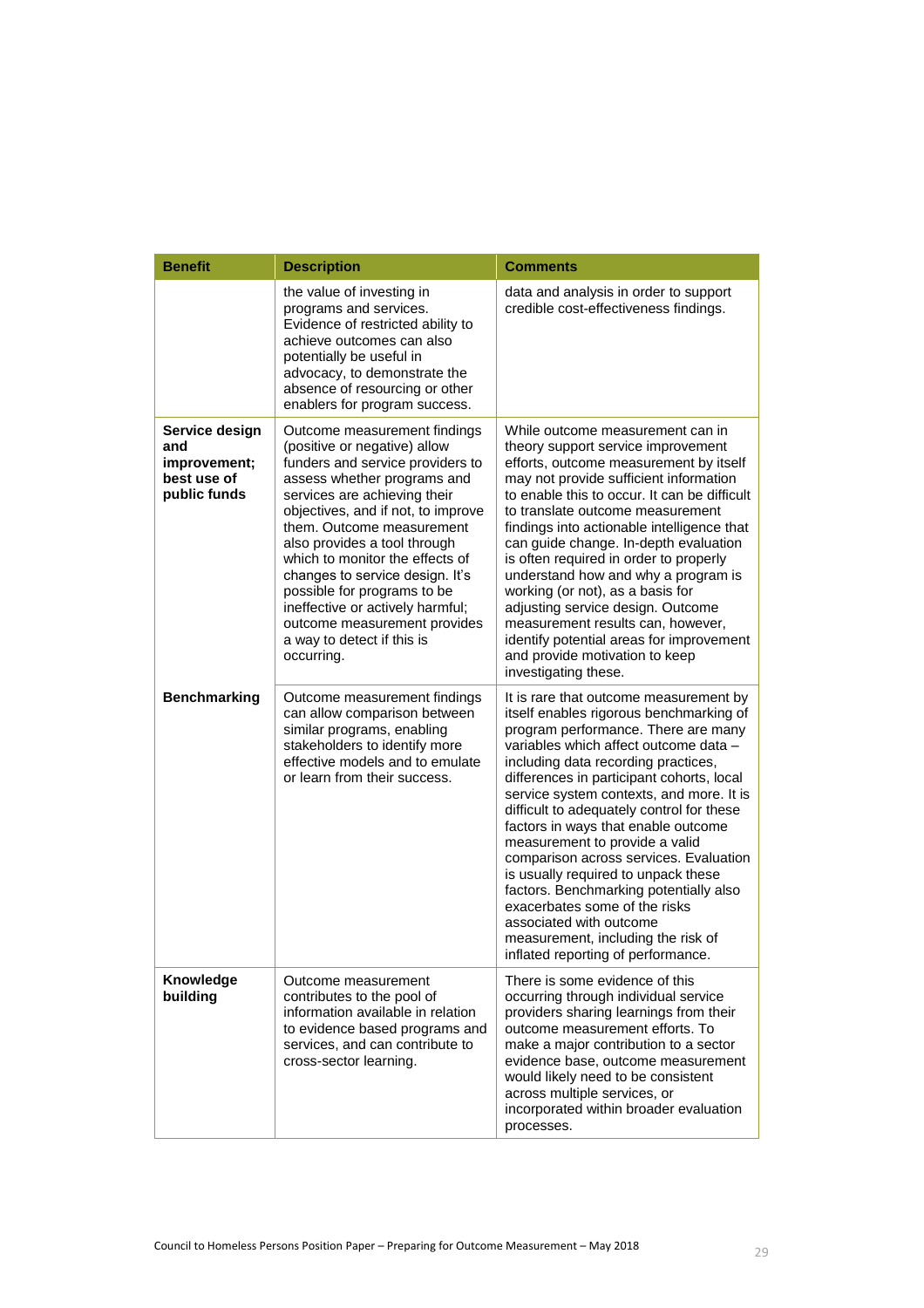| Benefit | Description | Comments |
|---|---|---|
| | the value of investing in programs and services. Evidence of restricted ability to achieve outcomes can also potentially be useful in advocacy, to demonstrate the absence of resourcing or other enablers for program success. | data and analysis in order to support credible cost-effectiveness findings. |
| **Service design and improvement; best use of public funds** | Outcome measurement findings (positive or negative) allow funders and service providers to assess whether programs and services are achieving their objectives, and if not, to improve them. Outcome measurement also provides a tool through which to monitor the effects of changes to service design. It's possible for programs to be ineffective or actively harmful; outcome measurement provides a way to detect if this is occurring. | While outcome measurement can in theory support service improvement efforts, outcome measurement by itself may not provide sufficient information to enable this to occur. It can be difficult to translate outcome measurement findings into actionable intelligence that can guide change. In-depth evaluation is often required in order to properly understand how and why a program is working (or not), as a basis for adjusting service design. Outcome measurement results can, however, identify potential areas for improvement and provide motivation to keep investigating these. |
| **Benchmarking** | Outcome measurement findings can allow comparison between similar programs, enabling stakeholders to identify more effective models and to emulate or learn from their success. | It is rare that outcome measurement by itself enables rigorous benchmarking of program performance. There are many variables which affect outcome data – including data recording practices, differences in participant cohorts, local service system contexts, and more. It is difficult to adequately control for these factors in ways that enable outcome measurement to provide a valid comparison across services. Evaluation is usually required to unpack these factors. Benchmarking potentially also exacerbates some of the risks associated with outcome measurement, including the risk of inflated reporting of performance. |
| **Knowledge building** | Outcome measurement contributes to the pool of information available in relation to evidence based programs and services, and can contribute to cross-sector learning. | There is some evidence of this occurring through individual service providers sharing learnings from their outcome measurement efforts. To make a major contribution to a sector evidence base, outcome measurement would likely need to be consistent across multiple services, or incorporated within broader evaluation processes. |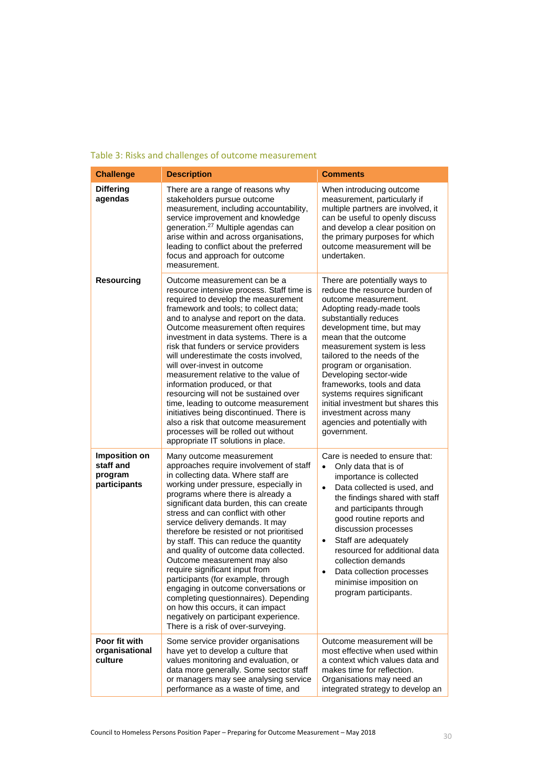Table 3: Risks and challenges of outcome measurement

| Challenge | Description | Comments |
| --- | --- | --- |
| **Differing agendas** | There are a range of reasons why stakeholders pursue outcome measurement, including accountability, service improvement and knowledge generation.[27] Multiple agendas can arise within and across organisations, leading to conflict about the preferred focus and approach for outcome measurement. | When introducing outcome measurement, particularly if multiple partners are involved, it can be useful to openly discuss and develop a clear position on the primary purposes for which outcome measurement will be undertaken. |
| **Resourcing** | Outcome measurement can be a resource intensive process. Staff time is required to develop the measurement framework and tools; to collect data; and to analyse and report on the data. Outcome measurement often requires investment in data systems. There is a risk that funders or service providers will underestimate the costs involved, will over-invest in outcome measurement relative to the value of information produced, or that resourcing will not be sustained over time, leading to outcome measurement initiatives being discontinued. There is also a risk that outcome measurement processes will be rolled out without appropriate IT solutions in place. | There are potentially ways to reduce the resource burden of outcome measurement. Adopting ready-made tools substantially reduces development time, but may mean that the outcome measurement system is less tailored to the needs of the program or organisation. Developing sector-wide frameworks, tools and data systems requires significant initial investment but shares this investment across many agencies and potentially with government. |
| **Imposition on staff and program participants** | Many outcome measurement approaches require involvement of staff in collecting data. Where staff are working under pressure, especially in programs where there is already a significant data burden, this can create stress and can conflict with other service delivery demands. It may therefore be resisted or not prioritised by staff. This can reduce the quantity and quality of outcome data collected. Outcome measurement may also require significant input from participants (for example, through engaging in outcome conversations or completing questionnaires). Depending on how this occurs, it can impact negatively on participant experience. There is a risk of over-surveying. | Care is needed to ensure that:<br>• Only data that is of importance is collected<br>• Data collected is used, and the findings shared with staff and participants through good routine reports and discussion processes<br>• Staff are adequately resourced for additional data collection demands<br>• Data collection processes minimise imposition on program participants. |
| **Poor fit with organisational culture** | Some service provider organisations have yet to develop a culture that values monitoring and evaluation, or data more generally. Some sector staff or managers may see analysing service performance as a waste of time, and | Outcome measurement will be most effective when used within a context which values data and makes time for reflection. Organisations may need an integrated strategy to develop an |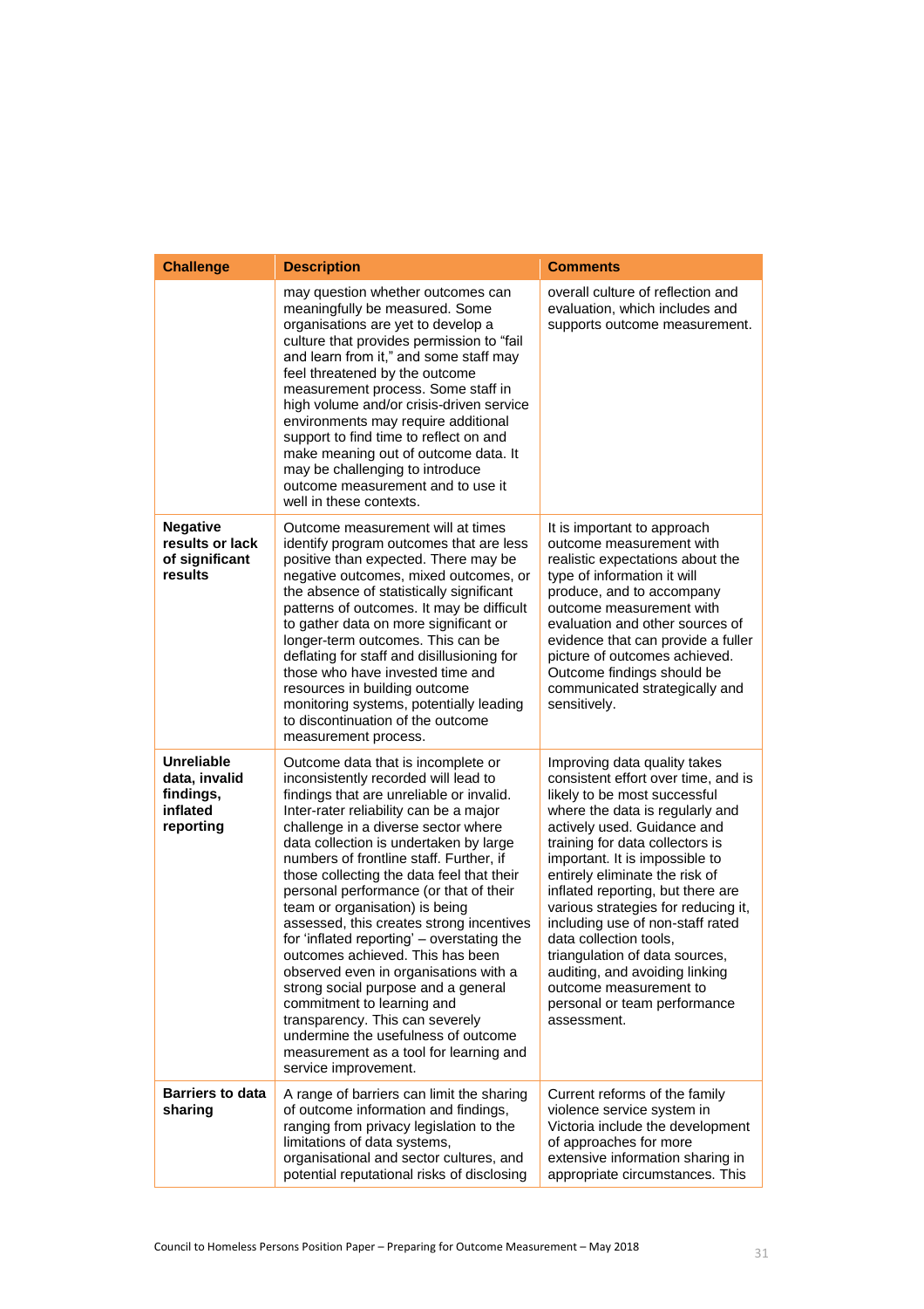| Challenge | Description | Comments |
| --- | --- | --- |
| | may question whether outcomes can meaningfully be measured. Some organisations are yet to develop a culture that provides permission to “fail and learn from it,” and some staff may feel threatened by the outcome measurement process. Some staff in high volume and/or crisis-driven service environments may require additional support to find time to reflect on and make meaning out of outcome data. It may be challenging to introduce outcome measurement and to use it well in these contexts. | overall culture of reflection and evaluation, which includes and supports outcome measurement. |
| **Negative results or lack of significant results** | Outcome measurement will at times identify program outcomes that are less positive than expected. There may be negative outcomes, mixed outcomes, or the absence of statistically significant patterns of outcomes. It may be difficult to gather data on more significant or longer-term outcomes. This can be deflating for staff and disillusioning for those who have invested time and resources in building outcome monitoring systems, potentially leading to discontinuation of the outcome measurement process. | It is important to approach outcome measurement with realistic expectations about the type of information it will produce, and to accompany outcome measurement with evaluation and other sources of evidence that can provide a fuller picture of outcomes achieved. Outcome findings should be communicated strategically and sensitively. |
| **Unreliable data, invalid findings, inflated reporting** | Outcome data that is incomplete or inconsistently recorded will lead to findings that are unreliable or invalid. Inter-rater reliability can be a major challenge in a diverse sector where data collection is undertaken by large numbers of frontline staff. Further, if those collecting the data feel that their personal performance (or that of their team or organisation) is being assessed, this creates strong incentives for ‘inflated reporting’ – overstating the outcomes achieved. This has been observed even in organisations with a strong social purpose and a general commitment to learning and transparency. This can severely undermine the usefulness of outcome measurement as a tool for learning and service improvement. | Improving data quality takes consistent effort over time, and is likely to be most successful where the data is regularly and actively used. Guidance and training for data collectors is important. It is impossible to entirely eliminate the risk of inflated reporting, but there are various strategies for reducing it, including use of non-staff rated data collection tools, triangulation of data sources, auditing, and avoiding linking outcome measurement to personal or team performance assessment. |
| **Barriers to data sharing** | A range of barriers can limit the sharing of outcome information and findings, ranging from privacy legislation to the limitations of data systems, organisational and sector cultures, and potential reputational risks of disclosing | Current reforms of the family violence service system in Victoria include the development of approaches for more extensive information sharing in appropriate circumstances. This |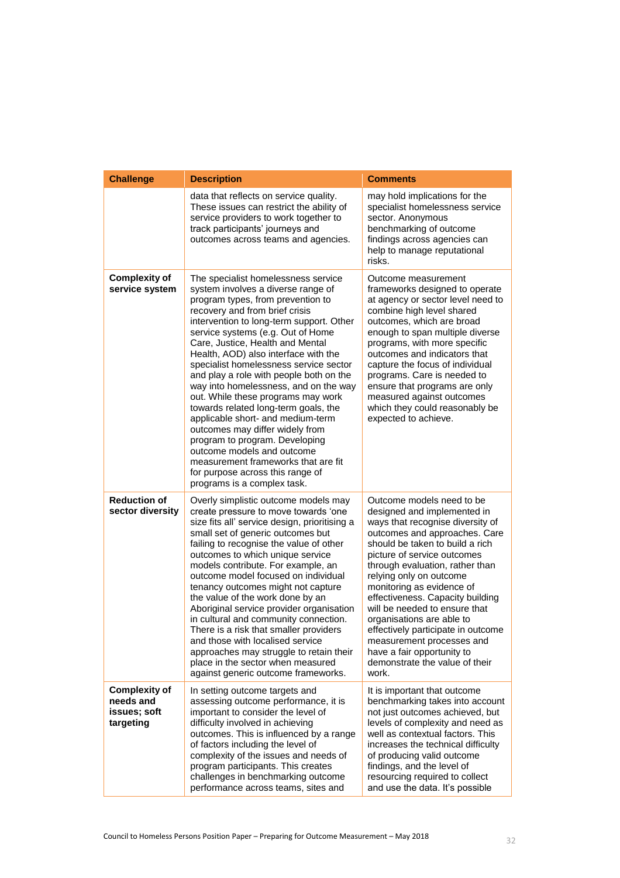| Challenge | Description | Comments |
|---|---|---|
| | data that reflects on service quality. These issues can restrict the ability of service providers to work together to track participants' journeys and outcomes across teams and agencies. | may hold implications for the specialist homelessness service sector. Anonymous benchmarking of outcome findings across agencies can help to manage reputational risks. |
| **Complexity of service system** | The specialist homelessness service system involves a diverse range of program types, from prevention to recovery and from brief crisis intervention to long-term support. Other service systems (e.g. Out of Home Care, Justice, Health and Mental Health, AOD) also interface with the specialist homelessness service sector and play a role with people both on the way into homelessness, and on the way out. While these programs may work towards related long-term goals, the applicable short- and medium-term outcomes may differ widely from program to program. Developing outcome models and outcome measurement frameworks that are fit for purpose across this range of programs is a complex task. | Outcome measurement frameworks designed to operate at agency or sector level need to combine high level shared outcomes, which are broad enough to span multiple diverse programs, with more specific outcomes and indicators that capture the focus of individual programs. Care is needed to ensure that programs are only measured against outcomes which they could reasonably be expected to achieve. |
| **Reduction of sector diversity** | Overly simplistic outcome models may create pressure to move towards 'one size fits all' service design, prioritising a small set of generic outcomes but failing to recognise the value of other outcomes to which unique service models contribute. For example, an outcome model focused on individual tenancy outcomes might not capture the value of the work done by an Aboriginal service provider organisation in cultural and community connection. There is a risk that smaller providers and those with localised service approaches may struggle to retain their place in the sector when measured against generic outcome frameworks. | Outcome models need to be designed and implemented in ways that recognise diversity of outcomes and approaches. Care should be taken to build a rich picture of service outcomes through evaluation, rather than relying only on outcome monitoring as evidence of effectiveness. Capacity building will be needed to ensure that organisations are able to effectively participate in outcome measurement processes and have a fair opportunity to demonstrate the value of their work. |
| **Complexity of needs and issues; soft targeting** | In setting outcome targets and assessing outcome performance, it is important to consider the level of difficulty involved in achieving outcomes. This is influenced by a range of factors including the level of complexity of the issues and needs of program participants. This creates challenges in benchmarking outcome performance across teams, sites and | It is important that outcome benchmarking takes into account not just outcomes achieved, but levels of complexity and need as well as contextual factors. This increases the technical difficulty of producing valid outcome findings, and the level of resourcing required to collect and use the data. It's possible |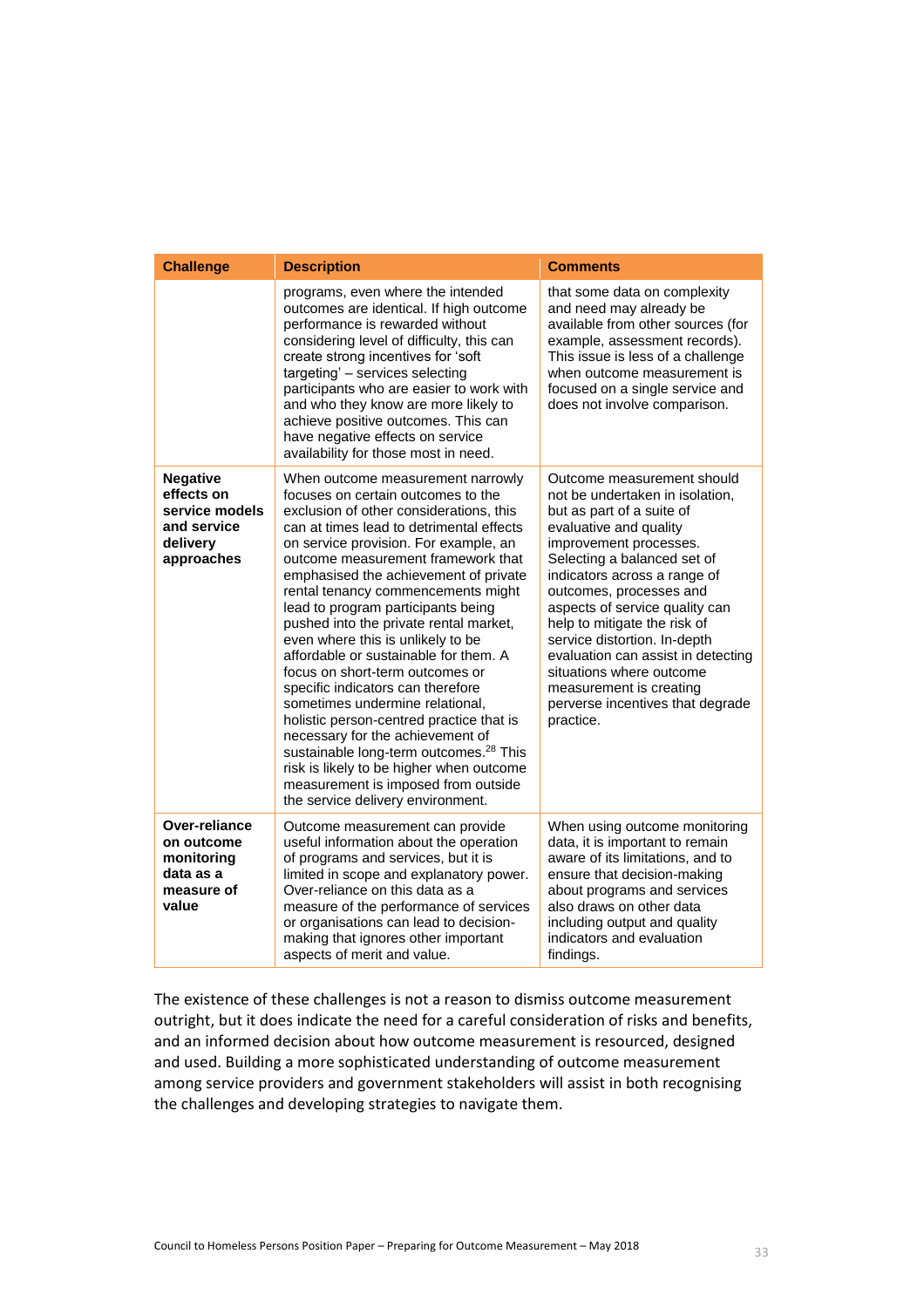| Challenge | Description | Comments |
|---|---|---|
| | programs, even where the intended outcomes are identical. If high outcome performance is rewarded without considering level of difficulty, this can create strong incentives for 'soft targeting' – services selecting participants who are easier to work with and who they know are more likely to achieve positive outcomes. This can have negative effects on service availability for those most in need. | that some data on complexity and need may already be available from other sources (for example, assessment records). This issue is less of a challenge when outcome measurement is focused on a single service and does not involve comparison. |
| **Negative effects on service models and service delivery approaches** | When outcome measurement narrowly focuses on certain outcomes to the exclusion of other considerations, this can at times lead to detrimental effects on service provision. For example, an outcome measurement framework that emphasised the achievement of private rental tenancy commencements might lead to program participants being pushed into the private rental market, even where this is unlikely to be affordable or sustainable for them. A focus on short-term outcomes or specific indicators can therefore sometimes undermine relational, holistic person-centred practice that is necessary for the achievement of sustainable long-term outcomes.[28] This risk is likely to be higher when outcome measurement is imposed from outside the service delivery environment. | Outcome measurement should not be undertaken in isolation, but as part of a suite of evaluative and quality improvement processes. Selecting a balanced set of indicators across a range of outcomes, processes and aspects of service quality can help to mitigate the risk of service distortion. In-depth evaluation can assist in detecting situations where outcome measurement is creating perverse incentives that degrade practice. |
| **Over-reliance on outcome monitoring data as a measure of value** | Outcome measurement can provide useful information about the operation of programs and services, but it is limited in scope and explanatory power. Over-reliance on this data as a measure of the performance of services or organisations can lead to decision-making that ignores other important aspects of merit and value. | When using outcome monitoring data, it is important to remain aware of its limitations, and to ensure that decision-making about programs and services also draws on other data including output and quality indicators and evaluation findings. |

The existence of these challenges is not a reason to dismiss outcome measurement outright, but it does indicate the need for a careful consideration of risks and benefits, and an informed decision about how outcome measurement is resourced, designed and used. Building a more sophisticated understanding of outcome measurement among service providers and government stakeholders will assist in both recognising the challenges and developing strategies to navigate them.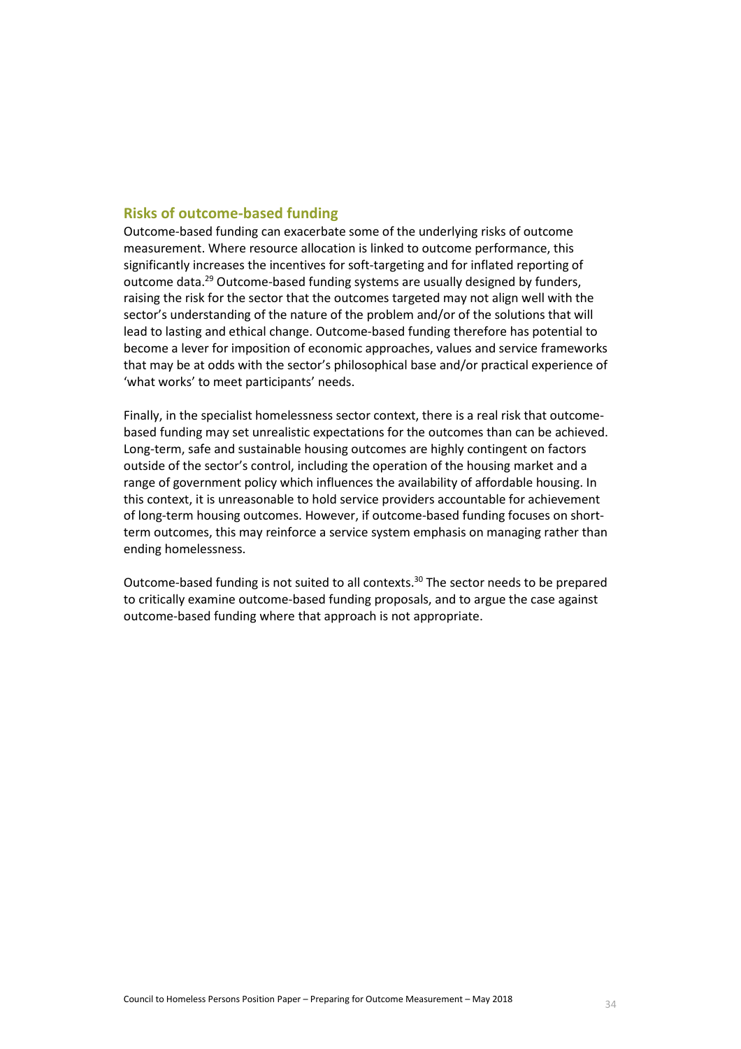## Risks of outcome-based funding

Outcome-based funding can exacerbate some of the underlying risks of outcome measurement. Where resource allocation is linked to outcome performance, this significantly increases the incentives for soft-targeting and for inflated reporting of outcome data.[29] Outcome-based funding systems are usually designed by funders, raising the risk for the sector that the outcomes targeted may not align well with the sector's understanding of the nature of the problem and/or of the solutions that will lead to lasting and ethical change. Outcome-based funding therefore has potential to become a lever for imposition of economic approaches, values and service frameworks that may be at odds with the sector's philosophical base and/or practical experience of 'what works' to meet participants' needs.

Finally, in the specialist homelessness sector context, there is a real risk that outcome-based funding may set unrealistic expectations for the outcomes than can be achieved. Long-term, safe and sustainable housing outcomes are highly contingent on factors outside of the sector's control, including the operation of the housing market and a range of government policy which influences the availability of affordable housing. In this context, it is unreasonable to hold service providers accountable for achievement of long-term housing outcomes. However, if outcome-based funding focuses on short-term outcomes, this may reinforce a service system emphasis on managing rather than ending homelessness.

Outcome-based funding is not suited to all contexts.[30] The sector needs to be prepared to critically examine outcome-based funding proposals, and to argue the case against outcome-based funding where that approach is not appropriate.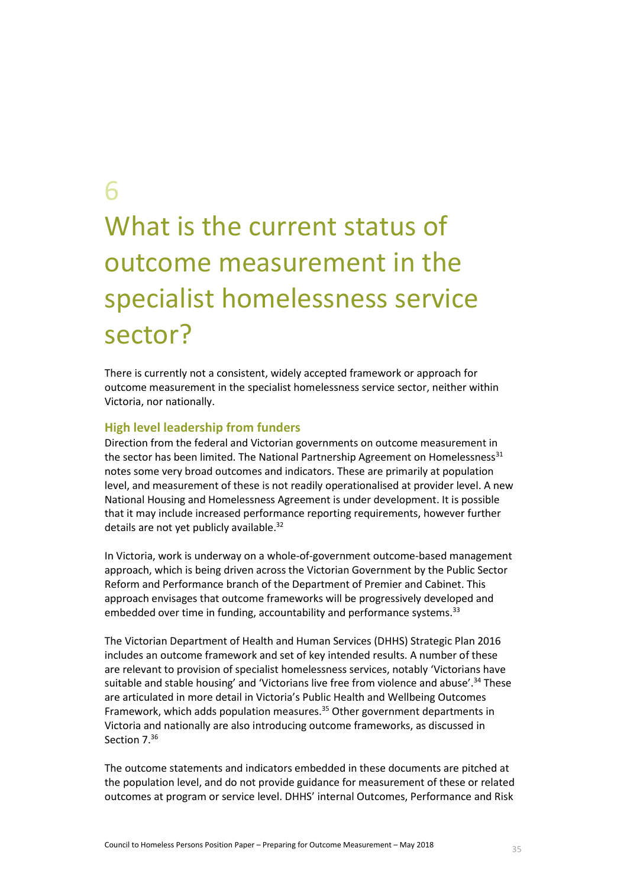# 6 What is the current status of outcome measurement in the specialist homelessness service sector?

There is currently not a consistent, widely accepted framework or approach for outcome measurement in the specialist homelessness service sector, neither within Victoria, nor nationally.

## High level leadership from funders

Direction from the federal and Victorian governments on outcome measurement in the sector has been limited. The National Partnership Agreement on Homelessness[31] notes some very broad outcomes and indicators. These are primarily at population level, and measurement of these is not readily operationalised at provider level. A new National Housing and Homelessness Agreement is under development. It is possible that it may include increased performance reporting requirements, however further details are not yet publicly available.[32]

In Victoria, work is underway on a whole-of-government outcome-based management approach, which is being driven across the Victorian Government by the Public Sector Reform and Performance branch of the Department of Premier and Cabinet. This approach envisages that outcome frameworks will be progressively developed and embedded over time in funding, accountability and performance systems.[33]

The Victorian Department of Health and Human Services (DHHS) Strategic Plan 2016 includes an outcome framework and set of key intended results. A number of these are relevant to provision of specialist homelessness services, notably 'Victorians have suitable and stable housing' and 'Victorians live free from violence and abuse'.[34] These are articulated in more detail in Victoria's Public Health and Wellbeing Outcomes Framework, which adds population measures.[35] Other government departments in Victoria and nationally are also introducing outcome frameworks, as discussed in Section 7.[36]

The outcome statements and indicators embedded in these documents are pitched at the population level, and do not provide guidance for measurement of these or related outcomes at program or service level. DHHS' internal Outcomes, Performance and Risk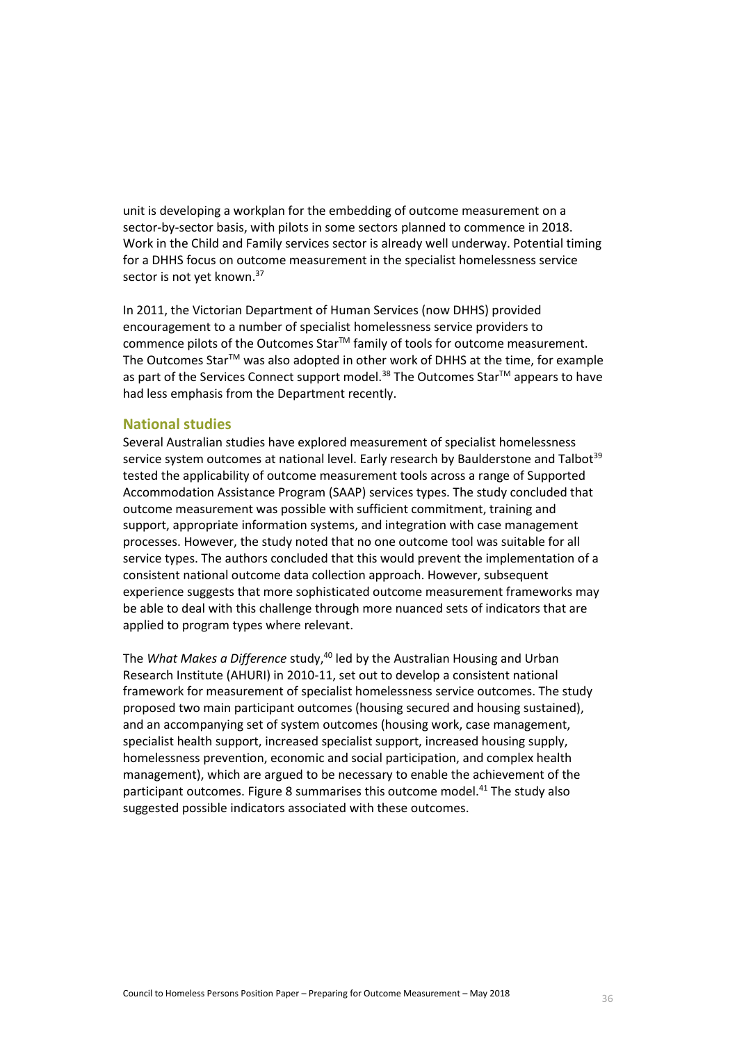unit is developing a workplan for the embedding of outcome measurement on a sector-by-sector basis, with pilots in some sectors planned to commence in 2018. Work in the Child and Family services sector is already well underway. Potential timing for a DHHS focus on outcome measurement in the specialist homelessness service sector is not yet known.[37]

In 2011, the Victorian Department of Human Services (now DHHS) provided encouragement to a number of specialist homelessness service providers to commence pilots of the Outcomes Star™ family of tools for outcome measurement. The Outcomes Star™ was also adopted in other work of DHHS at the time, for example as part of the Services Connect support model.[38] The Outcomes Star™ appears to have had less emphasis from the Department recently.

## National studies

Several Australian studies have explored measurement of specialist homelessness service system outcomes at national level. Early research by Baulderstone and Talbot[39] tested the applicability of outcome measurement tools across a range of Supported Accommodation Assistance Program (SAAP) services types. The study concluded that outcome measurement was possible with sufficient commitment, training and support, appropriate information systems, and integration with case management processes. However, the study noted that no one outcome tool was suitable for all service types. The authors concluded that this would prevent the implementation of a consistent national outcome data collection approach. However, subsequent experience suggests that more sophisticated outcome measurement frameworks may be able to deal with this challenge through more nuanced sets of indicators that are applied to program types where relevant.

The *What Makes a Difference* study,[40] led by the Australian Housing and Urban Research Institute (AHURI) in 2010-11, set out to develop a consistent national framework for measurement of specialist homelessness service outcomes. The study proposed two main participant outcomes (housing secured and housing sustained), and an accompanying set of system outcomes (housing work, case management, specialist health support, increased specialist support, increased housing supply, homelessness prevention, economic and social participation, and complex health management), which are argued to be necessary to enable the achievement of the participant outcomes. Figure 8 summarises this outcome model.[41] The study also suggested possible indicators associated with these outcomes.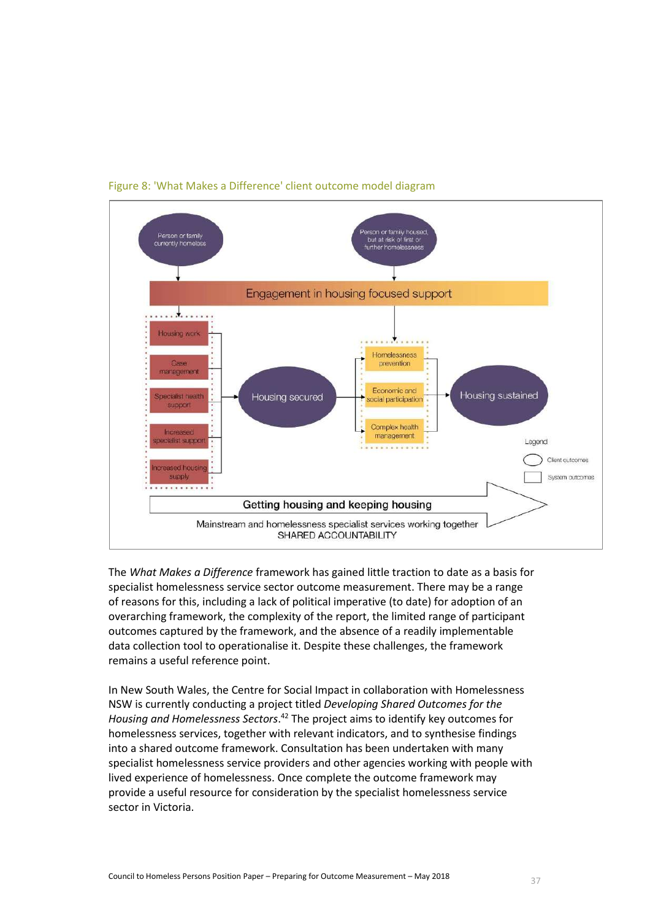Figure 8: 'What Makes a Difference' client outcome model diagram

The *What Makes a Difference* framework has gained little traction to date as a basis for specialist homelessness service sector outcome measurement. There may be a range of reasons for this, including a lack of political imperative (to date) for adoption of an overarching framework, the complexity of the report, the limited range of participant outcomes captured by the framework, and the absence of a readily implementable data collection tool to operationalise it. Despite these challenges, the framework remains a useful reference point.

In New South Wales, the Centre for Social Impact in collaboration with Homelessness NSW is currently conducting a project titled *Developing Shared Outcomes for the Housing and Homelessness Sectors*.[42] The project aims to identify key outcomes for homelessness services, together with relevant indicators, and to synthesise findings into a shared outcome framework. Consultation has been undertaken with many specialist homelessness service providers and other agencies working with people with lived experience of homelessness. Once complete the outcome framework may provide a useful resource for consideration by the specialist homelessness service sector in Victoria.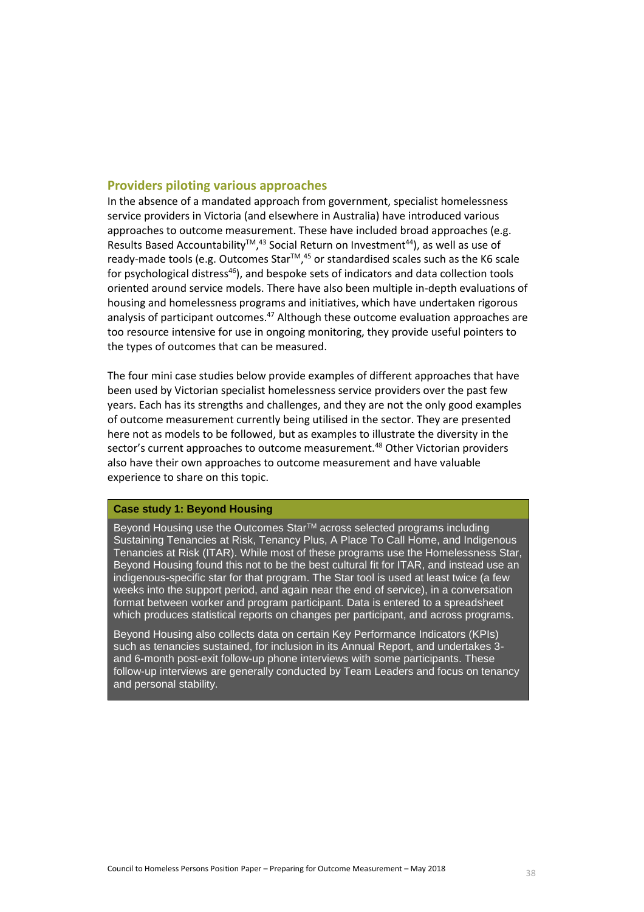## Providers piloting various approaches

In the absence of a mandated approach from government, specialist homelessness service providers in Victoria (and elsewhere in Australia) have introduced various approaches to outcome measurement. These have included broad approaches (e.g. Results Based Accountability™,[43] Social Return on Investment[44]), as well as use of ready-made tools (e.g. Outcomes Star™,[45] or standardised scales such as the K6 scale for psychological distress[46]), and bespoke sets of indicators and data collection tools oriented around service models. There have also been multiple in-depth evaluations of housing and homelessness programs and initiatives, which have undertaken rigorous analysis of participant outcomes.[47] Although these outcome evaluation approaches are too resource intensive for use in ongoing monitoring, they provide useful pointers to the types of outcomes that can be measured.

The four mini case studies below provide examples of different approaches that have been used by Victorian specialist homelessness service providers over the past few years. Each has its strengths and challenges, and they are not the only good examples of outcome measurement currently being utilised in the sector. They are presented here not as models to be followed, but as examples to illustrate the diversity in the sector's current approaches to outcome measurement.[48] Other Victorian providers also have their own approaches to outcome measurement and have valuable experience to share on this topic.

**Case study 1: Beyond Housing**

Beyond Housing use the Outcomes Star™ across selected programs including Sustaining Tenancies at Risk, Tenancy Plus, A Place To Call Home, and Indigenous Tenancies at Risk (ITAR). While most of these programs use the Homelessness Star, Beyond Housing found this not to be the best cultural fit for ITAR, and instead use an indigenous-specific star for that program. The Star tool is used at least twice (a few weeks into the support period, and again near the end of service), in a conversation format between worker and program participant. Data is entered to a spreadsheet which produces statistical reports on changes per participant, and across programs.

Beyond Housing also collects data on certain Key Performance Indicators (KPIs) such as tenancies sustained, for inclusion in its Annual Report, and undertakes 3- and 6-month post-exit follow-up phone interviews with some participants. These follow-up interviews are generally conducted by Team Leaders and focus on tenancy and personal stability.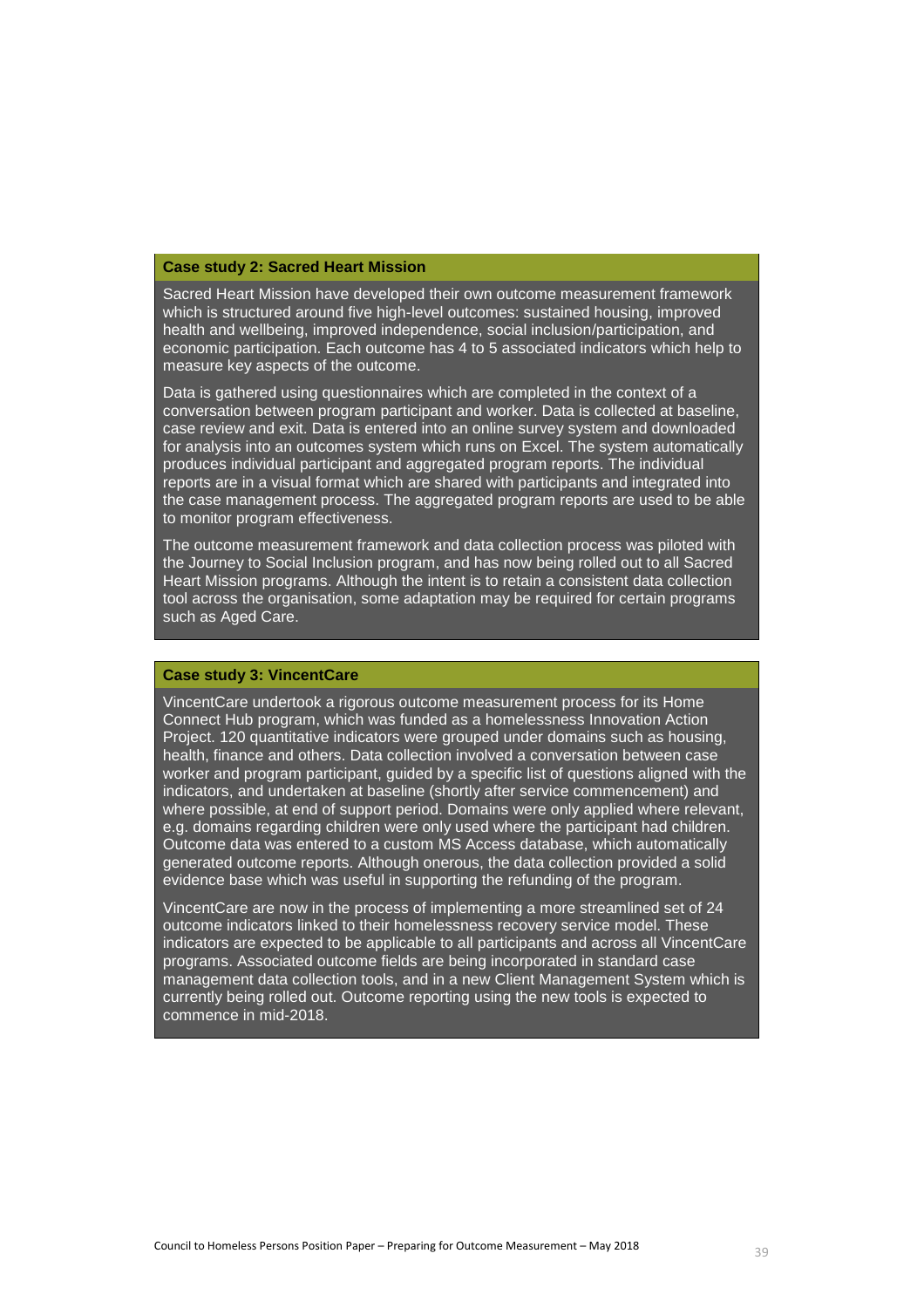**Case study 2: Sacred Heart Mission**

Sacred Heart Mission have developed their own outcome measurement framework which is structured around five high-level outcomes: sustained housing, improved health and wellbeing, improved independence, social inclusion/participation, and economic participation. Each outcome has 4 to 5 associated indicators which help to measure key aspects of the outcome.

Data is gathered using questionnaires which are completed in the context of a conversation between program participant and worker. Data is collected at baseline, case review and exit. Data is entered into an online survey system and downloaded for analysis into an outcomes system which runs on Excel. The system automatically produces individual participant and aggregated program reports. The individual reports are in a visual format which are shared with participants and integrated into the case management process. The aggregated program reports are used to be able to monitor program effectiveness.

The outcome measurement framework and data collection process was piloted with the Journey to Social Inclusion program, and has now being rolled out to all Sacred Heart Mission programs. Although the intent is to retain a consistent data collection tool across the organisation, some adaptation may be required for certain programs such as Aged Care.

**Case study 3: VincentCare**

VincentCare undertook a rigorous outcome measurement process for its Home Connect Hub program, which was funded as a homelessness Innovation Action Project. 120 quantitative indicators were grouped under domains such as housing, health, finance and others. Data collection involved a conversation between case worker and program participant, guided by a specific list of questions aligned with the indicators, and undertaken at baseline (shortly after service commencement) and where possible, at end of support period. Domains were only applied where relevant, e.g. domains regarding children were only used where the participant had children. Outcome data was entered to a custom MS Access database, which automatically generated outcome reports. Although onerous, the data collection provided a solid evidence base which was useful in supporting the refunding of the program.

VincentCare are now in the process of implementing a more streamlined set of 24 outcome indicators linked to their homelessness recovery service model. These indicators are expected to be applicable to all participants and across all VincentCare programs. Associated outcome fields are being incorporated in standard case management data collection tools, and in a new Client Management System which is currently being rolled out. Outcome reporting using the new tools is expected to commence in mid-2018.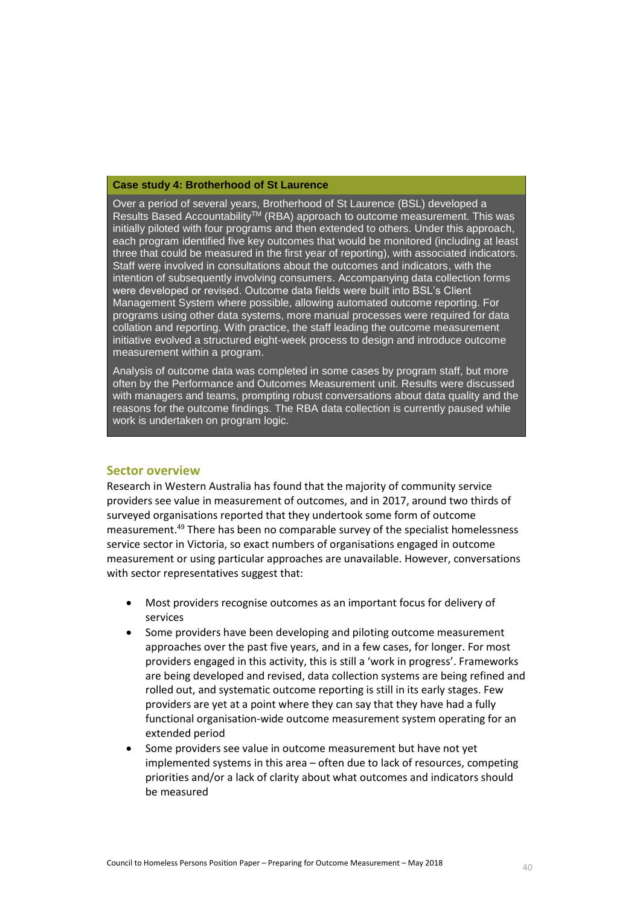**Case study 4: Brotherhood of St Laurence**

Over a period of several years, Brotherhood of St Laurence (BSL) developed a Results Based Accountability™ (RBA) approach to outcome measurement. This was initially piloted with four programs and then extended to others. Under this approach, each program identified five key outcomes that would be monitored (including at least three that could be measured in the first year of reporting), with associated indicators. Staff were involved in consultations about the outcomes and indicators, with the intention of subsequently involving consumers. Accompanying data collection forms were developed or revised. Outcome data fields were built into BSL's Client Management System where possible, allowing automated outcome reporting. For programs using other data systems, more manual processes were required for data collation and reporting. With practice, the staff leading the outcome measurement initiative evolved a structured eight-week process to design and introduce outcome measurement within a program.

Analysis of outcome data was completed in some cases by program staff, but more often by the Performance and Outcomes Measurement unit. Results were discussed with managers and teams, prompting robust conversations about data quality and the reasons for the outcome findings. The RBA data collection is currently paused while work is undertaken on program logic.

## Sector overview

Research in Western Australia has found that the majority of community service providers see value in measurement of outcomes, and in 2017, around two thirds of surveyed organisations reported that they undertook some form of outcome measurement.[49] There has been no comparable survey of the specialist homelessness service sector in Victoria, so exact numbers of organisations engaged in outcome measurement or using particular approaches are unavailable. However, conversations with sector representatives suggest that:

- Most providers recognise outcomes as an important focus for delivery of services
- Some providers have been developing and piloting outcome measurement approaches over the past five years, and in a few cases, for longer. For most providers engaged in this activity, this is still a 'work in progress'. Frameworks are being developed and revised, data collection systems are being refined and rolled out, and systematic outcome reporting is still in its early stages. Few providers are yet at a point where they can say that they have had a fully functional organisation-wide outcome measurement system operating for an extended period
- Some providers see value in outcome measurement but have not yet implemented systems in this area – often due to lack of resources, competing priorities and/or a lack of clarity about what outcomes and indicators should be measured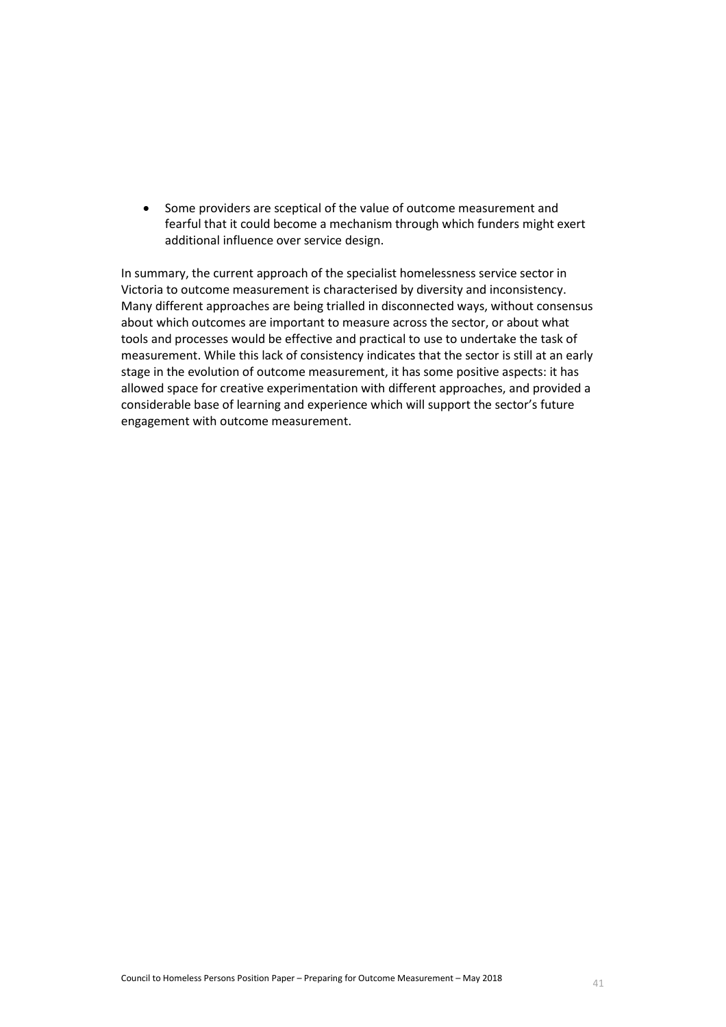- Some providers are sceptical of the value of outcome measurement and fearful that it could become a mechanism through which funders might exert additional influence over service design.

In summary, the current approach of the specialist homelessness service sector in Victoria to outcome measurement is characterised by diversity and inconsistency. Many different approaches are being trialled in disconnected ways, without consensus about which outcomes are important to measure across the sector, or about what tools and processes would be effective and practical to use to undertake the task of measurement. While this lack of consistency indicates that the sector is still at an early stage in the evolution of outcome measurement, it has some positive aspects: it has allowed space for creative experimentation with different approaches, and provided a considerable base of learning and experience which will support the sector's future engagement with outcome measurement.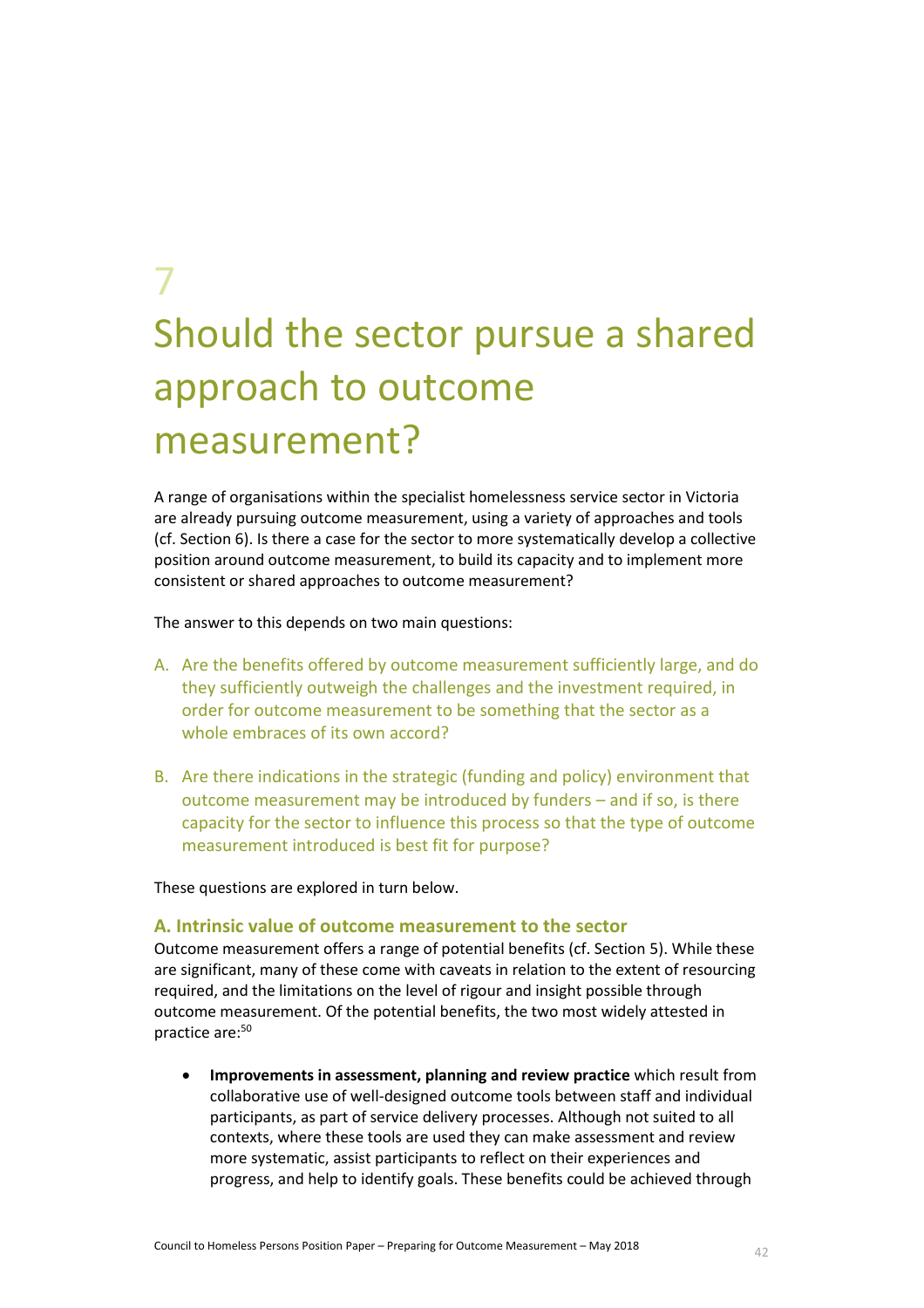# 7

# Should the sector pursue a shared approach to outcome measurement?

A range of organisations within the specialist homelessness service sector in Victoria are already pursuing outcome measurement, using a variety of approaches and tools (cf. Section 6). Is there a case for the sector to more systematically develop a collective position around outcome measurement, to build its capacity and to implement more consistent or shared approaches to outcome measurement?

The answer to this depends on two main questions:

A. Are the benefits offered by outcome measurement sufficiently large, and do they sufficiently outweigh the challenges and the investment required, in order for outcome measurement to be something that the sector as a whole embraces of its own accord?

B. Are there indications in the strategic (funding and policy) environment that outcome measurement may be introduced by funders – and if so, is there capacity for the sector to influence this process so that the type of outcome measurement introduced is best fit for purpose?

These questions are explored in turn below.

### A. Intrinsic value of outcome measurement to the sector

Outcome measurement offers a range of potential benefits (cf. Section 5). While these are significant, many of these come with caveats in relation to the extent of resourcing required, and the limitations on the level of rigour and insight possible through outcome measurement. Of the potential benefits, the two most widely attested in practice are:[50]

- **Improvements in assessment, planning and review practice** which result from collaborative use of well-designed outcome tools between staff and individual participants, as part of service delivery processes. Although not suited to all contexts, where these tools are used they can make assessment and review more systematic, assist participants to reflect on their experiences and progress, and help to identify goals. These benefits could be achieved through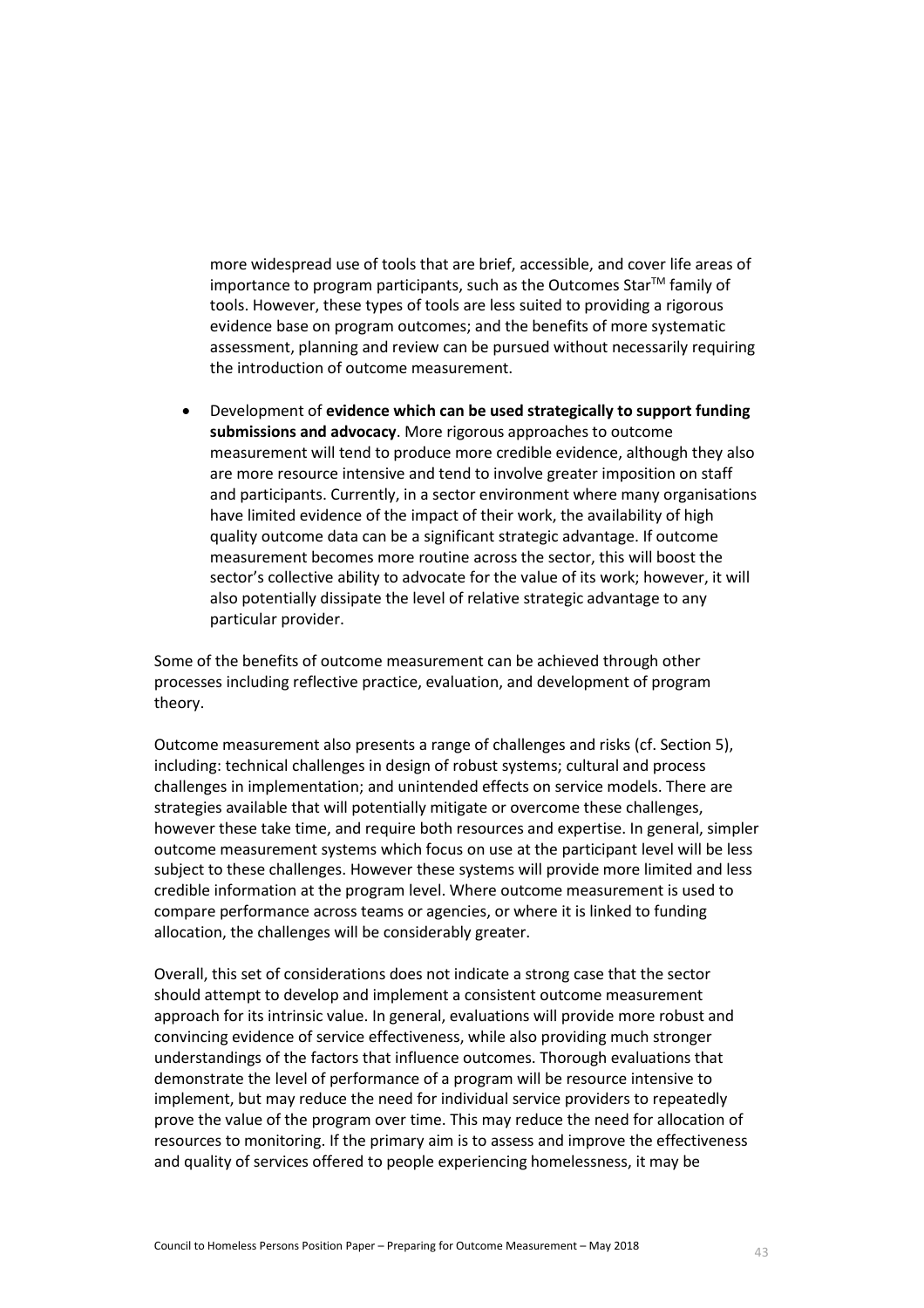more widespread use of tools that are brief, accessible, and cover life areas of importance to program participants, such as the Outcomes Star™ family of tools. However, these types of tools are less suited to providing a rigorous evidence base on program outcomes; and the benefits of more systematic assessment, planning and review can be pursued without necessarily requiring the introduction of outcome measurement.

- Development of **evidence which can be used strategically to support funding submissions and advocacy**. More rigorous approaches to outcome measurement will tend to produce more credible evidence, although they also are more resource intensive and tend to involve greater imposition on staff and participants. Currently, in a sector environment where many organisations have limited evidence of the impact of their work, the availability of high quality outcome data can be a significant strategic advantage. If outcome measurement becomes more routine across the sector, this will boost the sector's collective ability to advocate for the value of its work; however, it will also potentially dissipate the level of relative strategic advantage to any particular provider.

Some of the benefits of outcome measurement can be achieved through other processes including reflective practice, evaluation, and development of program theory.

Outcome measurement also presents a range of challenges and risks (cf. Section 5), including: technical challenges in design of robust systems; cultural and process challenges in implementation; and unintended effects on service models. There are strategies available that will potentially mitigate or overcome these challenges, however these take time, and require both resources and expertise. In general, simpler outcome measurement systems which focus on use at the participant level will be less subject to these challenges. However these systems will provide more limited and less credible information at the program level. Where outcome measurement is used to compare performance across teams or agencies, or where it is linked to funding allocation, the challenges will be considerably greater.

Overall, this set of considerations does not indicate a strong case that the sector should attempt to develop and implement a consistent outcome measurement approach for its intrinsic value. In general, evaluations will provide more robust and convincing evidence of service effectiveness, while also providing much stronger understandings of the factors that influence outcomes. Thorough evaluations that demonstrate the level of performance of a program will be resource intensive to implement, but may reduce the need for individual service providers to repeatedly prove the value of the program over time. This may reduce the need for allocation of resources to monitoring. If the primary aim is to assess and improve the effectiveness and quality of services offered to people experiencing homelessness, it may be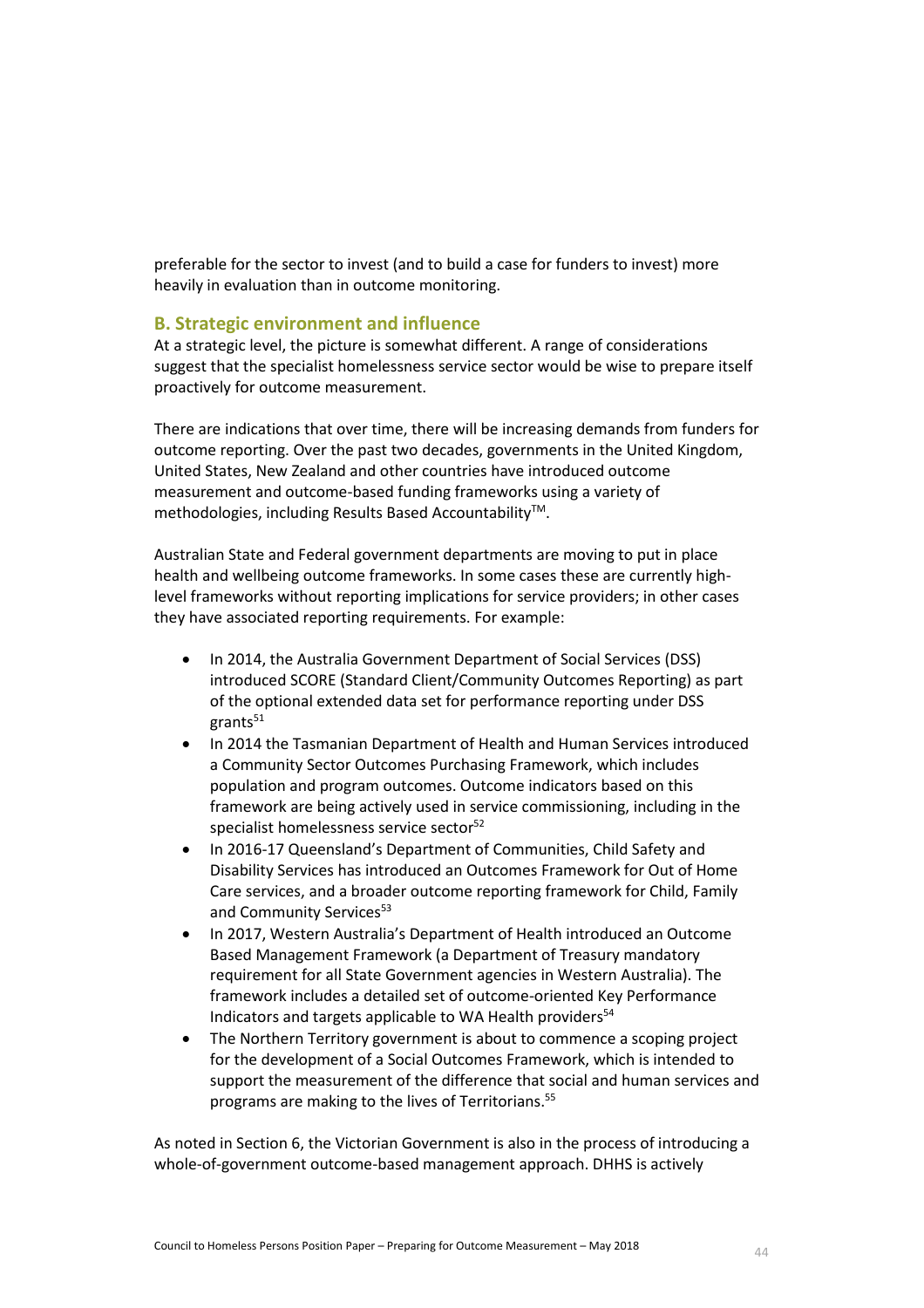preferable for the sector to invest (and to build a case for funders to invest) more heavily in evaluation than in outcome monitoring.

### B. Strategic environment and influence

At a strategic level, the picture is somewhat different. A range of considerations suggest that the specialist homelessness service sector would be wise to prepare itself proactively for outcome measurement.

There are indications that over time, there will be increasing demands from funders for outcome reporting. Over the past two decades, governments in the United Kingdom, United States, New Zealand and other countries have introduced outcome measurement and outcome-based funding frameworks using a variety of methodologies, including Results Based Accountability™.

Australian State and Federal government departments are moving to put in place health and wellbeing outcome frameworks. In some cases these are currently high-level frameworks without reporting implications for service providers; in other cases they have associated reporting requirements. For example:

- In 2014, the Australia Government Department of Social Services (DSS) introduced SCORE (Standard Client/Community Outcomes Reporting) as part of the optional extended data set for performance reporting under DSS grants[51]
- In 2014 the Tasmanian Department of Health and Human Services introduced a Community Sector Outcomes Purchasing Framework, which includes population and program outcomes. Outcome indicators based on this framework are being actively used in service commissioning, including in the specialist homelessness service sector[52]
- In 2016-17 Queensland's Department of Communities, Child Safety and Disability Services has introduced an Outcomes Framework for Out of Home Care services, and a broader outcome reporting framework for Child, Family and Community Services[53]
- In 2017, Western Australia's Department of Health introduced an Outcome Based Management Framework (a Department of Treasury mandatory requirement for all State Government agencies in Western Australia). The framework includes a detailed set of outcome-oriented Key Performance Indicators and targets applicable to WA Health providers[54]
- The Northern Territory government is about to commence a scoping project for the development of a Social Outcomes Framework, which is intended to support the measurement of the difference that social and human services and programs are making to the lives of Territorians.[55]

As noted in Section 6, the Victorian Government is also in the process of introducing a whole-of-government outcome-based management approach. DHHS is actively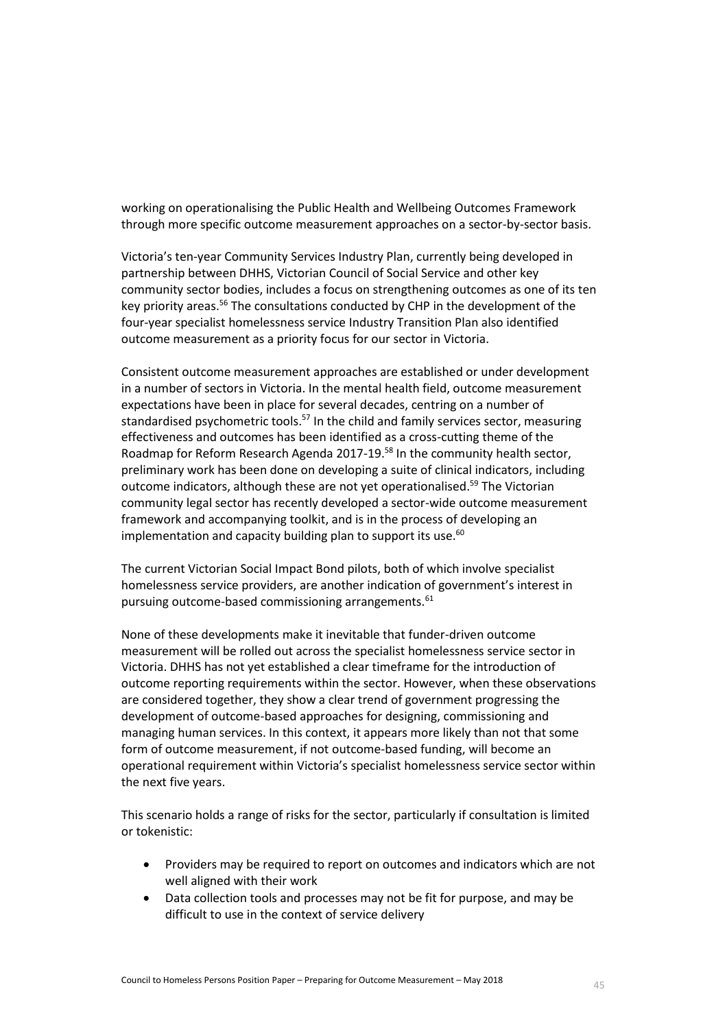working on operationalising the Public Health and Wellbeing Outcomes Framework through more specific outcome measurement approaches on a sector-by-sector basis.

Victoria's ten-year Community Services Industry Plan, currently being developed in partnership between DHHS, Victorian Council of Social Service and other key community sector bodies, includes a focus on strengthening outcomes as one of its ten key priority areas.[56] The consultations conducted by CHP in the development of the four-year specialist homelessness service Industry Transition Plan also identified outcome measurement as a priority focus for our sector in Victoria.

Consistent outcome measurement approaches are established or under development in a number of sectors in Victoria. In the mental health field, outcome measurement expectations have been in place for several decades, centring on a number of standardised psychometric tools.[57] In the child and family services sector, measuring effectiveness and outcomes has been identified as a cross-cutting theme of the Roadmap for Reform Research Agenda 2017-19.[58] In the community health sector, preliminary work has been done on developing a suite of clinical indicators, including outcome indicators, although these are not yet operationalised.[59] The Victorian community legal sector has recently developed a sector-wide outcome measurement framework and accompanying toolkit, and is in the process of developing an implementation and capacity building plan to support its use.[60]

The current Victorian Social Impact Bond pilots, both of which involve specialist homelessness service providers, are another indication of government's interest in pursuing outcome-based commissioning arrangements.[61]

None of these developments make it inevitable that funder-driven outcome measurement will be rolled out across the specialist homelessness service sector in Victoria. DHHS has not yet established a clear timeframe for the introduction of outcome reporting requirements within the sector. However, when these observations are considered together, they show a clear trend of government progressing the development of outcome-based approaches for designing, commissioning and managing human services. In this context, it appears more likely than not that some form of outcome measurement, if not outcome-based funding, will become an operational requirement within Victoria's specialist homelessness service sector within the next five years.

This scenario holds a range of risks for the sector, particularly if consultation is limited or tokenistic:

- Providers may be required to report on outcomes and indicators which are not well aligned with their work
- Data collection tools and processes may not be fit for purpose, and may be difficult to use in the context of service delivery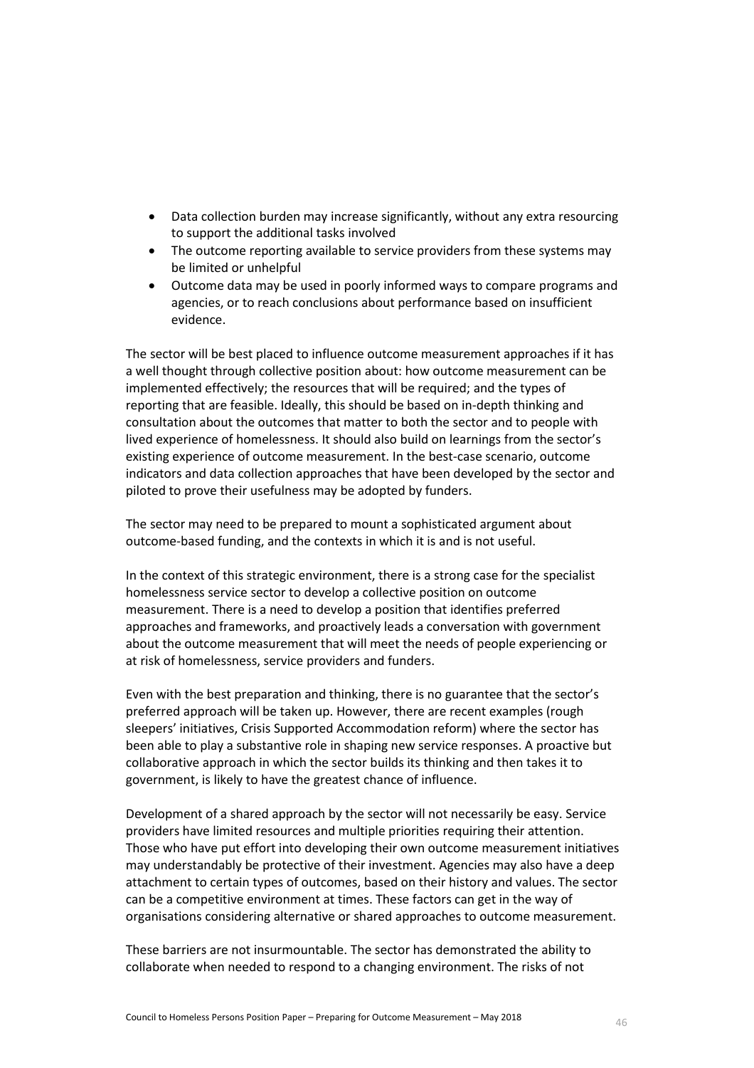- Data collection burden may increase significantly, without any extra resourcing to support the additional tasks involved
- The outcome reporting available to service providers from these systems may be limited or unhelpful
- Outcome data may be used in poorly informed ways to compare programs and agencies, or to reach conclusions about performance based on insufficient evidence.

The sector will be best placed to influence outcome measurement approaches if it has a well thought through collective position about: how outcome measurement can be implemented effectively; the resources that will be required; and the types of reporting that are feasible. Ideally, this should be based on in-depth thinking and consultation about the outcomes that matter to both the sector and to people with lived experience of homelessness. It should also build on learnings from the sector's existing experience of outcome measurement. In the best-case scenario, outcome indicators and data collection approaches that have been developed by the sector and piloted to prove their usefulness may be adopted by funders.

The sector may need to be prepared to mount a sophisticated argument about outcome-based funding, and the contexts in which it is and is not useful.

In the context of this strategic environment, there is a strong case for the specialist homelessness service sector to develop a collective position on outcome measurement. There is a need to develop a position that identifies preferred approaches and frameworks, and proactively leads a conversation with government about the outcome measurement that will meet the needs of people experiencing or at risk of homelessness, service providers and funders.

Even with the best preparation and thinking, there is no guarantee that the sector's preferred approach will be taken up. However, there are recent examples (rough sleepers' initiatives, Crisis Supported Accommodation reform) where the sector has been able to play a substantive role in shaping new service responses. A proactive but collaborative approach in which the sector builds its thinking and then takes it to government, is likely to have the greatest chance of influence.

Development of a shared approach by the sector will not necessarily be easy. Service providers have limited resources and multiple priorities requiring their attention. Those who have put effort into developing their own outcome measurement initiatives may understandably be protective of their investment. Agencies may also have a deep attachment to certain types of outcomes, based on their history and values. The sector can be a competitive environment at times. These factors can get in the way of organisations considering alternative or shared approaches to outcome measurement.

These barriers are not insurmountable. The sector has demonstrated the ability to collaborate when needed to respond to a changing environment. The risks of not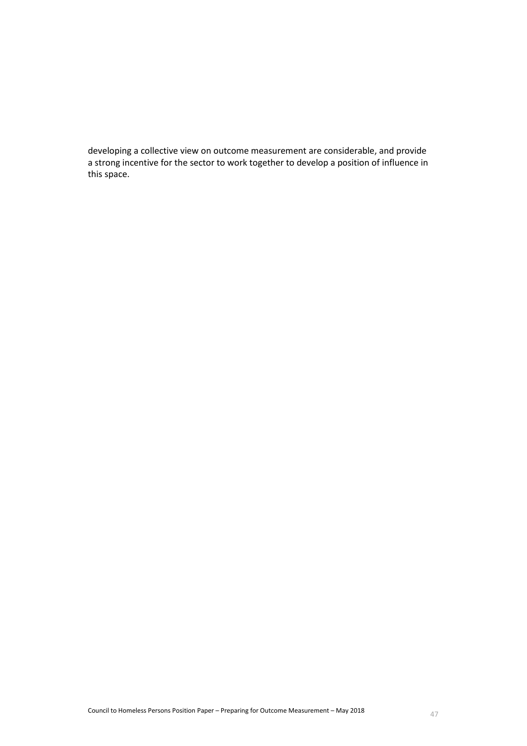developing a collective view on outcome measurement are considerable, and provide a strong incentive for the sector to work together to develop a position of influence in this space.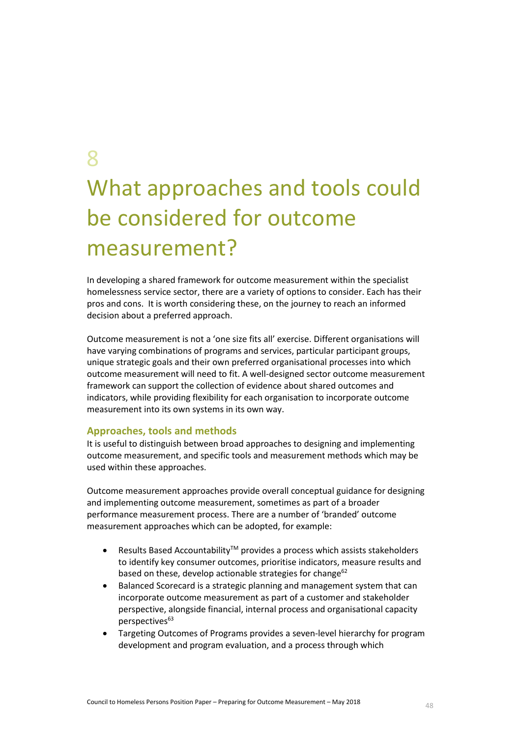# 8 What approaches and tools could be considered for outcome measurement?

In developing a shared framework for outcome measurement within the specialist homelessness service sector, there are a variety of options to consider. Each has their pros and cons. It is worth considering these, on the journey to reach an informed decision about a preferred approach.

Outcome measurement is not a 'one size fits all' exercise. Different organisations will have varying combinations of programs and services, particular participant groups, unique strategic goals and their own preferred organisational processes into which outcome measurement will need to fit. A well-designed sector outcome measurement framework can support the collection of evidence about shared outcomes and indicators, while providing flexibility for each organisation to incorporate outcome measurement into its own systems in its own way.

## Approaches, tools and methods

It is useful to distinguish between broad approaches to designing and implementing outcome measurement, and specific tools and measurement methods which may be used within these approaches.

Outcome measurement approaches provide overall conceptual guidance for designing and implementing outcome measurement, sometimes as part of a broader performance measurement process. There are a number of 'branded' outcome measurement approaches which can be adopted, for example:

- Results Based Accountability™ provides a process which assists stakeholders to identify key consumer outcomes, prioritise indicators, measure results and based on these, develop actionable strategies for change[62]
- Balanced Scorecard is a strategic planning and management system that can incorporate outcome measurement as part of a customer and stakeholder perspective, alongside financial, internal process and organisational capacity perspectives[63]
- Targeting Outcomes of Programs provides a seven-level hierarchy for program development and program evaluation, and a process through which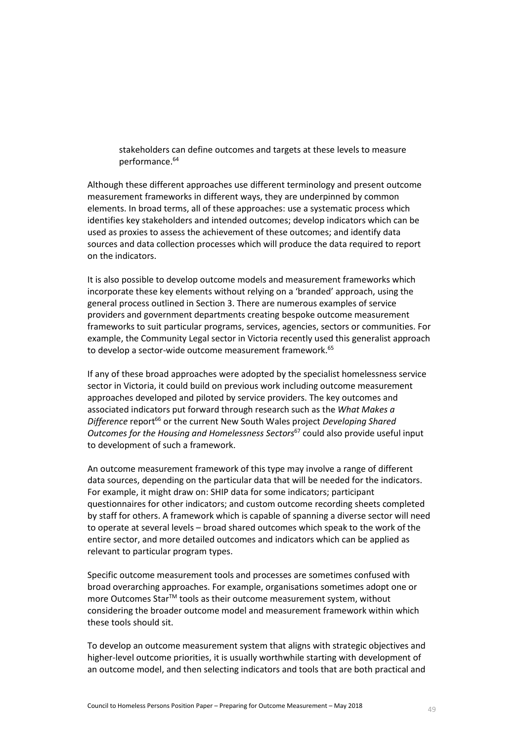stakeholders can define outcomes and targets at these levels to measure performance.[64]

Although these different approaches use different terminology and present outcome measurement frameworks in different ways, they are underpinned by common elements. In broad terms, all of these approaches: use a systematic process which identifies key stakeholders and intended outcomes; develop indicators which can be used as proxies to assess the achievement of these outcomes; and identify data sources and data collection processes which will produce the data required to report on the indicators.

It is also possible to develop outcome models and measurement frameworks which incorporate these key elements without relying on a 'branded' approach, using the general process outlined in Section 3. There are numerous examples of service providers and government departments creating bespoke outcome measurement frameworks to suit particular programs, services, agencies, sectors or communities. For example, the Community Legal sector in Victoria recently used this generalist approach to develop a sector-wide outcome measurement framework.[65]

If any of these broad approaches were adopted by the specialist homelessness service sector in Victoria, it could build on previous work including outcome measurement approaches developed and piloted by service providers. The key outcomes and associated indicators put forward through research such as the *What Makes a Difference* report[66] or the current New South Wales project *Developing Shared Outcomes for the Housing and Homelessness Sectors*[67] could also provide useful input to development of such a framework.

An outcome measurement framework of this type may involve a range of different data sources, depending on the particular data that will be needed for the indicators. For example, it might draw on: SHIP data for some indicators; participant questionnaires for other indicators; and custom outcome recording sheets completed by staff for others. A framework which is capable of spanning a diverse sector will need to operate at several levels – broad shared outcomes which speak to the work of the entire sector, and more detailed outcomes and indicators which can be applied as relevant to particular program types.

Specific outcome measurement tools and processes are sometimes confused with broad overarching approaches. For example, organisations sometimes adopt one or more Outcomes Star™ tools as their outcome measurement system, without considering the broader outcome model and measurement framework within which these tools should sit.

To develop an outcome measurement system that aligns with strategic objectives and higher-level outcome priorities, it is usually worthwhile starting with development of an outcome model, and then selecting indicators and tools that are both practical and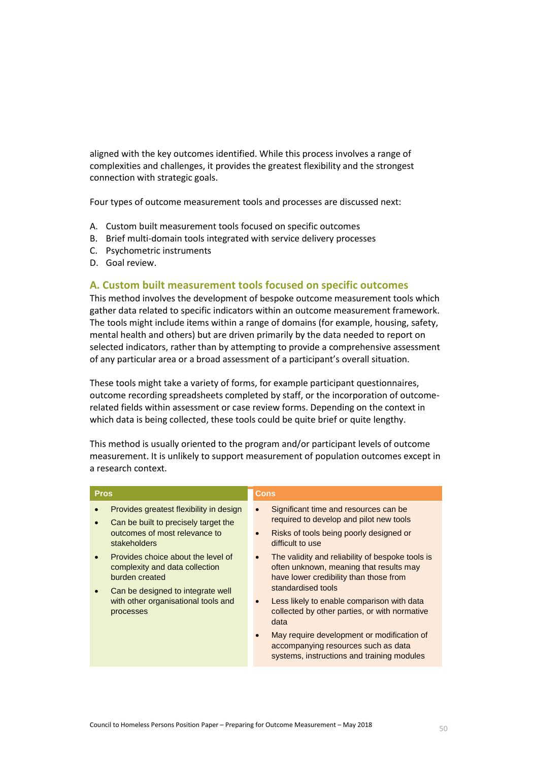aligned with the key outcomes identified. While this process involves a range of complexities and challenges, it provides the greatest flexibility and the strongest connection with strategic goals.

Four types of outcome measurement tools and processes are discussed next:

A. Custom built measurement tools focused on specific outcomes
B. Brief multi-domain tools integrated with service delivery processes
C. Psychometric instruments
D. Goal review.

## A. Custom built measurement tools focused on specific outcomes

This method involves the development of bespoke outcome measurement tools which gather data related to specific indicators within an outcome measurement framework. The tools might include items within a range of domains (for example, housing, safety, mental health and others) but are driven primarily by the data needed to report on selected indicators, rather than by attempting to provide a comprehensive assessment of any particular area or a broad assessment of a participant's overall situation.

These tools might take a variety of forms, for example participant questionnaires, outcome recording spreadsheets completed by staff, or the incorporation of outcome-related fields within assessment or case review forms. Depending on the context in which data is being collected, these tools could be quite brief or quite lengthy.

This method is usually oriented to the program and/or participant levels of outcome measurement. It is unlikely to support measurement of population outcomes except in a research context.

| Pros | Cons |
| --- | --- |
| • Provides greatest flexibility in design<br>• Can be built to precisely target the outcomes of most relevance to stakeholders<br>• Provides choice about the level of complexity and data collection burden created<br>• Can be designed to integrate well with other organisational tools and processes | • Significant time and resources can be required to develop and pilot new tools<br>• Risks of tools being poorly designed or difficult to use<br>• The validity and reliability of bespoke tools is often unknown, meaning that results may have lower credibility than those from standardised tools<br>• Less likely to enable comparison with data collected by other parties, or with normative data<br>• May require development or modification of accompanying resources such as data systems, instructions and training modules |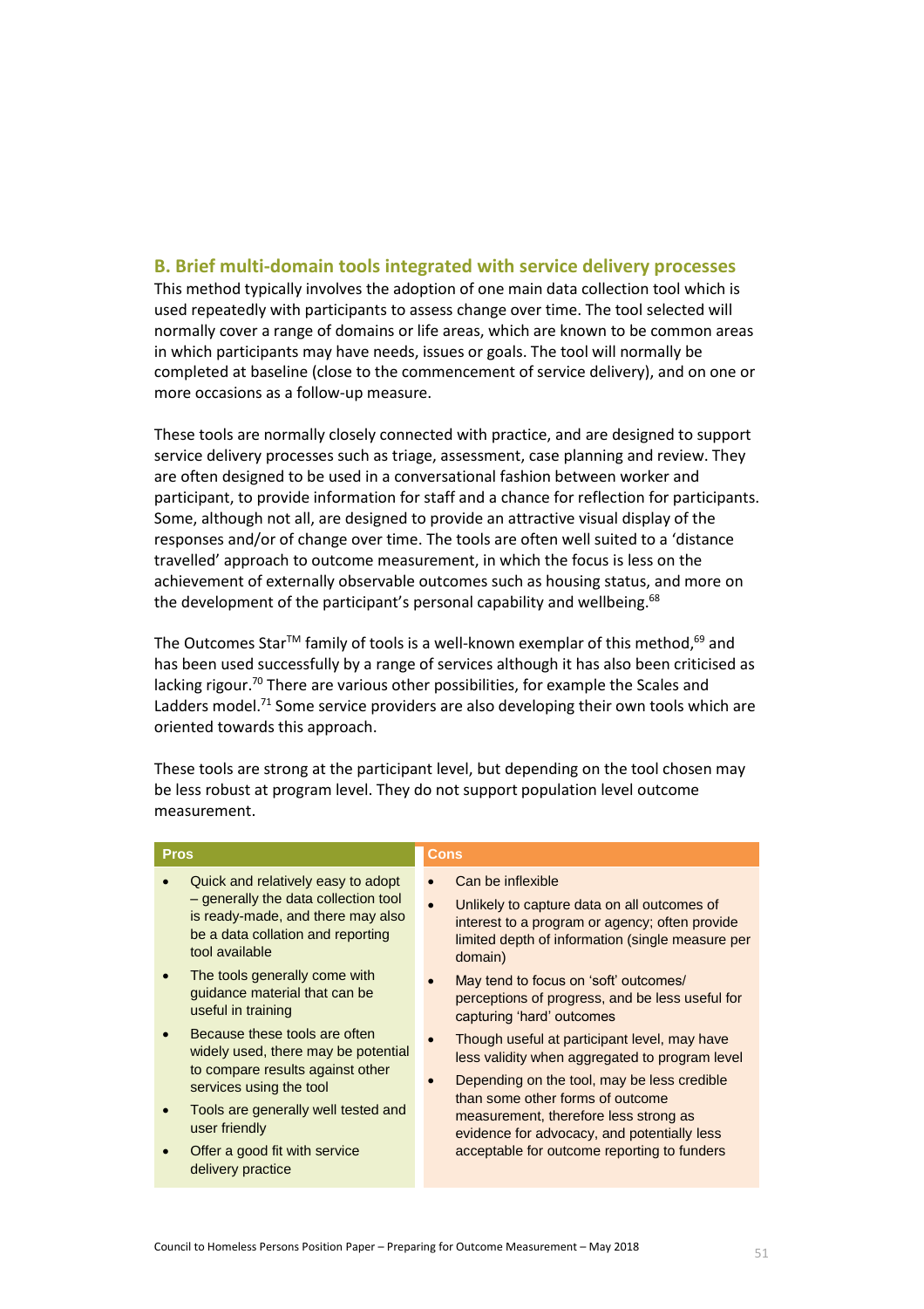## B. Brief multi-domain tools integrated with service delivery processes

This method typically involves the adoption of one main data collection tool which is used repeatedly with participants to assess change over time. The tool selected will normally cover a range of domains or life areas, which are known to be common areas in which participants may have needs, issues or goals. The tool will normally be completed at baseline (close to the commencement of service delivery), and on one or more occasions as a follow-up measure.

These tools are normally closely connected with practice, and are designed to support service delivery processes such as triage, assessment, case planning and review. They are often designed to be used in a conversational fashion between worker and participant, to provide information for staff and a chance for reflection for participants. Some, although not all, are designed to provide an attractive visual display of the responses and/or of change over time. The tools are often well suited to a 'distance travelled' approach to outcome measurement, in which the focus is less on the achievement of externally observable outcomes such as housing status, and more on the development of the participant's personal capability and wellbeing.[68]

The Outcomes Star™ family of tools is a well-known exemplar of this method,[69] and has been used successfully by a range of services although it has also been criticised as lacking rigour.[70] There are various other possibilities, for example the Scales and Ladders model.[71] Some service providers are also developing their own tools which are oriented towards this approach.

These tools are strong at the participant level, but depending on the tool chosen may be less robust at program level. They do not support population level outcome measurement.

| Pros | Cons |
|---|---|
| • Quick and relatively easy to adopt – generally the data collection tool is ready-made, and there may also be a data collation and reporting tool available<br>• The tools generally come with guidance material that can be useful in training<br>• Because these tools are often widely used, there may be potential to compare results against other services using the tool<br>• Tools are generally well tested and user friendly<br>• Offer a good fit with service delivery practice | • Can be inflexible<br>• Unlikely to capture data on all outcomes of interest to a program or agency; often provide limited depth of information (single measure per domain)<br>• May tend to focus on 'soft' outcomes/ perceptions of progress, and be less useful for capturing 'hard' outcomes<br>• Though useful at participant level, may have less validity when aggregated to program level<br>• Depending on the tool, may be less credible than some other forms of outcome measurement, therefore less strong as evidence for advocacy, and potentially less acceptable for outcome reporting to funders |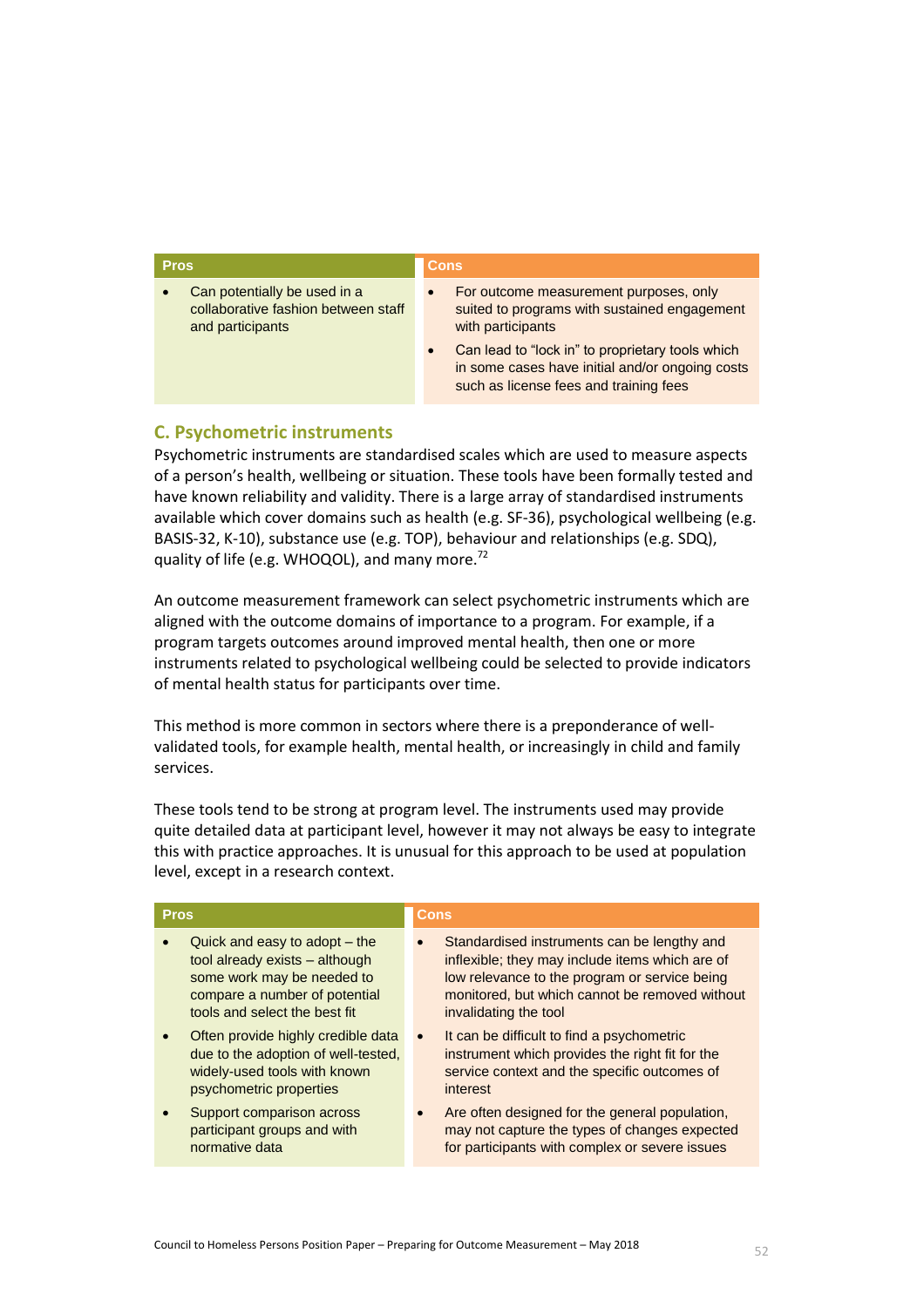| Pros | Cons |
|---|---|
| • Can potentially be used in a collaborative fashion between staff and participants | • For outcome measurement purposes, only suited to programs with sustained engagement with participants<br>• Can lead to "lock in" to proprietary tools which in some cases have initial and/or ongoing costs such as license fees and training fees |

## C. Psychometric instruments

Psychometric instruments are standardised scales which are used to measure aspects of a person's health, wellbeing or situation. These tools have been formally tested and have known reliability and validity. There is a large array of standardised instruments available which cover domains such as health (e.g. SF-36), psychological wellbeing (e.g. BASIS-32, K-10), substance use (e.g. TOP), behaviour and relationships (e.g. SDQ), quality of life (e.g. WHOQOL), and many more.[72]

An outcome measurement framework can select psychometric instruments which are aligned with the outcome domains of importance to a program. For example, if a program targets outcomes around improved mental health, then one or more instruments related to psychological wellbeing could be selected to provide indicators of mental health status for participants over time.

This method is more common in sectors where there is a preponderance of well-validated tools, for example health, mental health, or increasingly in child and family services.

These tools tend to be strong at program level. The instruments used may provide quite detailed data at participant level, however it may not always be easy to integrate this with practice approaches. It is unusual for this approach to be used at population level, except in a research context.

| Pros | Cons |
|---|---|
| • Quick and easy to adopt – the tool already exists – although some work may be needed to compare a number of potential tools and select the best fit<br>• Often provide highly credible data due to the adoption of well-tested, widely-used tools with known psychometric properties<br>• Support comparison across participant groups and with normative data | • Standardised instruments can be lengthy and inflexible; they may include items which are of low relevance to the program or service being monitored, but which cannot be removed without invalidating the tool<br>• It can be difficult to find a psychometric instrument which provides the right fit for the service context and the specific outcomes of interest<br>• Are often designed for the general population, may not capture the types of changes expected for participants with complex or severe issues |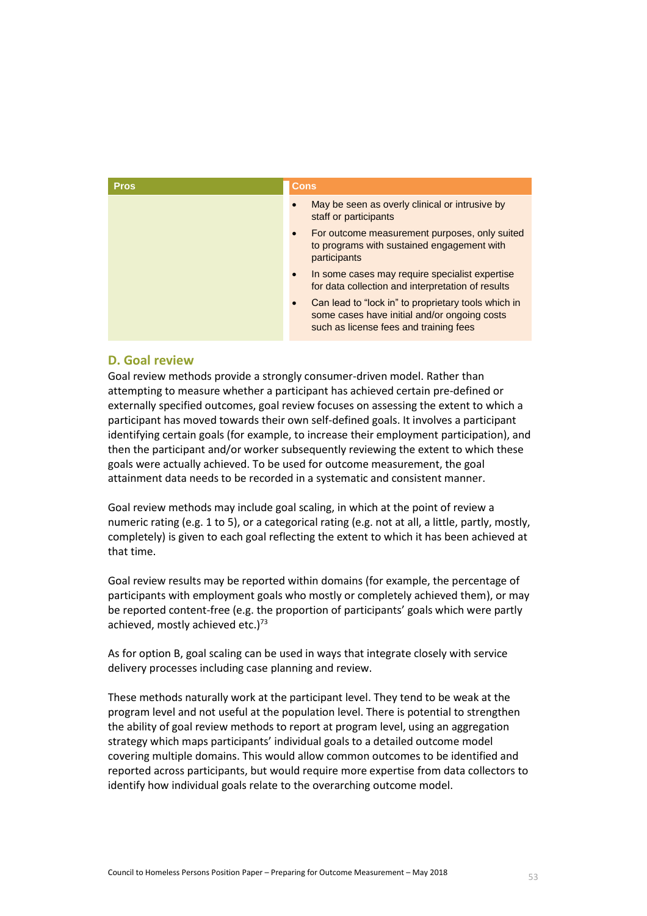| Pros | Cons |
| --- | --- |
| | • May be seen as overly clinical or intrusive by staff or participants<br>• For outcome measurement purposes, only suited to programs with sustained engagement with participants<br>• In some cases may require specialist expertise for data collection and interpretation of results<br>• Can lead to "lock in" to proprietary tools which in some cases have initial and/or ongoing costs such as license fees and training fees |

## D. Goal review

Goal review methods provide a strongly consumer-driven model. Rather than attempting to measure whether a participant has achieved certain pre-defined or externally specified outcomes, goal review focuses on assessing the extent to which a participant has moved towards their own self-defined goals. It involves a participant identifying certain goals (for example, to increase their employment participation), and then the participant and/or worker subsequently reviewing the extent to which these goals were actually achieved. To be used for outcome measurement, the goal attainment data needs to be recorded in a systematic and consistent manner.

Goal review methods may include goal scaling, in which at the point of review a numeric rating (e.g. 1 to 5), or a categorical rating (e.g. not at all, a little, partly, mostly, completely) is given to each goal reflecting the extent to which it has been achieved at that time.

Goal review results may be reported within domains (for example, the percentage of participants with employment goals who mostly or completely achieved them), or may be reported content-free (e.g. the proportion of participants' goals which were partly achieved, mostly achieved etc.)[73]

As for option B, goal scaling can be used in ways that integrate closely with service delivery processes including case planning and review.

These methods naturally work at the participant level. They tend to be weak at the program level and not useful at the population level. There is potential to strengthen the ability of goal review methods to report at program level, using an aggregation strategy which maps participants' individual goals to a detailed outcome model covering multiple domains. This would allow common outcomes to be identified and reported across participants, but would require more expertise from data collectors to identify how individual goals relate to the overarching outcome model.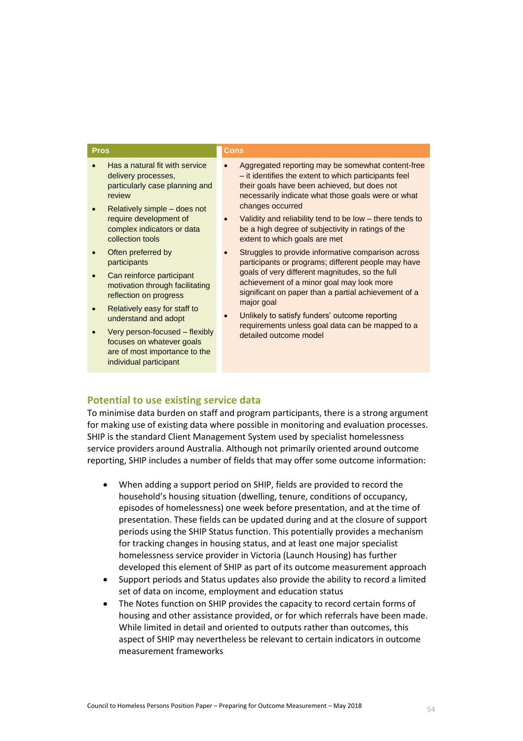| Pros | Cons |
|---|---|
| • Has a natural fit with service delivery processes, particularly case planning and review<br>• Relatively simple – does not require development of complex indicators or data collection tools<br>• Often preferred by participants<br>• Can reinforce participant motivation through facilitating reflection on progress<br>• Relatively easy for staff to understand and adopt<br>• Very person-focused – flexibly focuses on whatever goals are of most importance to the individual participant | • Aggregated reporting may be somewhat content-free – it identifies the extent to which participants feel their goals have been achieved, but does not necessarily indicate what those goals were or what changes occurred<br>• Validity and reliability tend to be low – there tends to be a high degree of subjectivity in ratings of the extent to which goals are met<br>• Struggles to provide informative comparison across participants or programs; different people may have goals of very different magnitudes, so the full achievement of a minor goal may look more significant on paper than a partial achievement of a major goal<br>• Unlikely to satisfy funders' outcome reporting requirements unless goal data can be mapped to a detailed outcome model |

## Potential to use existing service data

To minimise data burden on staff and program participants, there is a strong argument for making use of existing data where possible in monitoring and evaluation processes. SHIP is the standard Client Management System used by specialist homelessness service providers around Australia. Although not primarily oriented around outcome reporting, SHIP includes a number of fields that may offer some outcome information:

- When adding a support period on SHIP, fields are provided to record the household's housing situation (dwelling, tenure, conditions of occupancy, episodes of homelessness) one week before presentation, and at the time of presentation. These fields can be updated during and at the closure of support periods using the SHIP Status function. This potentially provides a mechanism for tracking changes in housing status, and at least one major specialist homelessness service provider in Victoria (Launch Housing) has further developed this element of SHIP as part of its outcome measurement approach
- Support periods and Status updates also provide the ability to record a limited set of data on income, employment and education status
- The Notes function on SHIP provides the capacity to record certain forms of housing and other assistance provided, or for which referrals have been made. While limited in detail and oriented to outputs rather than outcomes, this aspect of SHIP may nevertheless be relevant to certain indicators in outcome measurement frameworks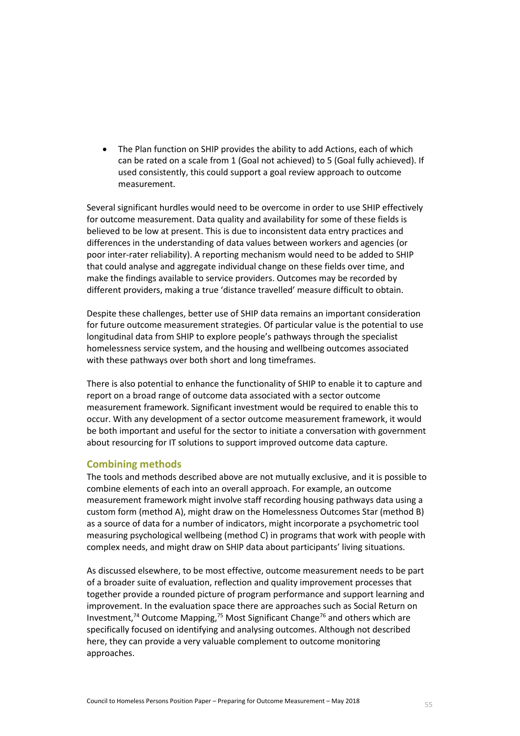- The Plan function on SHIP provides the ability to add Actions, each of which can be rated on a scale from 1 (Goal not achieved) to 5 (Goal fully achieved). If used consistently, this could support a goal review approach to outcome measurement.

Several significant hurdles would need to be overcome in order to use SHIP effectively for outcome measurement. Data quality and availability for some of these fields is believed to be low at present. This is due to inconsistent data entry practices and differences in the understanding of data values between workers and agencies (or poor inter-rater reliability). A reporting mechanism would need to be added to SHIP that could analyse and aggregate individual change on these fields over time, and make the findings available to service providers. Outcomes may be recorded by different providers, making a true 'distance travelled' measure difficult to obtain.

Despite these challenges, better use of SHIP data remains an important consideration for future outcome measurement strategies. Of particular value is the potential to use longitudinal data from SHIP to explore people's pathways through the specialist homelessness service system, and the housing and wellbeing outcomes associated with these pathways over both short and long timeframes.

There is also potential to enhance the functionality of SHIP to enable it to capture and report on a broad range of outcome data associated with a sector outcome measurement framework. Significant investment would be required to enable this to occur. With any development of a sector outcome measurement framework, it would be both important and useful for the sector to initiate a conversation with government about resourcing for IT solutions to support improved outcome data capture.

### Combining methods

The tools and methods described above are not mutually exclusive, and it is possible to combine elements of each into an overall approach. For example, an outcome measurement framework might involve staff recording housing pathways data using a custom form (method A), might draw on the Homelessness Outcomes Star (method B) as a source of data for a number of indicators, might incorporate a psychometric tool measuring psychological wellbeing (method C) in programs that work with people with complex needs, and might draw on SHIP data about participants' living situations.

As discussed elsewhere, to be most effective, outcome measurement needs to be part of a broader suite of evaluation, reflection and quality improvement processes that together provide a rounded picture of program performance and support learning and improvement. In the evaluation space there are approaches such as Social Return on Investment,[74] Outcome Mapping,[75] Most Significant Change[76] and others which are specifically focused on identifying and analysing outcomes. Although not described here, they can provide a very valuable complement to outcome monitoring approaches.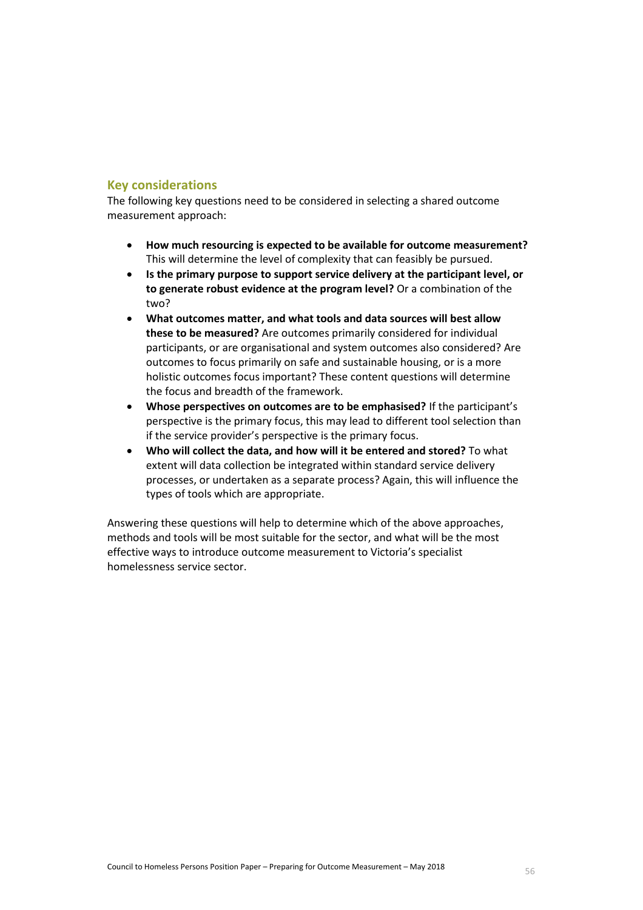## Key considerations

The following key questions need to be considered in selecting a shared outcome measurement approach:

- **How much resourcing is expected to be available for outcome measurement?** This will determine the level of complexity that can feasibly be pursued.
- **Is the primary purpose to support service delivery at the participant level, or to generate robust evidence at the program level?** Or a combination of the two?
- **What outcomes matter, and what tools and data sources will best allow these to be measured?** Are outcomes primarily considered for individual participants, or are organisational and system outcomes also considered? Are outcomes to focus primarily on safe and sustainable housing, or is a more holistic outcomes focus important? These content questions will determine the focus and breadth of the framework.
- **Whose perspectives on outcomes are to be emphasised?** If the participant's perspective is the primary focus, this may lead to different tool selection than if the service provider's perspective is the primary focus.
- **Who will collect the data, and how will it be entered and stored?** To what extent will data collection be integrated within standard service delivery processes, or undertaken as a separate process? Again, this will influence the types of tools which are appropriate.

Answering these questions will help to determine which of the above approaches, methods and tools will be most suitable for the sector, and what will be the most effective ways to introduce outcome measurement to Victoria's specialist homelessness service sector.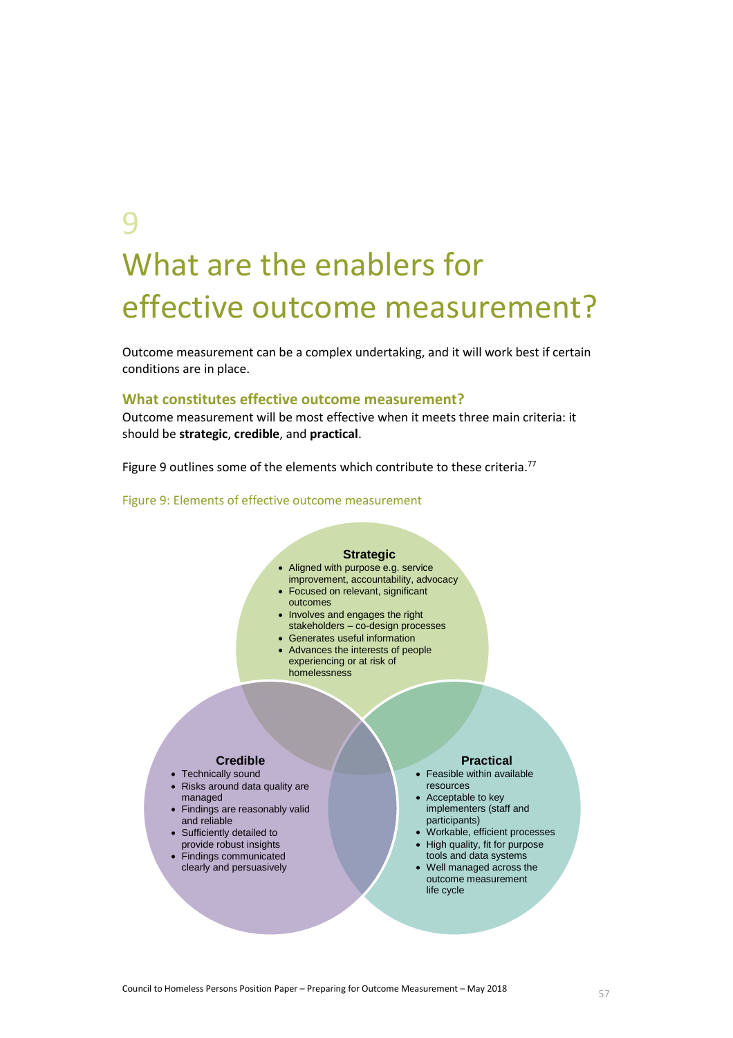# 9

# What are the enablers for effective outcome measurement?

Outcome measurement can be a complex undertaking, and it will work best if certain conditions are in place.

### What constitutes effective outcome measurement?

Outcome measurement will be most effective when it meets three main criteria: it should be **strategic**, **credible**, and **practical**.

Figure 9 outlines some of the elements which contribute to these criteria.[77]

Figure 9: Elements of effective outcome measurement

**Strategic**

- Aligned with purpose e.g. service improvement, accountability, advocacy
- Focused on relevant, significant outcomes
- Involves and engages the right stakeholders – co-design processes
- Generates useful information
- Advances the interests of people experiencing or at risk of homelessness

**Credible**

- Technically sound
- Risks around data quality are managed
- Findings are reasonably valid and reliable
- Sufficiently detailed to provide robust insights
- Findings communicated clearly and persuasively

**Practical**

- Feasible within available resources
- Acceptable to key implementers (staff and participants)
- Workable, efficient processes
- High quality, fit for purpose tools and data systems
- Well managed across the outcome measurement life cycle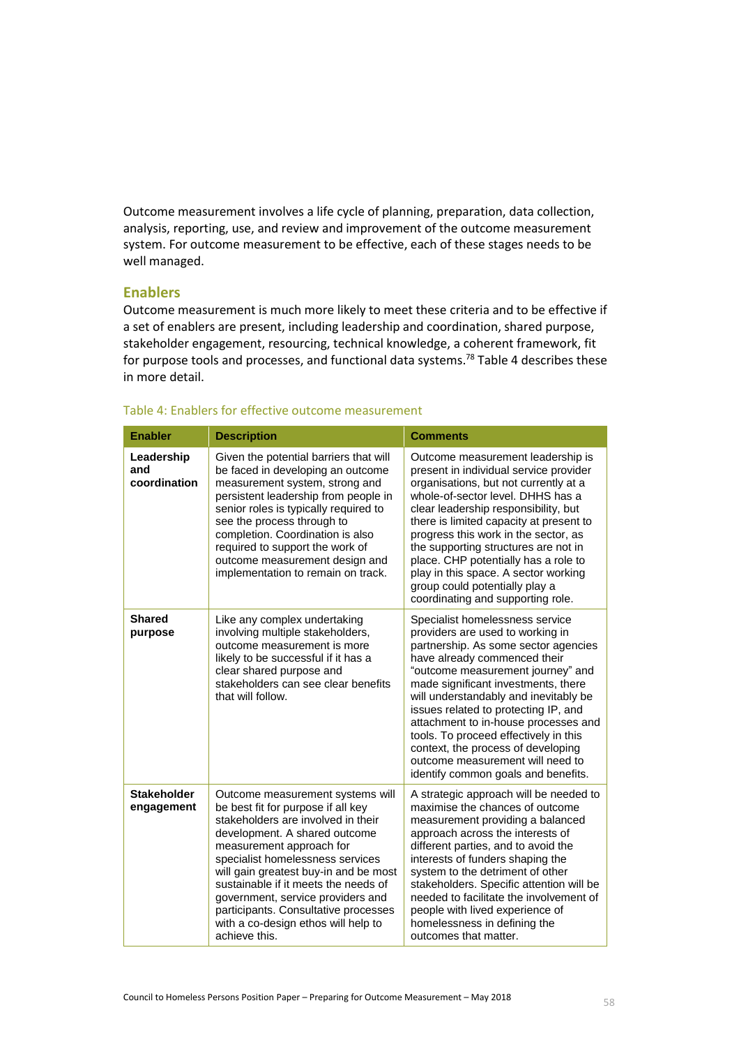Outcome measurement involves a life cycle of planning, preparation, data collection, analysis, reporting, use, and review and improvement of the outcome measurement system. For outcome measurement to be effective, each of these stages needs to be well managed.

## Enablers

Outcome measurement is much more likely to meet these criteria and to be effective if a set of enablers are present, including leadership and coordination, shared purpose, stakeholder engagement, resourcing, technical knowledge, a coherent framework, fit for purpose tools and processes, and functional data systems.[78] Table 4 describes these in more detail.

Table 4: Enablers for effective outcome measurement

| Enabler | Description | Comments |
| --- | --- | --- |
| **Leadership and coordination** | Given the potential barriers that will be faced in developing an outcome measurement system, strong and persistent leadership from people in senior roles is typically required to see the process through to completion. Coordination is also required to support the work of outcome measurement design and implementation to remain on track. | Outcome measurement leadership is present in individual service provider organisations, but not currently at a whole-of-sector level. DHHS has a clear leadership responsibility, but there is limited capacity at present to progress this work in the sector, as the supporting structures are not in place. CHP potentially has a role to play in this space. A sector working group could potentially play a coordinating and supporting role. |
| **Shared purpose** | Like any complex undertaking involving multiple stakeholders, outcome measurement is more likely to be successful if it has a clear shared purpose and stakeholders can see clear benefits that will follow. | Specialist homelessness service providers are used to working in partnership. As some sector agencies have already commenced their "outcome measurement journey" and made significant investments, there will understandably and inevitably be issues related to protecting IP, and attachment to in-house processes and tools. To proceed effectively in this context, the process of developing outcome measurement will need to identify common goals and benefits. |
| **Stakeholder engagement** | Outcome measurement systems will be best fit for purpose if all key stakeholders are involved in their development. A shared outcome measurement approach for specialist homelessness services will gain greatest buy-in and be most sustainable if it meets the needs of government, service providers and participants. Consultative processes with a co-design ethos will help to achieve this. | A strategic approach will be needed to maximise the chances of outcome measurement providing a balanced approach across the interests of different parties, and to avoid the interests of funders shaping the system to the detriment of other stakeholders. Specific attention will be needed to facilitate the involvement of people with lived experience of homelessness in defining the outcomes that matter. |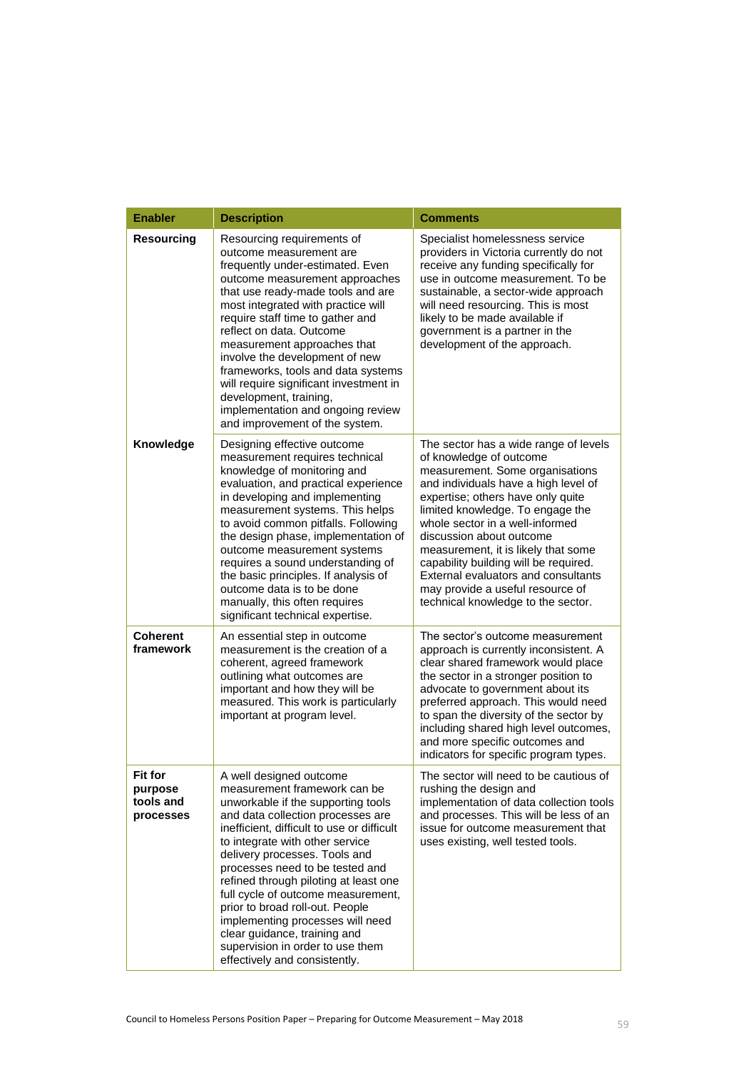| Enabler | Description | Comments |
| --- | --- | --- |
| **Resourcing** | Resourcing requirements of outcome measurement are frequently under-estimated. Even outcome measurement approaches that use ready-made tools and are most integrated with practice will require staff time to gather and reflect on data. Outcome measurement approaches that involve the development of new frameworks, tools and data systems will require significant investment in development, training, implementation and ongoing review and improvement of the system. | Specialist homelessness service providers in Victoria currently do not receive any funding specifically for use in outcome measurement. To be sustainable, a sector-wide approach will need resourcing. This is most likely to be made available if government is a partner in the development of the approach. |
| **Knowledge** | Designing effective outcome measurement requires technical knowledge of monitoring and evaluation, and practical experience in developing and implementing measurement systems. This helps to avoid common pitfalls. Following the design phase, implementation of outcome measurement systems requires a sound understanding of the basic principles. If analysis of outcome data is to be done manually, this often requires significant technical expertise. | The sector has a wide range of levels of knowledge of outcome measurement. Some organisations and individuals have a high level of expertise; others have only quite limited knowledge. To engage the whole sector in a well-informed discussion about outcome measurement, it is likely that some capability building will be required. External evaluators and consultants may provide a useful resource of technical knowledge to the sector. |
| **Coherent framework** | An essential step in outcome measurement is the creation of a coherent, agreed framework outlining what outcomes are important and how they will be measured. This work is particularly important at program level. | The sector's outcome measurement approach is currently inconsistent. A clear shared framework would place the sector in a stronger position to advocate to government about its preferred approach. This would need to span the diversity of the sector by including shared high level outcomes, and more specific outcomes and indicators for specific program types. |
| **Fit for purpose tools and processes** | A well designed outcome measurement framework can be unworkable if the supporting tools and data collection processes are inefficient, difficult to use or difficult to integrate with other service delivery processes. Tools and processes need to be tested and refined through piloting at least one full cycle of outcome measurement, prior to broad roll-out. People implementing processes will need clear guidance, training and supervision in order to use them effectively and consistently. | The sector will need to be cautious of rushing the design and implementation of data collection tools and processes. This will be less of an issue for outcome measurement that uses existing, well tested tools. |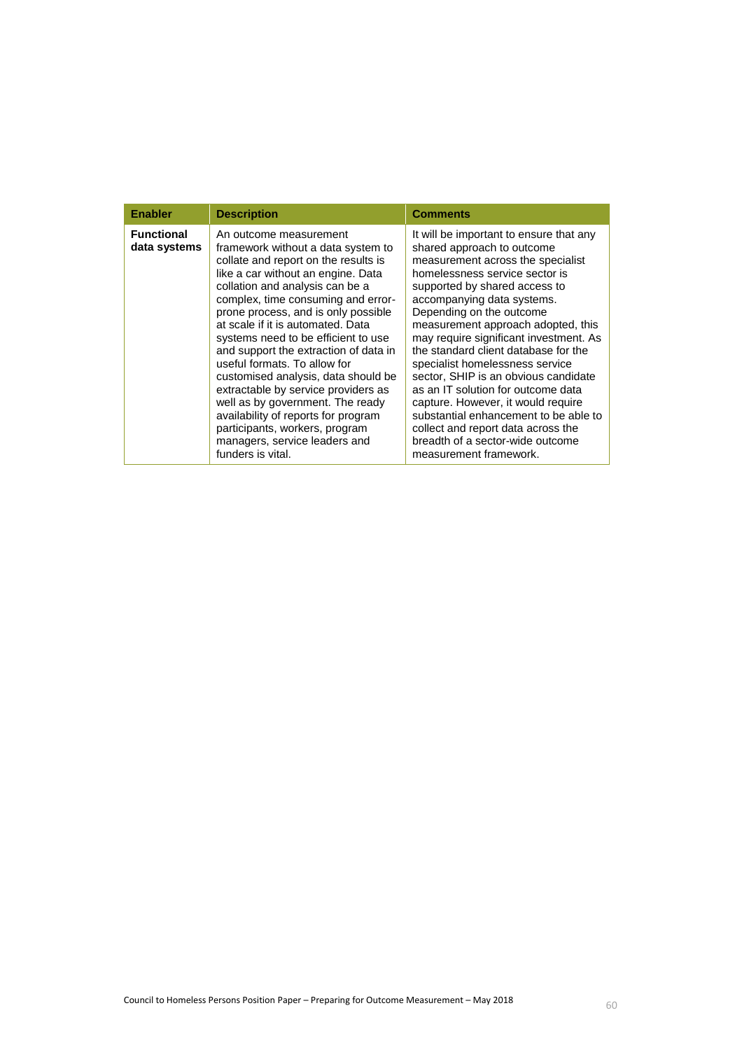| Enabler | Description | Comments |
|---|---|---|
| **Functional data systems** | An outcome measurement framework without a data system to collate and report on the results is like a car without an engine. Data collation and analysis can be a complex, time consuming and error-prone process, and is only possible at scale if it is automated. Data systems need to be efficient to use and support the extraction of data in useful formats. To allow for customised analysis, data should be extractable by service providers as well as by government. The ready availability of reports for program participants, workers, program managers, service leaders and funders is vital. | It will be important to ensure that any shared approach to outcome measurement across the specialist homelessness service sector is supported by shared access to accompanying data systems. Depending on the outcome measurement approach adopted, this may require significant investment. As the standard client database for the specialist homelessness service sector, SHIP is an obvious candidate as an IT solution for outcome data capture. However, it would require substantial enhancement to be able to collect and report data across the breadth of a sector-wide outcome measurement framework. |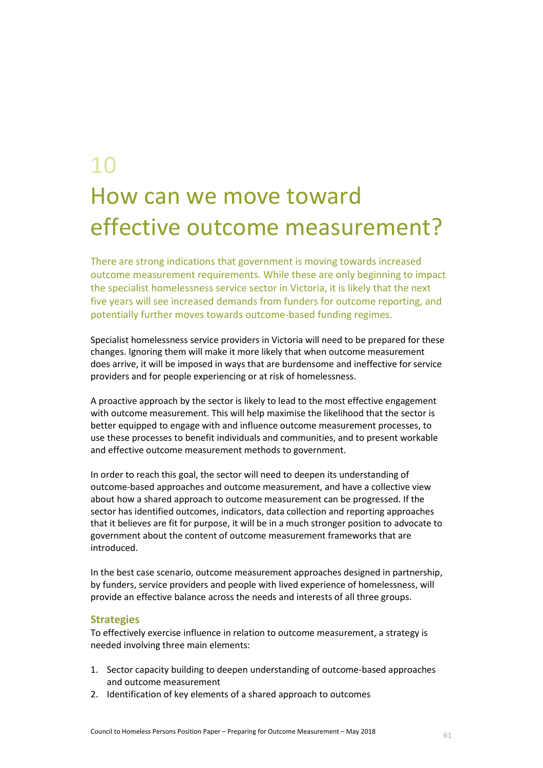# 10

# How can we move toward effective outcome measurement?

There are strong indications that government is moving towards increased outcome measurement requirements. While these are only beginning to impact the specialist homelessness service sector in Victoria, it is likely that the next five years will see increased demands from funders for outcome reporting, and potentially further moves towards outcome-based funding regimes.

Specialist homelessness service providers in Victoria will need to be prepared for these changes. Ignoring them will make it more likely that when outcome measurement does arrive, it will be imposed in ways that are burdensome and ineffective for service providers and for people experiencing or at risk of homelessness.

A proactive approach by the sector is likely to lead to the most effective engagement with outcome measurement. This will help maximise the likelihood that the sector is better equipped to engage with and influence outcome measurement processes, to use these processes to benefit individuals and communities, and to present workable and effective outcome measurement methods to government.

In order to reach this goal, the sector will need to deepen its understanding of outcome-based approaches and outcome measurement, and have a collective view about how a shared approach to outcome measurement can be progressed. If the sector has identified outcomes, indicators, data collection and reporting approaches that it believes are fit for purpose, it will be in a much stronger position to advocate to government about the content of outcome measurement frameworks that are introduced.

In the best case scenario, outcome measurement approaches designed in partnership, by funders, service providers and people with lived experience of homelessness, will provide an effective balance across the needs and interests of all three groups.

### Strategies

To effectively exercise influence in relation to outcome measurement, a strategy is needed involving three main elements:

1. Sector capacity building to deepen understanding of outcome-based approaches and outcome measurement
2. Identification of key elements of a shared approach to outcomes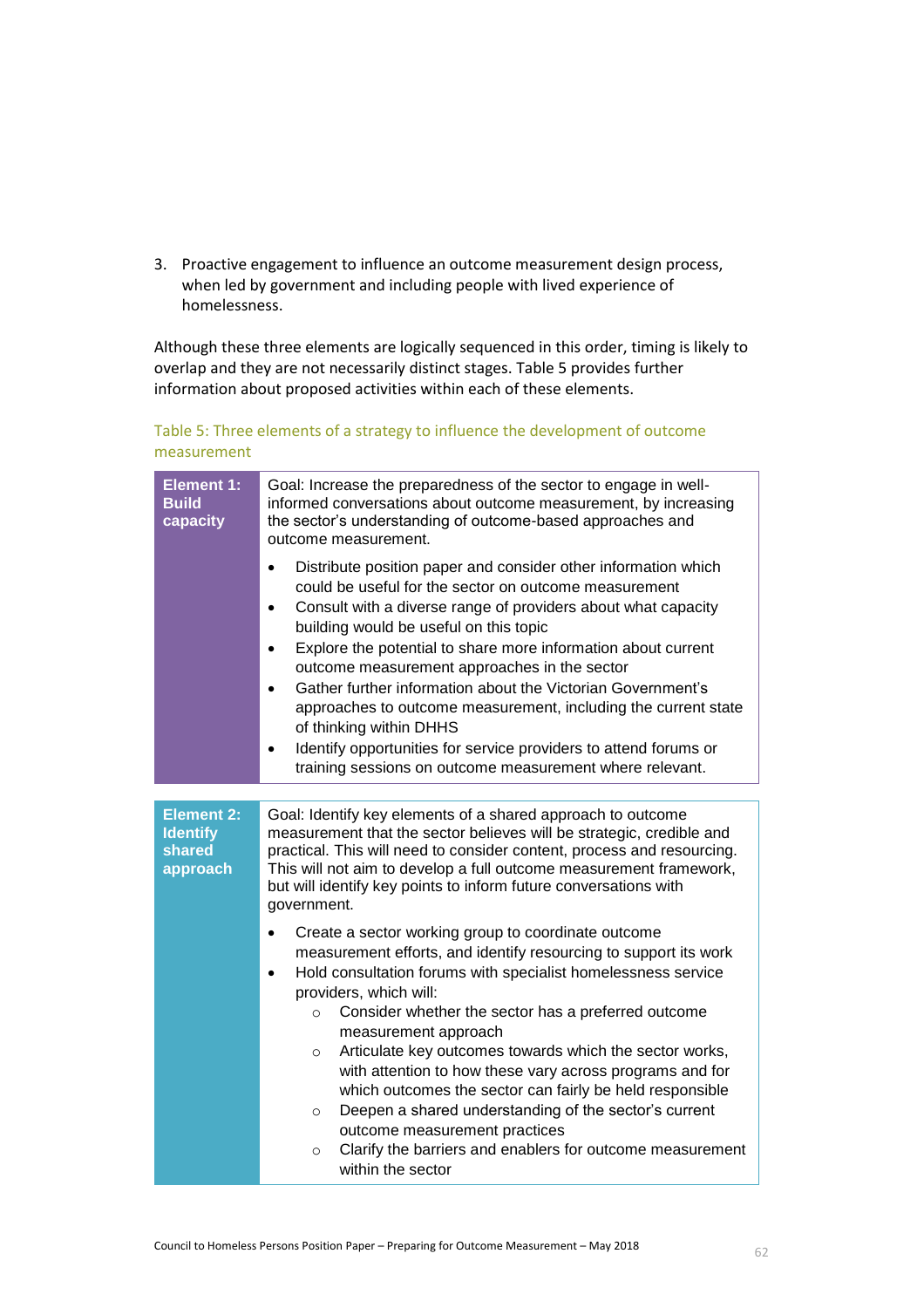3. Proactive engagement to influence an outcome measurement design process, when led by government and including people with lived experience of homelessness.

Although these three elements are logically sequenced in this order, timing is likely to overlap and they are not necessarily distinct stages. Table 5 provides further information about proposed activities within each of these elements.

Table 5: Three elements of a strategy to influence the development of outcome measurement

| | |
|---|---|
| **Element 1: Build capacity** | Goal: Increase the preparedness of the sector to engage in well-informed conversations about outcome measurement, by increasing the sector's understanding of outcome-based approaches and outcome measurement.<br><br>• Distribute position paper and consider other information which could be useful for the sector on outcome measurement<br>• Consult with a diverse range of providers about what capacity building would be useful on this topic<br>• Explore the potential to share more information about current outcome measurement approaches in the sector<br>• Gather further information about the Victorian Government's approaches to outcome measurement, including the current state of thinking within DHHS<br>• Identify opportunities for service providers to attend forums or training sessions on outcome measurement where relevant. |
| **Element 2: Identify shared approach** | Goal: Identify key elements of a shared approach to outcome measurement that the sector believes will be strategic, credible and practical. This will need to consider content, process and resourcing. This will not aim to develop a full outcome measurement framework, but will identify key points to inform future conversations with government.<br><br>• Create a sector working group to coordinate outcome measurement efforts, and identify resourcing to support its work<br>• Hold consultation forums with specialist homelessness service providers, which will:<br>&nbsp;&nbsp;&nbsp;&nbsp;○ Consider whether the sector has a preferred outcome measurement approach<br>&nbsp;&nbsp;&nbsp;&nbsp;○ Articulate key outcomes towards which the sector works, with attention to how these vary across programs and for which outcomes the sector can fairly be held responsible<br>&nbsp;&nbsp;&nbsp;&nbsp;○ Deepen a shared understanding of the sector's current outcome measurement practices<br>&nbsp;&nbsp;&nbsp;&nbsp;○ Clarify the barriers and enablers for outcome measurement within the sector |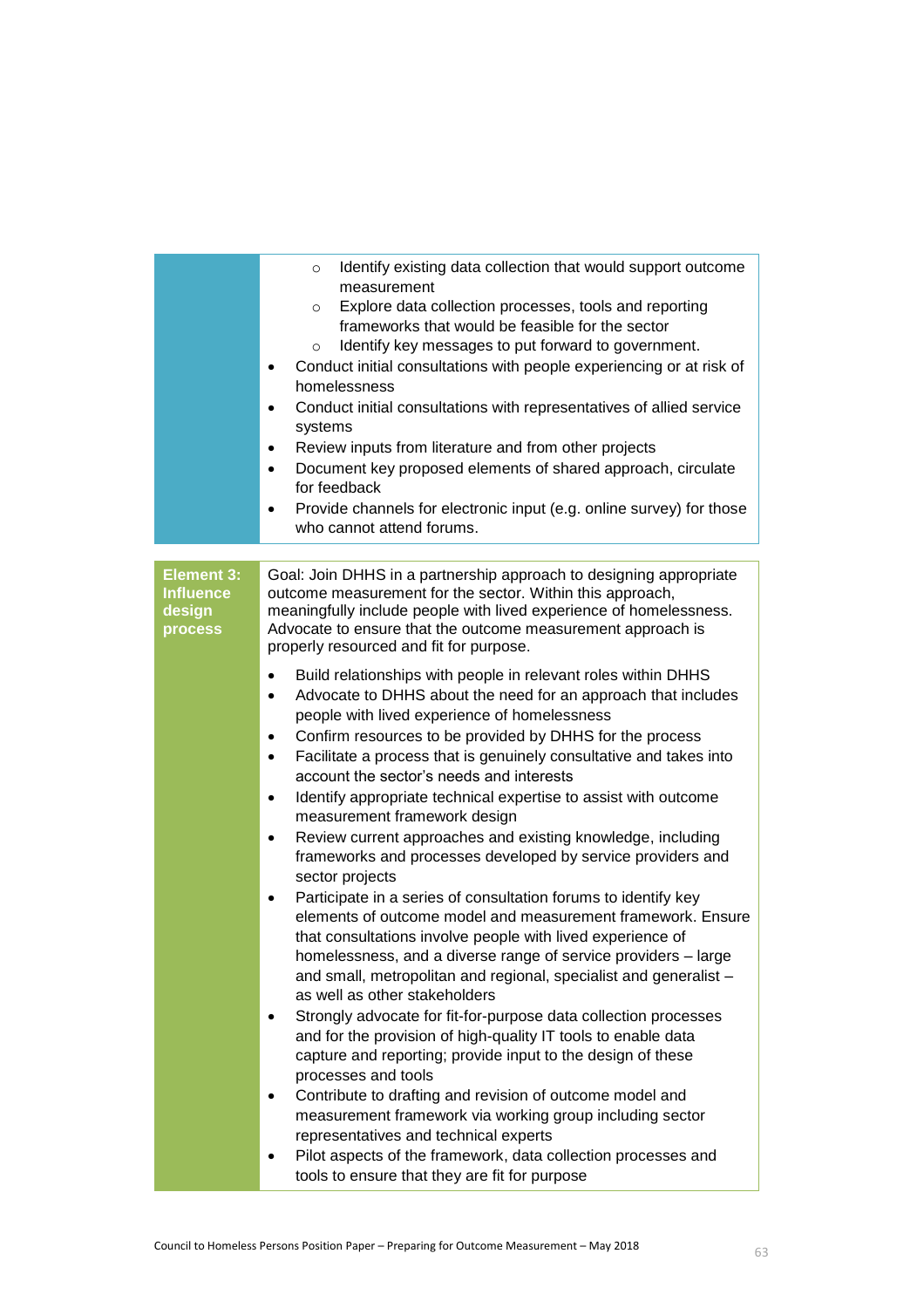| | |
|---|---|
| | ◦ Identify existing data collection that would support outcome measurement<br>◦ Explore data collection processes, tools and reporting frameworks that would be feasible for the sector<br>◦ Identify key messages to put forward to government.<br>• Conduct initial consultations with people experiencing or at risk of homelessness<br>• Conduct initial consultations with representatives of allied service systems<br>• Review inputs from literature and from other projects<br>• Document key proposed elements of shared approach, circulate for feedback<br>• Provide channels for electronic input (e.g. online survey) for those who cannot attend forums. |

| | |
|---|---|
| **Element 3: Influence design process** | Goal: Join DHHS in a partnership approach to designing appropriate outcome measurement for the sector. Within this approach, meaningfully include people with lived experience of homelessness. Advocate to ensure that the outcome measurement approach is properly resourced and fit for purpose.<br><br>• Build relationships with people in relevant roles within DHHS<br>• Advocate to DHHS about the need for an approach that includes people with lived experience of homelessness<br>• Confirm resources to be provided by DHHS for the process<br>• Facilitate a process that is genuinely consultative and takes into account the sector's needs and interests<br>• Identify appropriate technical expertise to assist with outcome measurement framework design<br>• Review current approaches and existing knowledge, including frameworks and processes developed by service providers and sector projects<br>• Participate in a series of consultation forums to identify key elements of outcome model and measurement framework. Ensure that consultations involve people with lived experience of homelessness, and a diverse range of service providers – large and small, metropolitan and regional, specialist and generalist – as well as other stakeholders<br>• Strongly advocate for fit-for-purpose data collection processes and for the provision of high-quality IT tools to enable data capture and reporting; provide input to the design of these processes and tools<br>• Contribute to drafting and revision of outcome model and measurement framework via working group including sector representatives and technical experts<br>• Pilot aspects of the framework, data collection processes and tools to ensure that they are fit for purpose |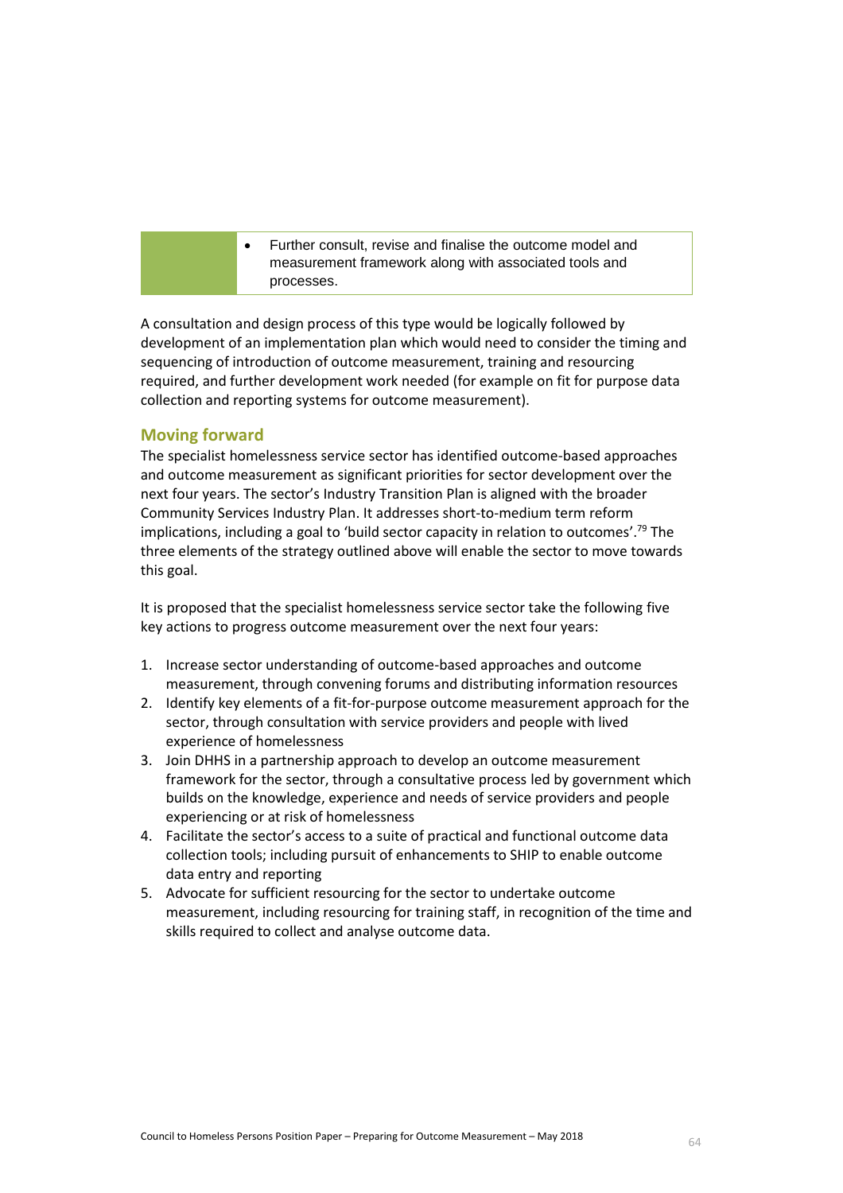- Further consult, revise and finalise the outcome model and measurement framework along with associated tools and processes.

A consultation and design process of this type would be logically followed by development of an implementation plan which would need to consider the timing and sequencing of introduction of outcome measurement, training and resourcing required, and further development work needed (for example on fit for purpose data collection and reporting systems for outcome measurement).

## Moving forward

The specialist homelessness service sector has identified outcome-based approaches and outcome measurement as significant priorities for sector development over the next four years. The sector's Industry Transition Plan is aligned with the broader Community Services Industry Plan. It addresses short-to-medium term reform implications, including a goal to 'build sector capacity in relation to outcomes'.[79] The three elements of the strategy outlined above will enable the sector to move towards this goal.

It is proposed that the specialist homelessness service sector take the following five key actions to progress outcome measurement over the next four years:

1. Increase sector understanding of outcome-based approaches and outcome measurement, through convening forums and distributing information resources
2. Identify key elements of a fit-for-purpose outcome measurement approach for the sector, through consultation with service providers and people with lived experience of homelessness
3. Join DHHS in a partnership approach to develop an outcome measurement framework for the sector, through a consultative process led by government which builds on the knowledge, experience and needs of service providers and people experiencing or at risk of homelessness
4. Facilitate the sector's access to a suite of practical and functional outcome data collection tools; including pursuit of enhancements to SHIP to enable outcome data entry and reporting
5. Advocate for sufficient resourcing for the sector to undertake outcome measurement, including resourcing for training staff, in recognition of the time and skills required to collect and analyse outcome data.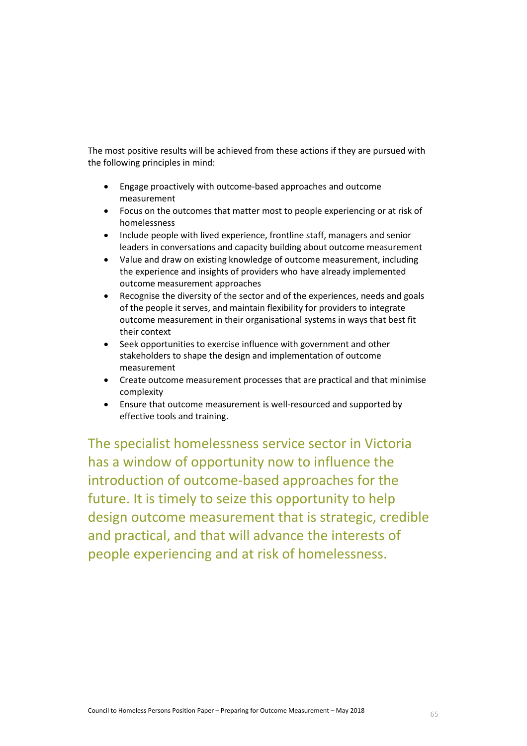The most positive results will be achieved from these actions if they are pursued with the following principles in mind:

- Engage proactively with outcome-based approaches and outcome measurement
- Focus on the outcomes that matter most to people experiencing or at risk of homelessness
- Include people with lived experience, frontline staff, managers and senior leaders in conversations and capacity building about outcome measurement
- Value and draw on existing knowledge of outcome measurement, including the experience and insights of providers who have already implemented outcome measurement approaches
- Recognise the diversity of the sector and of the experiences, needs and goals of the people it serves, and maintain flexibility for providers to integrate outcome measurement in their organisational systems in ways that best fit their context
- Seek opportunities to exercise influence with government and other stakeholders to shape the design and implementation of outcome measurement
- Create outcome measurement processes that are practical and that minimise complexity
- Ensure that outcome measurement is well-resourced and supported by effective tools and training.

The specialist homelessness service sector in Victoria has a window of opportunity now to influence the introduction of outcome-based approaches for the future. It is timely to seize this opportunity to help design outcome measurement that is strategic, credible and practical, and that will advance the interests of people experiencing and at risk of homelessness.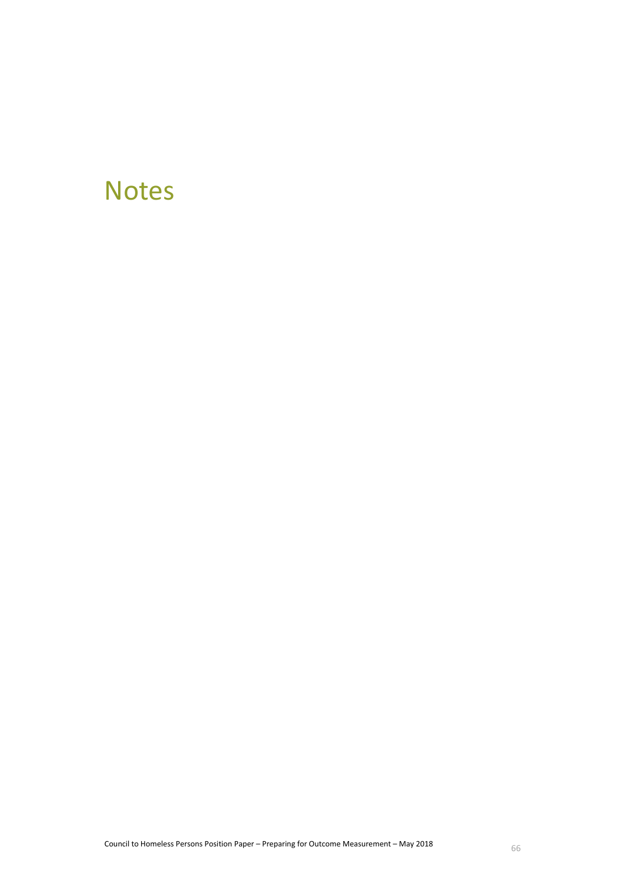# Notes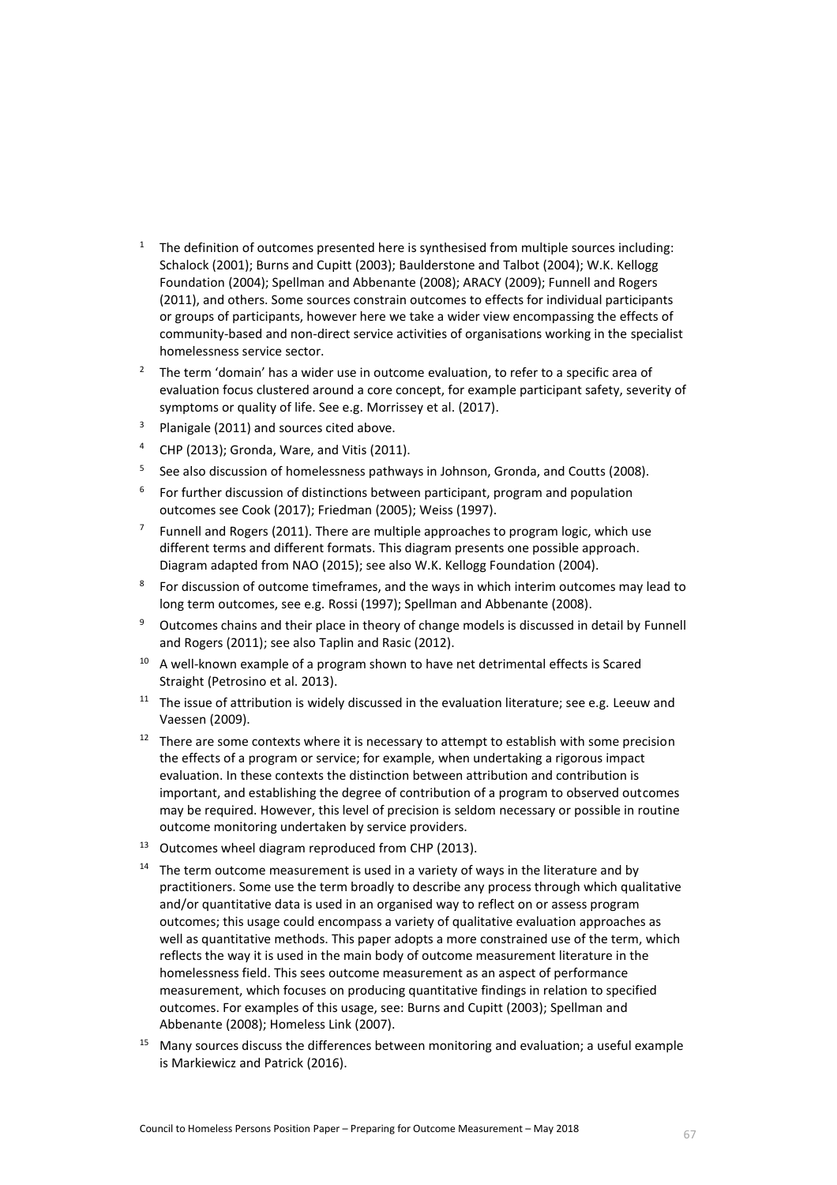[1] The definition of outcomes presented here is synthesised from multiple sources including: Schalock (2001); Burns and Cupitt (2003); Baulderstone and Talbot (2004); W.K. Kellogg Foundation (2004); Spellman and Abbenante (2008); ARACY (2009); Funnell and Rogers (2011), and others. Some sources constrain outcomes to effects for individual participants or groups of participants, however here we take a wider view encompassing the effects of community-based and non-direct service activities of organisations working in the specialist homelessness service sector.

[2] The term 'domain' has a wider use in outcome evaluation, to refer to a specific area of evaluation focus clustered around a core concept, for example participant safety, severity of symptoms or quality of life. See e.g. Morrissey et al. (2017).

[3] Planigale (2011) and sources cited above.

[4] CHP (2013); Gronda, Ware, and Vitis (2011).

[5] See also discussion of homelessness pathways in Johnson, Gronda, and Coutts (2008).

[6] For further discussion of distinctions between participant, program and population outcomes see Cook (2017); Friedman (2005); Weiss (1997).

[7] Funnell and Rogers (2011). There are multiple approaches to program logic, which use different terms and different formats. This diagram presents one possible approach. Diagram adapted from NAO (2015); see also W.K. Kellogg Foundation (2004).

[8] For discussion of outcome timeframes, and the ways in which interim outcomes may lead to long term outcomes, see e.g. Rossi (1997); Spellman and Abbenante (2008).

[9] Outcomes chains and their place in theory of change models is discussed in detail by Funnell and Rogers (2011); see also Taplin and Rasic (2012).

[10] A well-known example of a program shown to have net detrimental effects is Scared Straight (Petrosino et al. 2013).

[11] The issue of attribution is widely discussed in the evaluation literature; see e.g. Leeuw and Vaessen (2009).

[12] There are some contexts where it is necessary to attempt to establish with some precision the effects of a program or service; for example, when undertaking a rigorous impact evaluation. In these contexts the distinction between attribution and contribution is important, and establishing the degree of contribution of a program to observed outcomes may be required. However, this level of precision is seldom necessary or possible in routine outcome monitoring undertaken by service providers.

[13] Outcomes wheel diagram reproduced from CHP (2013).

[14] The term outcome measurement is used in a variety of ways in the literature and by practitioners. Some use the term broadly to describe any process through which qualitative and/or quantitative data is used in an organised way to reflect on or assess program outcomes; this usage could encompass a variety of qualitative evaluation approaches as well as quantitative methods. This paper adopts a more constrained use of the term, which reflects the way it is used in the main body of outcome measurement literature in the homelessness field. This sees outcome measurement as an aspect of performance measurement, which focuses on producing quantitative findings in relation to specified outcomes. For examples of this usage, see: Burns and Cupitt (2003); Spellman and Abbenante (2008); Homeless Link (2007).

[15] Many sources discuss the differences between monitoring and evaluation; a useful example is Markiewicz and Patrick (2016).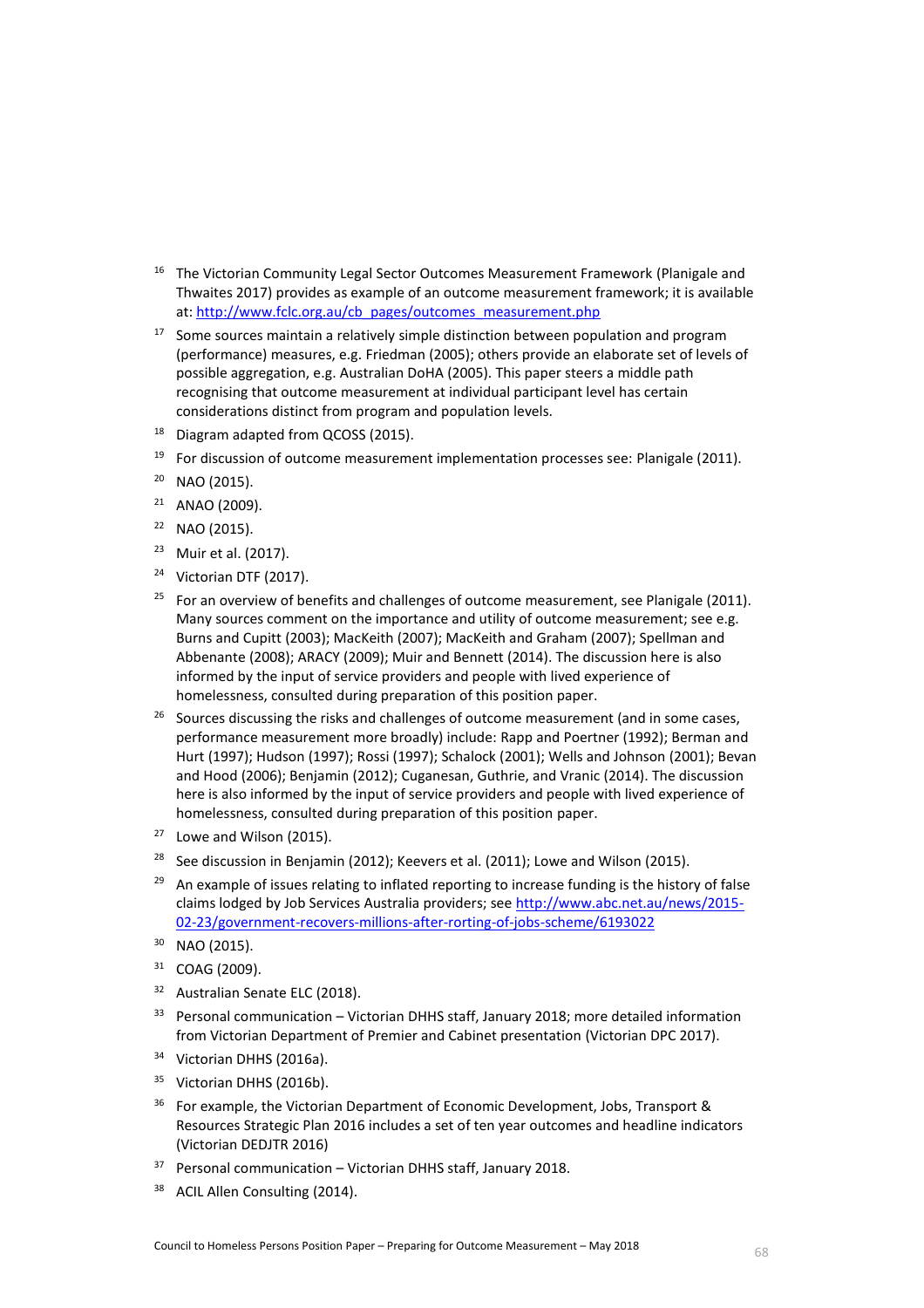[16] The Victorian Community Legal Sector Outcomes Measurement Framework (Planigale and Thwaites 2017) provides as example of an outcome measurement framework; it is available at: http://www.fclc.org.au/cb_pages/outcomes_measurement.php

[17] Some sources maintain a relatively simple distinction between population and program (performance) measures, e.g. Friedman (2005); others provide an elaborate set of levels of possible aggregation, e.g. Australian DoHA (2005). This paper steers a middle path recognising that outcome measurement at individual participant level has certain considerations distinct from program and population levels.

[18] Diagram adapted from QCOSS (2015).

[19] For discussion of outcome measurement implementation processes see: Planigale (2011).

[20] NAO (2015).

[21] ANAO (2009).

[22] NAO (2015).

[23] Muir et al. (2017).

[24] Victorian DTF (2017).

[25] For an overview of benefits and challenges of outcome measurement, see Planigale (2011). Many sources comment on the importance and utility of outcome measurement; see e.g. Burns and Cupitt (2003); MacKeith (2007); MacKeith and Graham (2007); Spellman and Abbenante (2008); ARACY (2009); Muir and Bennett (2014). The discussion here is also informed by the input of service providers and people with lived experience of homelessness, consulted during preparation of this position paper.

[26] Sources discussing the risks and challenges of outcome measurement (and in some cases, performance measurement more broadly) include: Rapp and Poertner (1992); Berman and Hurt (1997); Hudson (1997); Rossi (1997); Schalock (2001); Wells and Johnson (2001); Bevan and Hood (2006); Benjamin (2012); Cuganesan, Guthrie, and Vranic (2014). The discussion here is also informed by the input of service providers and people with lived experience of homelessness, consulted during preparation of this position paper.

[27] Lowe and Wilson (2015).

[28] See discussion in Benjamin (2012); Keevers et al. (2011); Lowe and Wilson (2015).

[29] An example of issues relating to inflated reporting to increase funding is the history of false claims lodged by Job Services Australia providers; see http://www.abc.net.au/news/2015-02-23/government-recovers-millions-after-rorting-of-jobs-scheme/6193022

[30] NAO (2015).

[31] COAG (2009).

[32] Australian Senate ELC (2018).

[33] Personal communication – Victorian DHHS staff, January 2018; more detailed information from Victorian Department of Premier and Cabinet presentation (Victorian DPC 2017).

[34] Victorian DHHS (2016a).

[35] Victorian DHHS (2016b).

[36] For example, the Victorian Department of Economic Development, Jobs, Transport & Resources Strategic Plan 2016 includes a set of ten year outcomes and headline indicators (Victorian DEDJTR 2016)

[37] Personal communication – Victorian DHHS staff, January 2018.

[38] ACIL Allen Consulting (2014).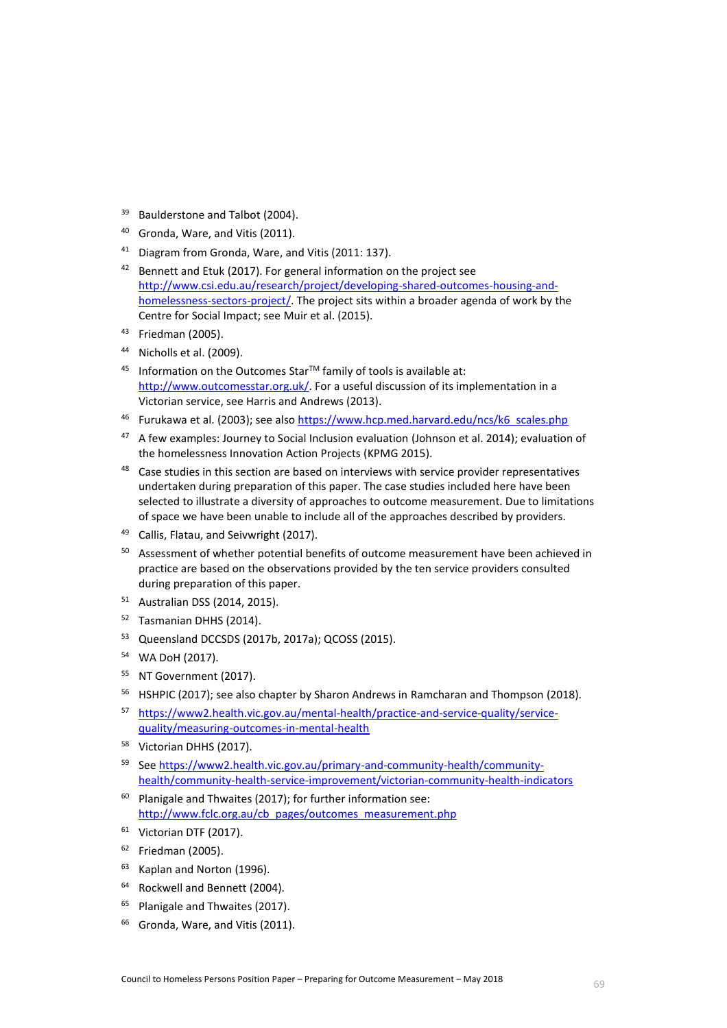[39] Baulderstone and Talbot (2004).

[40] Gronda, Ware, and Vitis (2011).

[41] Diagram from Gronda, Ware, and Vitis (2011: 137).

[42] Bennett and Etuk (2017). For general information on the project see http://www.csi.edu.au/research/project/developing-shared-outcomes-housing-and-homelessness-sectors-project/. The project sits within a broader agenda of work by the Centre for Social Impact; see Muir et al. (2015).

[43] Friedman (2005).

[44] Nicholls et al. (2009).

[45] Information on the Outcomes Star™ family of tools is available at: http://www.outcomesstar.org.uk/. For a useful discussion of its implementation in a Victorian service, see Harris and Andrews (2013).

[46] Furukawa et al. (2003); see also https://www.hcp.med.harvard.edu/ncs/k6_scales.php

[47] A few examples: Journey to Social Inclusion evaluation (Johnson et al. 2014); evaluation of the homelessness Innovation Action Projects (KPMG 2015).

[48] Case studies in this section are based on interviews with service provider representatives undertaken during preparation of this paper. The case studies included here have been selected to illustrate a diversity of approaches to outcome measurement. Due to limitations of space we have been unable to include all of the approaches described by providers.

[49] Callis, Flatau, and Seivwright (2017).

[50] Assessment of whether potential benefits of outcome measurement have been achieved in practice are based on the observations provided by the ten service providers consulted during preparation of this paper.

[51] Australian DSS (2014, 2015).

[52] Tasmanian DHHS (2014).

[53] Queensland DCCSDS (2017b, 2017a); QCOSS (2015).

[54] WA DoH (2017).

[55] NT Government (2017).

[56] HSHPIC (2017); see also chapter by Sharon Andrews in Ramcharan and Thompson (2018).

[57] https://www2.health.vic.gov.au/mental-health/practice-and-service-quality/service-quality/measuring-outcomes-in-mental-health

[58] Victorian DHHS (2017).

[59] See https://www2.health.vic.gov.au/primary-and-community-health/community-health/community-health-service-improvement/victorian-community-health-indicators

[60] Planigale and Thwaites (2017); for further information see: http://www.fclc.org.au/cb_pages/outcomes_measurement.php

[61] Victorian DTF (2017).

[62] Friedman (2005).

[63] Kaplan and Norton (1996).

[64] Rockwell and Bennett (2004).

[65] Planigale and Thwaites (2017).

[66] Gronda, Ware, and Vitis (2011).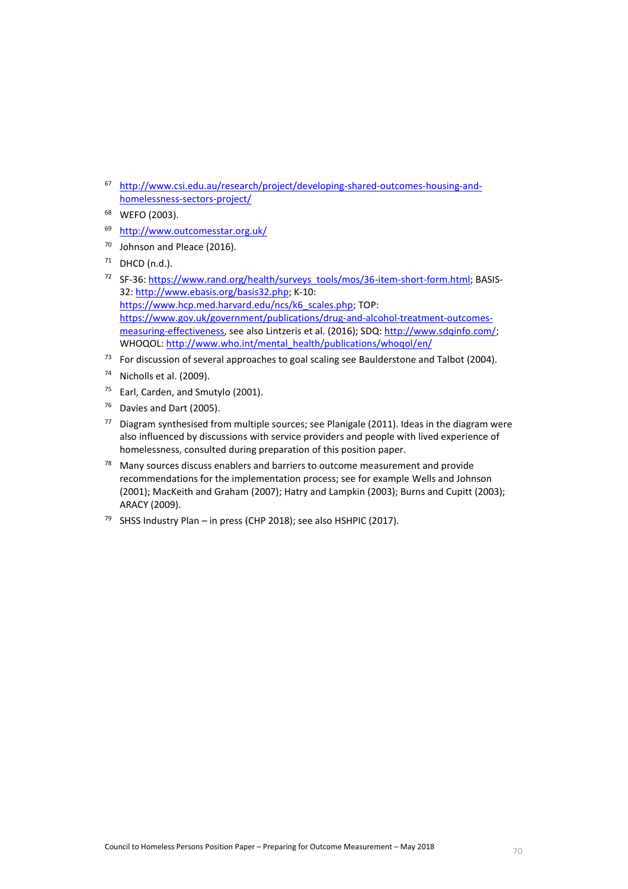[67] http://www.csi.edu.au/research/project/developing-shared-outcomes-housing-and-homelessness-sectors-project/

[68] WEFO (2003).

[69] http://www.outcomesstar.org.uk/

[70] Johnson and Pleace (2016).

[71] DHCD (n.d.).

[72] SF-36: https://www.rand.org/health/surveys_tools/mos/36-item-short-form.html; BASIS-32: http://www.ebasis.org/basis32.php; K-10: https://www.hcp.med.harvard.edu/ncs/k6_scales.php; TOP: https://www.gov.uk/government/publications/drug-and-alcohol-treatment-outcomes-measuring-effectiveness, see also Lintzeris et al. (2016); SDQ: http://www.sdqinfo.com/; WHOQOL: http://www.who.int/mental_health/publications/whoqol/en/

[73] For discussion of several approaches to goal scaling see Baulderstone and Talbot (2004).

[74] Nicholls et al. (2009).

[75] Earl, Carden, and Smutylo (2001).

[76] Davies and Dart (2005).

[77] Diagram synthesised from multiple sources; see Planigale (2011). Ideas in the diagram were also influenced by discussions with service providers and people with lived experience of homelessness, consulted during preparation of this position paper.

[78] Many sources discuss enablers and barriers to outcome measurement and provide recommendations for the implementation process; see for example Wells and Johnson (2001); MacKeith and Graham (2007); Hatry and Lampkin (2003); Burns and Cupitt (2003); ARACY (2009).

[79] SHSS Industry Plan – in press (CHP 2018); see also HSHPIC (2017).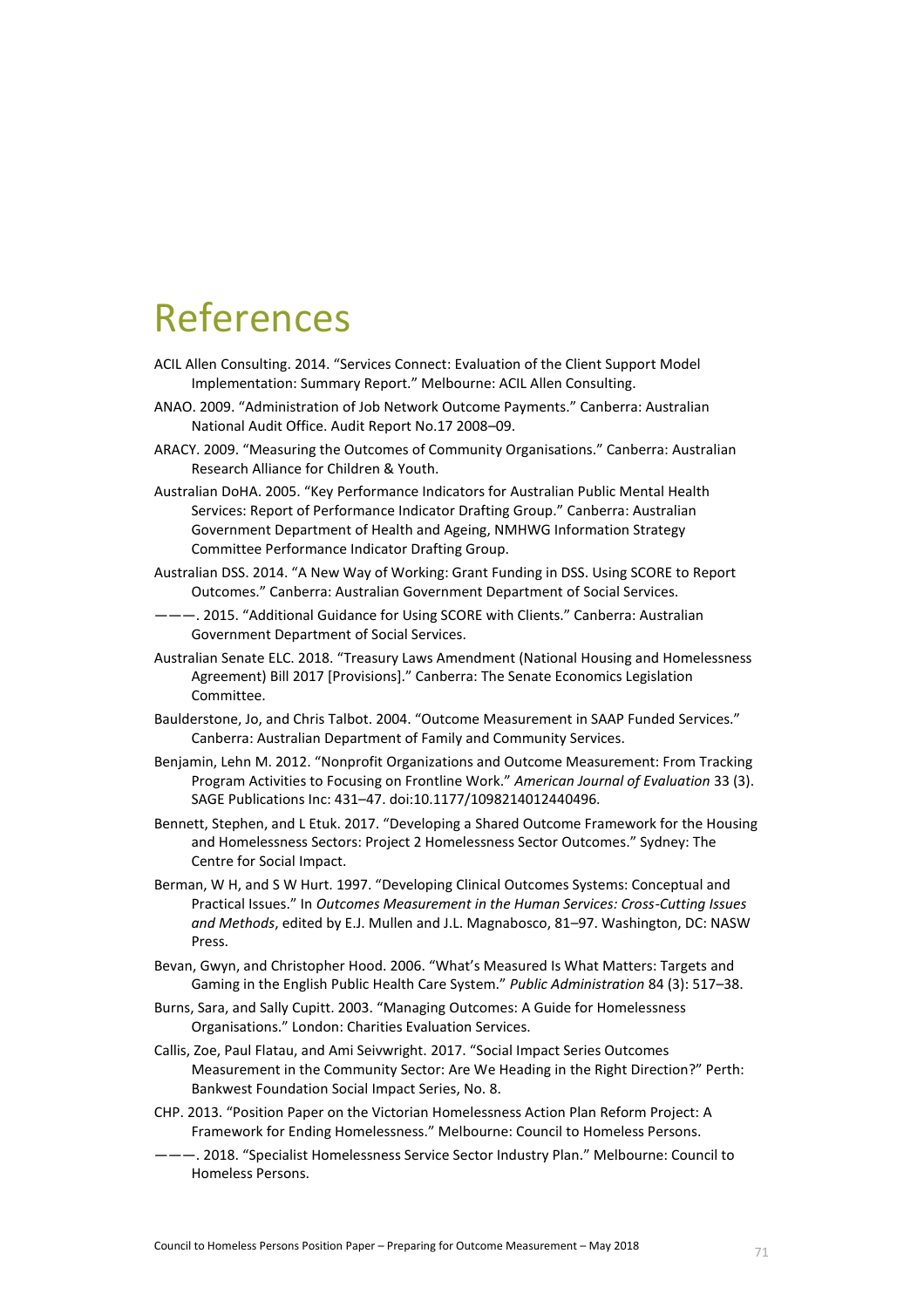# References

ACIL Allen Consulting. 2014. “Services Connect: Evaluation of the Client Support Model Implementation: Summary Report.” Melbourne: ACIL Allen Consulting.

ANAO. 2009. “Administration of Job Network Outcome Payments.” Canberra: Australian National Audit Office. Audit Report No.17 2008–09.

ARACY. 2009. “Measuring the Outcomes of Community Organisations.” Canberra: Australian Research Alliance for Children & Youth.

Australian DoHA. 2005. “Key Performance Indicators for Australian Public Mental Health Services: Report of Performance Indicator Drafting Group.” Canberra: Australian Government Department of Health and Ageing, NMHWG Information Strategy Committee Performance Indicator Drafting Group.

Australian DSS. 2014. “A New Way of Working: Grant Funding in DSS. Using SCORE to Report Outcomes.” Canberra: Australian Government Department of Social Services.

———. 2015. “Additional Guidance for Using SCORE with Clients.” Canberra: Australian Government Department of Social Services.

Australian Senate ELC. 2018. “Treasury Laws Amendment (National Housing and Homelessness Agreement) Bill 2017 [Provisions].” Canberra: The Senate Economics Legislation Committee.

Baulderstone, Jo, and Chris Talbot. 2004. “Outcome Measurement in SAAP Funded Services.” Canberra: Australian Department of Family and Community Services.

Benjamin, Lehn M. 2012. “Nonprofit Organizations and Outcome Measurement: From Tracking Program Activities to Focusing on Frontline Work.” *American Journal of Evaluation* 33 (3). SAGE Publications Inc: 431–47. doi:10.1177/1098214012440496.

Bennett, Stephen, and L Etuk. 2017. “Developing a Shared Outcome Framework for the Housing and Homelessness Sectors: Project 2 Homelessness Sector Outcomes.” Sydney: The Centre for Social Impact.

Berman, W H, and S W Hurt. 1997. “Developing Clinical Outcomes Systems: Conceptual and Practical Issues.” In *Outcomes Measurement in the Human Services: Cross-Cutting Issues and Methods*, edited by E.J. Mullen and J.L. Magnabosco, 81–97. Washington, DC: NASW Press.

Bevan, Gwyn, and Christopher Hood. 2006. “What’s Measured Is What Matters: Targets and Gaming in the English Public Health Care System.” *Public Administration* 84 (3): 517–38.

Burns, Sara, and Sally Cupitt. 2003. “Managing Outcomes: A Guide for Homelessness Organisations.” London: Charities Evaluation Services.

Callis, Zoe, Paul Flatau, and Ami Seivwright. 2017. “Social Impact Series Outcomes Measurement in the Community Sector: Are We Heading in the Right Direction?” Perth: Bankwest Foundation Social Impact Series, No. 8.

CHP. 2013. “Position Paper on the Victorian Homelessness Action Plan Reform Project: A Framework for Ending Homelessness.” Melbourne: Council to Homeless Persons.

———. 2018. “Specialist Homelessness Service Sector Industry Plan.” Melbourne: Council to Homeless Persons.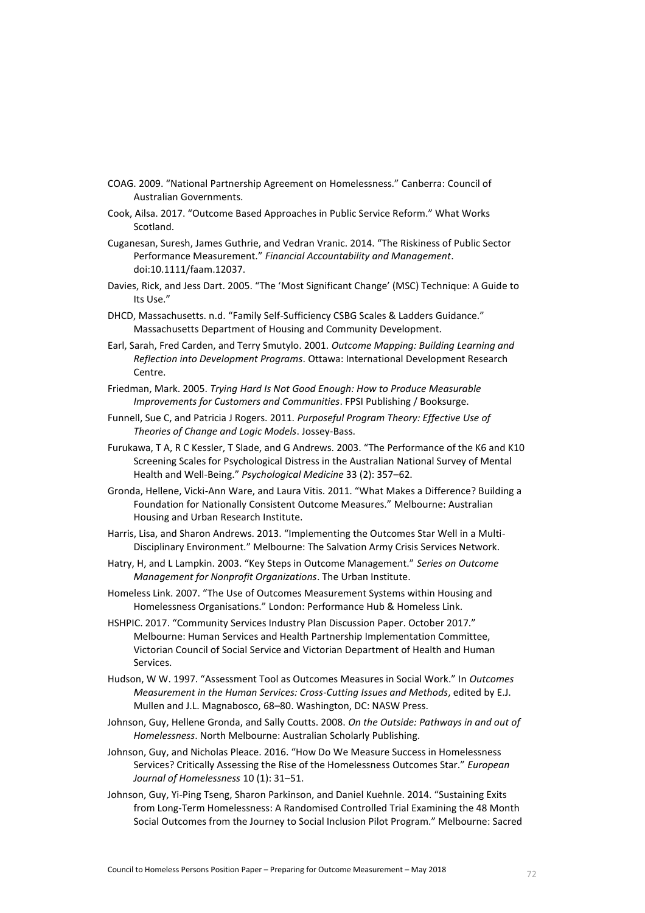COAG. 2009. "National Partnership Agreement on Homelessness." Canberra: Council of Australian Governments.

Cook, Ailsa. 2017. "Outcome Based Approaches in Public Service Reform." What Works Scotland.

Cuganesan, Suresh, James Guthrie, and Vedran Vranic. 2014. "The Riskiness of Public Sector Performance Measurement." *Financial Accountability and Management*. doi:10.1111/faam.12037.

Davies, Rick, and Jess Dart. 2005. "The 'Most Significant Change' (MSC) Technique: A Guide to Its Use."

DHCD, Massachusetts. n.d. "Family Self-Sufficiency CSBG Scales & Ladders Guidance." Massachusetts Department of Housing and Community Development.

Earl, Sarah, Fred Carden, and Terry Smutylo. 2001. *Outcome Mapping: Building Learning and Reflection into Development Programs*. Ottawa: International Development Research Centre.

Friedman, Mark. 2005. *Trying Hard Is Not Good Enough: How to Produce Measurable Improvements for Customers and Communities*. FPSI Publishing / Booksurge.

Funnell, Sue C, and Patricia J Rogers. 2011. *Purposeful Program Theory: Effective Use of Theories of Change and Logic Models*. Jossey-Bass.

Furukawa, T A, R C Kessler, T Slade, and G Andrews. 2003. "The Performance of the K6 and K10 Screening Scales for Psychological Distress in the Australian National Survey of Mental Health and Well-Being." *Psychological Medicine* 33 (2): 357–62.

Gronda, Hellene, Vicki-Ann Ware, and Laura Vitis. 2011. "What Makes a Difference? Building a Foundation for Nationally Consistent Outcome Measures." Melbourne: Australian Housing and Urban Research Institute.

Harris, Lisa, and Sharon Andrews. 2013. "Implementing the Outcomes Star Well in a Multi-Disciplinary Environment." Melbourne: The Salvation Army Crisis Services Network.

Hatry, H, and L Lampkin. 2003. "Key Steps in Outcome Management." *Series on Outcome Management for Nonprofit Organizations*. The Urban Institute.

Homeless Link. 2007. "The Use of Outcomes Measurement Systems within Housing and Homelessness Organisations." London: Performance Hub & Homeless Link.

HSHPIC. 2017. "Community Services Industry Plan Discussion Paper. October 2017." Melbourne: Human Services and Health Partnership Implementation Committee, Victorian Council of Social Service and Victorian Department of Health and Human Services.

Hudson, W W. 1997. "Assessment Tool as Outcomes Measures in Social Work." In *Outcomes Measurement in the Human Services: Cross-Cutting Issues and Methods*, edited by E.J. Mullen and J.L. Magnabosco, 68–80. Washington, DC: NASW Press.

Johnson, Guy, Hellene Gronda, and Sally Coutts. 2008. *On the Outside: Pathways in and out of Homelessness*. North Melbourne: Australian Scholarly Publishing.

Johnson, Guy, and Nicholas Pleace. 2016. "How Do We Measure Success in Homelessness Services? Critically Assessing the Rise of the Homelessness Outcomes Star." *European Journal of Homelessness* 10 (1): 31–51.

Johnson, Guy, Yi-Ping Tseng, Sharon Parkinson, and Daniel Kuehnle. 2014. "Sustaining Exits from Long-Term Homelessness: A Randomised Controlled Trial Examining the 48 Month Social Outcomes from the Journey to Social Inclusion Pilot Program." Melbourne: Sacred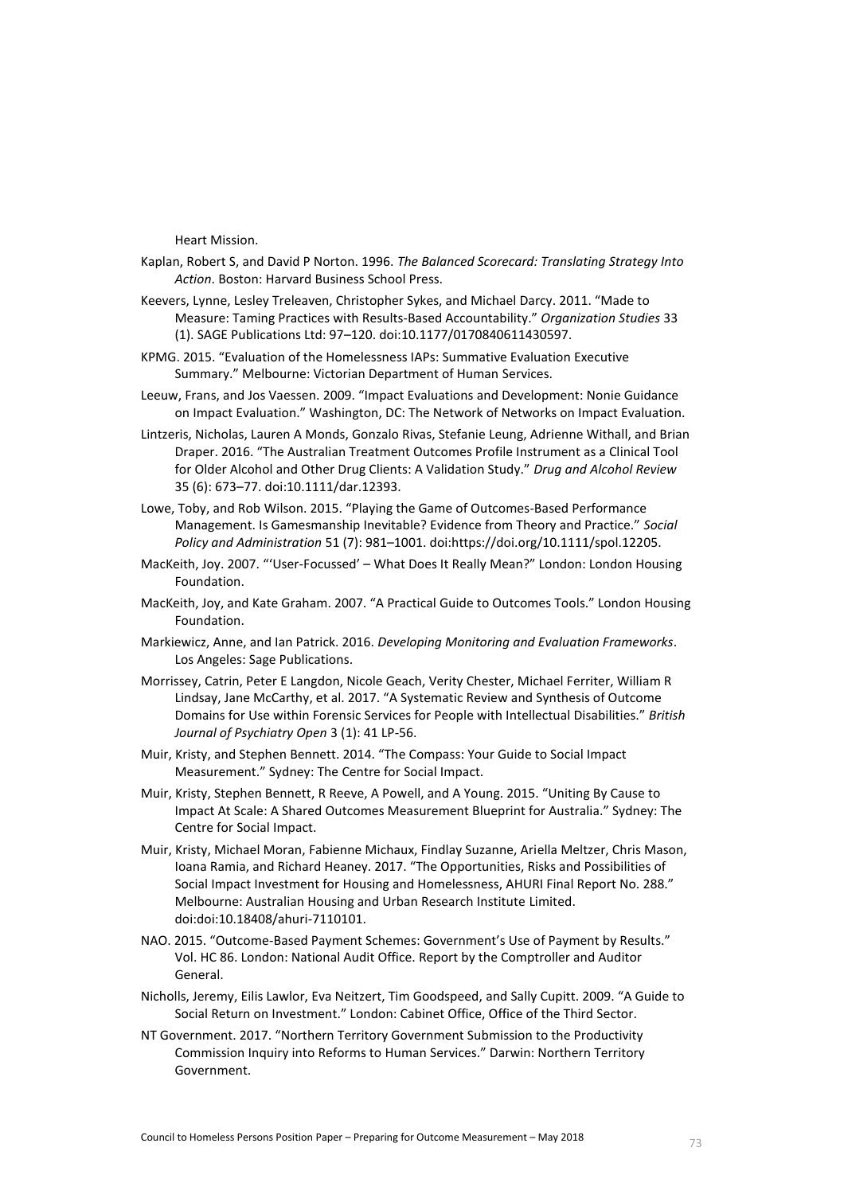Heart Mission.

Kaplan, Robert S, and David P Norton. 1996. *The Balanced Scorecard: Translating Strategy Into Action*. Boston: Harvard Business School Press.

Keevers, Lynne, Lesley Treleaven, Christopher Sykes, and Michael Darcy. 2011. "Made to Measure: Taming Practices with Results-Based Accountability." *Organization Studies* 33 (1). SAGE Publications Ltd: 97–120. doi:10.1177/0170840611430597.

KPMG. 2015. "Evaluation of the Homelessness IAPs: Summative Evaluation Executive Summary." Melbourne: Victorian Department of Human Services.

Leeuw, Frans, and Jos Vaessen. 2009. "Impact Evaluations and Development: Nonie Guidance on Impact Evaluation." Washington, DC: The Network of Networks on Impact Evaluation.

Lintzeris, Nicholas, Lauren A Monds, Gonzalo Rivas, Stefanie Leung, Adrienne Withall, and Brian Draper. 2016. "The Australian Treatment Outcomes Profile Instrument as a Clinical Tool for Older Alcohol and Other Drug Clients: A Validation Study." *Drug and Alcohol Review* 35 (6): 673–77. doi:10.1111/dar.12393.

Lowe, Toby, and Rob Wilson. 2015. "Playing the Game of Outcomes-Based Performance Management. Is Gamesmanship Inevitable? Evidence from Theory and Practice." *Social Policy and Administration* 51 (7): 981–1001. doi:https://doi.org/10.1111/spol.12205.

MacKeith, Joy. 2007. "'User-Focussed' – What Does It Really Mean?" London: London Housing Foundation.

MacKeith, Joy, and Kate Graham. 2007. "A Practical Guide to Outcomes Tools." London Housing Foundation.

Markiewicz, Anne, and Ian Patrick. 2016. *Developing Monitoring and Evaluation Frameworks*. Los Angeles: Sage Publications.

Morrissey, Catrin, Peter E Langdon, Nicole Geach, Verity Chester, Michael Ferriter, William R Lindsay, Jane McCarthy, et al. 2017. "A Systematic Review and Synthesis of Outcome Domains for Use within Forensic Services for People with Intellectual Disabilities." *British Journal of Psychiatry Open* 3 (1): 41 LP-56.

Muir, Kristy, and Stephen Bennett. 2014. "The Compass: Your Guide to Social Impact Measurement." Sydney: The Centre for Social Impact.

Muir, Kristy, Stephen Bennett, R Reeve, A Powell, and A Young. 2015. "Uniting By Cause to Impact At Scale: A Shared Outcomes Measurement Blueprint for Australia." Sydney: The Centre for Social Impact.

Muir, Kristy, Michael Moran, Fabienne Michaux, Findlay Suzanne, Ariella Meltzer, Chris Mason, Ioana Ramia, and Richard Heaney. 2017. "The Opportunities, Risks and Possibilities of Social Impact Investment for Housing and Homelessness, AHURI Final Report No. 288." Melbourne: Australian Housing and Urban Research Institute Limited. doi:doi:10.18408/ahuri-7110101.

NAO. 2015. "Outcome-Based Payment Schemes: Government's Use of Payment by Results." Vol. HC 86. London: National Audit Office. Report by the Comptroller and Auditor General.

Nicholls, Jeremy, Eilis Lawlor, Eva Neitzert, Tim Goodspeed, and Sally Cupitt. 2009. "A Guide to Social Return on Investment." London: Cabinet Office, Office of the Third Sector.

NT Government. 2017. "Northern Territory Government Submission to the Productivity Commission Inquiry into Reforms to Human Services." Darwin: Northern Territory Government.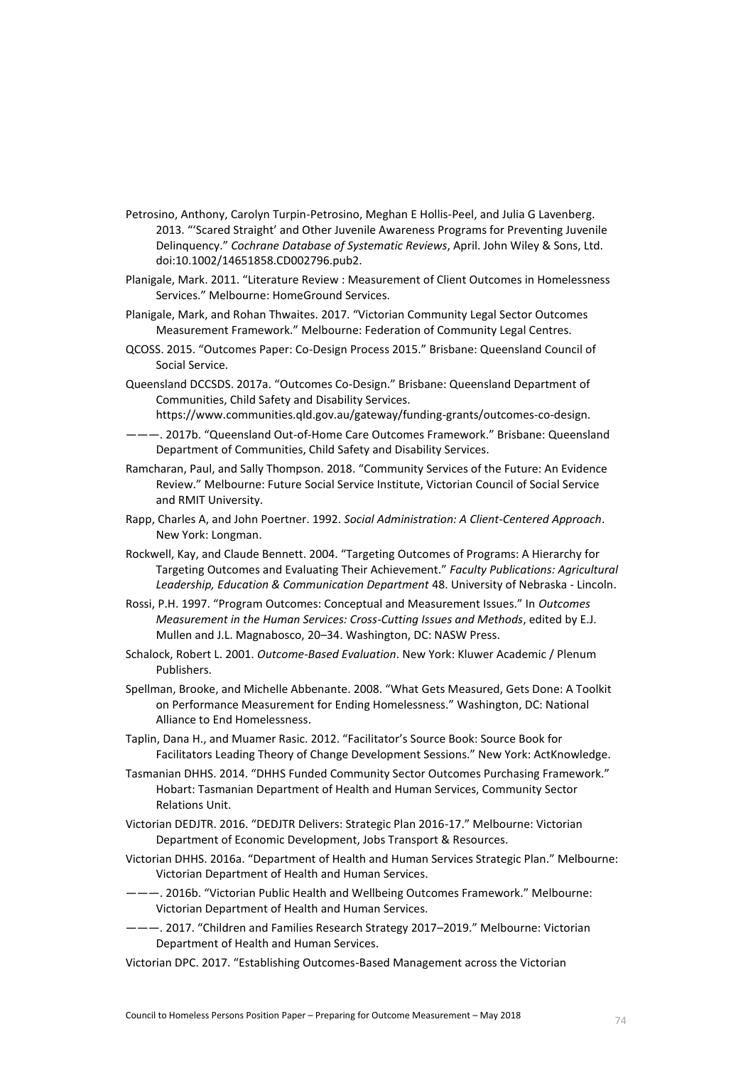Petrosino, Anthony, Carolyn Turpin-Petrosino, Meghan E Hollis-Peel, and Julia G Lavenberg. 2013. "'Scared Straight' and Other Juvenile Awareness Programs for Preventing Juvenile Delinquency." *Cochrane Database of Systematic Reviews*, April. John Wiley & Sons, Ltd. doi:10.1002/14651858.CD002796.pub2.

Planigale, Mark. 2011. "Literature Review : Measurement of Client Outcomes in Homelessness Services." Melbourne: HomeGround Services.

Planigale, Mark, and Rohan Thwaites. 2017. "Victorian Community Legal Sector Outcomes Measurement Framework." Melbourne: Federation of Community Legal Centres.

QCOSS. 2015. "Outcomes Paper: Co-Design Process 2015." Brisbane: Queensland Council of Social Service.

Queensland DCCSDS. 2017a. "Outcomes Co-Design." Brisbane: Queensland Department of Communities, Child Safety and Disability Services. https://www.communities.qld.gov.au/gateway/funding-grants/outcomes-co-design.

———. 2017b. "Queensland Out-of-Home Care Outcomes Framework." Brisbane: Queensland Department of Communities, Child Safety and Disability Services.

Ramcharan, Paul, and Sally Thompson. 2018. "Community Services of the Future: An Evidence Review." Melbourne: Future Social Service Institute, Victorian Council of Social Service and RMIT University.

Rapp, Charles A, and John Poertner. 1992. *Social Administration: A Client-Centered Approach*. New York: Longman.

Rockwell, Kay, and Claude Bennett. 2004. "Targeting Outcomes of Programs: A Hierarchy for Targeting Outcomes and Evaluating Their Achievement." *Faculty Publications: Agricultural Leadership, Education & Communication Department* 48. University of Nebraska - Lincoln.

Rossi, P.H. 1997. "Program Outcomes: Conceptual and Measurement Issues." In *Outcomes Measurement in the Human Services: Cross-Cutting Issues and Methods*, edited by E.J. Mullen and J.L. Magnabosco, 20–34. Washington, DC: NASW Press.

Schalock, Robert L. 2001. *Outcome-Based Evaluation*. New York: Kluwer Academic / Plenum Publishers.

Spellman, Brooke, and Michelle Abbenante. 2008. "What Gets Measured, Gets Done: A Toolkit on Performance Measurement for Ending Homelessness." Washington, DC: National Alliance to End Homelessness.

Taplin, Dana H., and Muamer Rasic. 2012. "Facilitator's Source Book: Source Book for Facilitators Leading Theory of Change Development Sessions." New York: ActKnowledge.

Tasmanian DHHS. 2014. "DHHS Funded Community Sector Outcomes Purchasing Framework." Hobart: Tasmanian Department of Health and Human Services, Community Sector Relations Unit.

Victorian DEDJTR. 2016. "DEDJTR Delivers: Strategic Plan 2016-17." Melbourne: Victorian Department of Economic Development, Jobs Transport & Resources.

Victorian DHHS. 2016a. "Department of Health and Human Services Strategic Plan." Melbourne: Victorian Department of Health and Human Services.

———. 2016b. "Victorian Public Health and Wellbeing Outcomes Framework." Melbourne: Victorian Department of Health and Human Services.

———. 2017. "Children and Families Research Strategy 2017–2019." Melbourne: Victorian Department of Health and Human Services.

Victorian DPC. 2017. "Establishing Outcomes-Based Management across the Victorian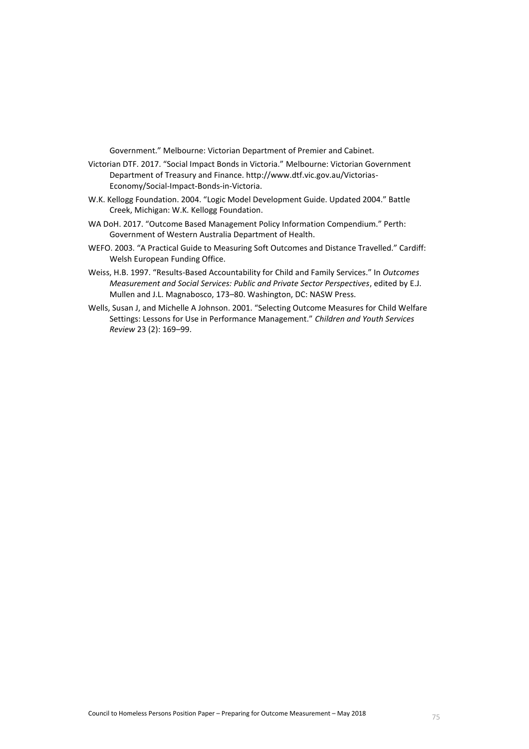Government." Melbourne: Victorian Department of Premier and Cabinet.

Victorian DTF. 2017. "Social Impact Bonds in Victoria." Melbourne: Victorian Government Department of Treasury and Finance. http://www.dtf.vic.gov.au/Victorias-Economy/Social-Impact-Bonds-in-Victoria.

W.K. Kellogg Foundation. 2004. "Logic Model Development Guide. Updated 2004." Battle Creek, Michigan: W.K. Kellogg Foundation.

WA DoH. 2017. "Outcome Based Management Policy Information Compendium." Perth: Government of Western Australia Department of Health.

WEFO. 2003. "A Practical Guide to Measuring Soft Outcomes and Distance Travelled." Cardiff: Welsh European Funding Office.

Weiss, H.B. 1997. "Results-Based Accountability for Child and Family Services." In *Outcomes Measurement and Social Services: Public and Private Sector Perspectives*, edited by E.J. Mullen and J.L. Magnabosco, 173–80. Washington, DC: NASW Press.

Wells, Susan J, and Michelle A Johnson. 2001. "Selecting Outcome Measures for Child Welfare Settings: Lessons for Use in Performance Management." *Children and Youth Services Review* 23 (2): 169–99.